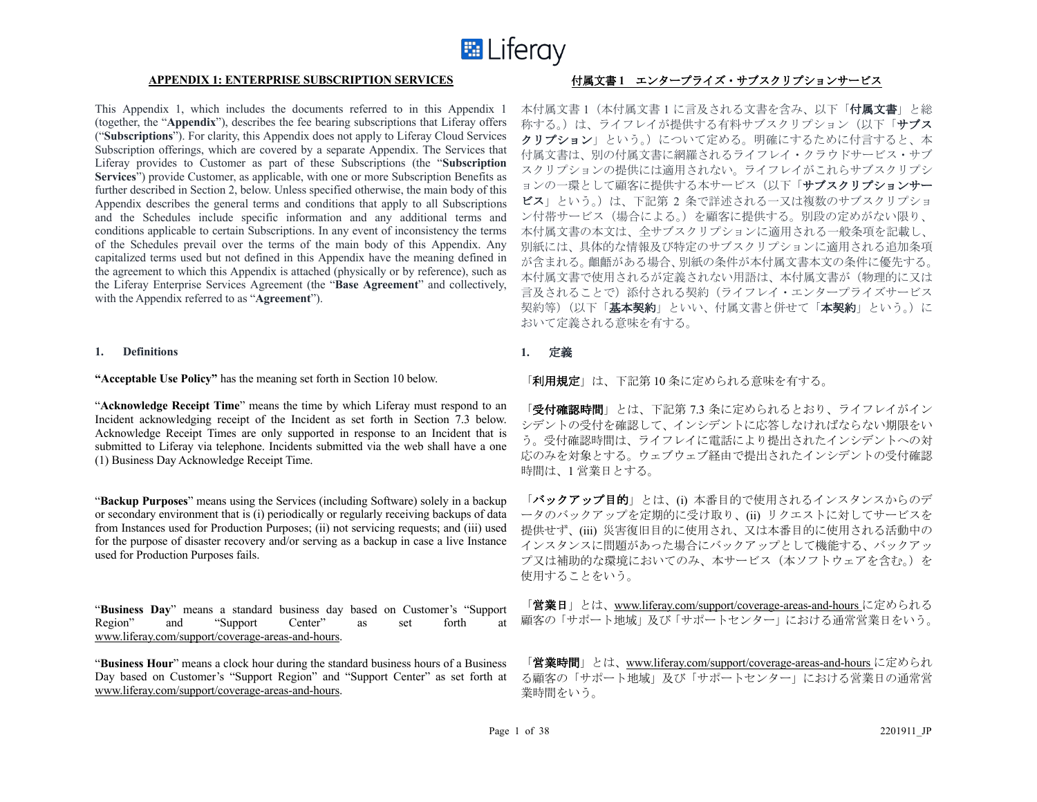Liferay

## APPENDIX 1: ENTERPRISE SUBSCRIPTION SERVICES

## 付属文書 1　エンタープライズ・サブスクリプションサービス

This Appendix 1, which includes the documents referred to in this Appendix 1 (together, the "**Appendix**"), describes the fee bearing subscriptions that Liferay offers ("**Subscriptions**"). For clarity, this Appendix does not apply to Liferay Cloud Services Subscription offerings, which are covered by a separate Appendix. The Services that Liferay provides to Customer as part of these Subscriptions (the "**Subscription Services**") provide Customer, as applicable, with one or more Subscription Benefits as further described in Section 2, below. Unless specified otherwise, the main body of this Appendix describes the general terms and conditions that apply to all Subscriptions and the Schedules include specific information and any additional terms and conditions applicable to certain Subscriptions. In any event of inconsistency the terms of the Schedules prevail over the terms of the main body of this Appendix. Any capitalized terms used but not defined in this Appendix have the meaning defined in the agreement to which this Appendix is attached (physically or by reference), such as the Liferay Enterprise Services Agreement (the "**Base Agreement**" and collectively, with the Appendix referred to as "**Agreement**").

本付属文書 1（本付属文書 1 に言及される文書を含み、以下「**付属文書**」と総称する。）は、ライフレイが提供する有料サブスクリプション（以下「**サブスクリプション**」という。）について定める。明確にするために付言すると、本付属文書は、別の付属文書に網羅されるライフレイ・クラウドサービス・サブスクリプションの提供には適用されない。ライフレイがこれらサブスクリプションの一環として顧客に提供する本サービス（以下「**サブスクリプションサービス**」という。）は、下記第 2 条で詳述される一又は複数のサブスクリプション付帯サービス（場合による。）を顧客に提供する。別段の定めがない限り、本付属文書の本文は、全サブスクリプションに適用される一般条項を記載し、別紙には、具体的な情報及び特定のサブスクリプションに適用される追加条項が含まれる。齟齬がある場合、別紙の条件が本付属文書本文の条件に優先する。本付属文書で使用されるが定義されない用語は、本付属文書が（物理的に又は言及されることで）添付される契約（ライフレイ・エンタープライズサービス契約等）（以下「**基本契約**」といい、付属文書と併せて「**本契約**」という。）において定義される意味を有する。

### 1. Definitions

### 1. 定義

**"Acceptable Use Policy"** has the meaning set forth in Section 10 below.

「**利用規定**」は、下記第 10 条に定められる意味を有する。

"**Acknowledge Receipt Time**" means the time by which Liferay must respond to an Incident acknowledging receipt of the Incident as set forth in Section 7.3 below. Acknowledge Receipt Times are only supported in response to an Incident that is submitted to Liferay via telephone. Incidents submitted via the web shall have a one (1) Business Day Acknowledge Receipt Time.

「**受付確認時間**」とは、下記第 7.3 条に定められるとおり、ライフレイがインシデントの受付を確認して、インシデントに応答しなければならない期限をいう。受付確認時間は、ライフレイに電話により提出されたインシデントへの対応のみを対象とする。ウェブウェブ経由で提出されたインシデントの受付確認時間は、1 営業日とする。

"**Backup Purposes**" means using the Services (including Software) solely in a backup or secondary environment that is (i) periodically or regularly receiving backups of data from Instances used for Production Purposes; (ii) not servicing requests; and (iii) used for the purpose of disaster recovery and/or serving as a backup in case a live Instance used for Production Purposes fails.

「**バックアップ目的**」とは、(i) 本番目的で使用されるインスタンスからのデータのバックアップを定期的に受け取り、(ii) リクエストに対してサービスを提供せず、(iii) 災害復旧目的に使用され、又は本番目的に使用される活動中のインスタンスに問題があった場合にバックアップとして機能する、バックアップ又は補助的な環境においてのみ、本サービス（本ソフトウェアを含む。）を使用することをいう。

"**Business Day**" means a standard business day based on Customer's "Support Region" and "Support Center" as set forth at www.liferay.com/support/coverage-areas-and-hours.

「**営業日**」とは、www.liferay.com/support/coverage-areas-and-hours に定められる顧客の「サポート地域」及び「サポートセンター」における通常営業日をいう。

"**Business Hour**" means a clock hour during the standard business hours of a Business Day based on Customer's "Support Region" and "Support Center" as set forth at www.liferay.com/support/coverage-areas-and-hours.

「**営業時間**」とは、www.liferay.com/support/coverage-areas-and-hours に定められる顧客の「サポート地域」及び「サポートセンター」における営業日の通常営業時間をいう。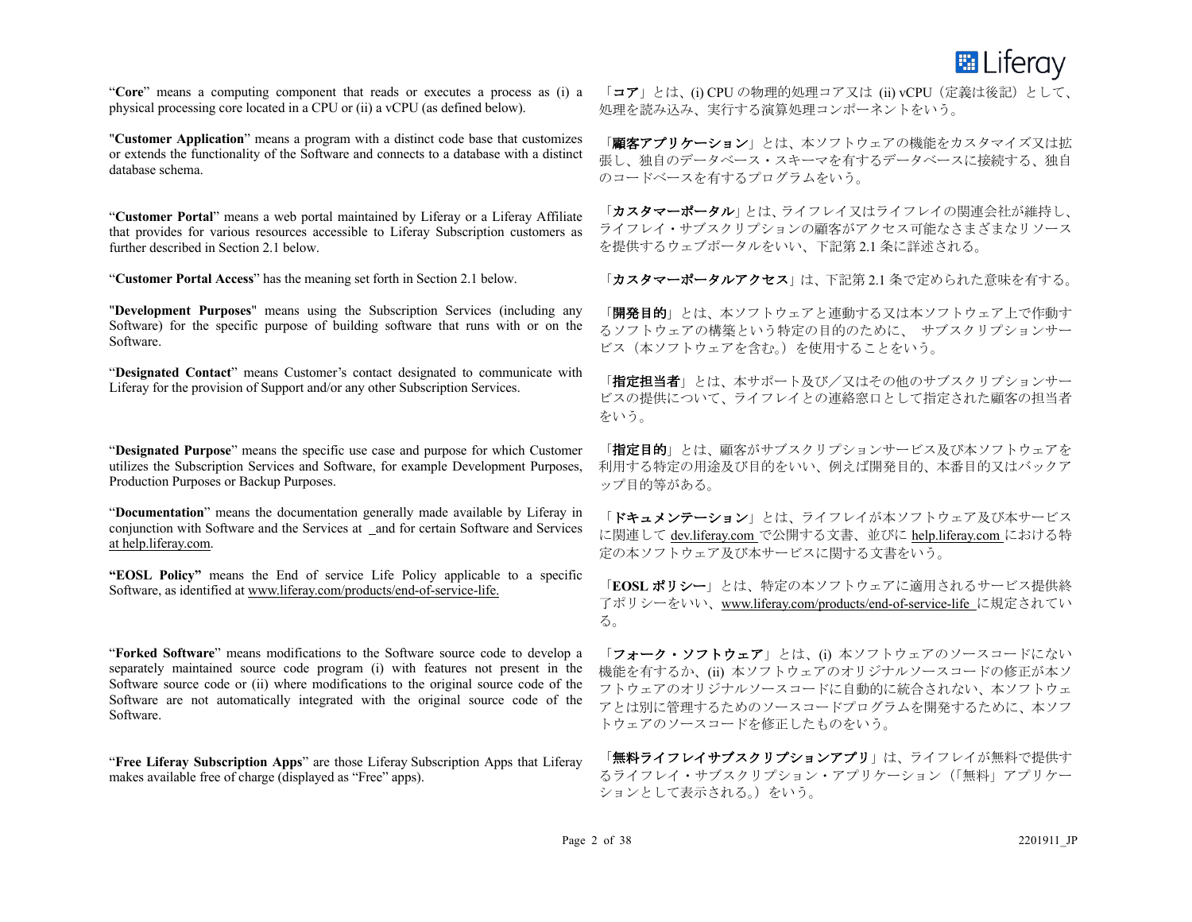"**Core**" means a computing component that reads or executes a process as (i) a physical processing core located in a CPU or (ii) a vCPU (as defined below).

「**コア**」とは、(i) CPU の物理的処理コア又は (ii) vCPU（定義は後記）として、処理を読み込み、実行する演算処理コンポーネントをいう。

"**Customer Application**" means a program with a distinct code base that customizes or extends the functionality of the Software and connects to a database with a distinct database schema.

「**顧客アプリケーション**」とは、本ソフトウェアの機能をカスタマイズ又は拡張し、独自のデータベース・スキーマを有するデータベースに接続する、独自のコードベースを有するプログラムをいう。

"**Customer Portal**" means a web portal maintained by Liferay or a Liferay Affiliate that provides for various resources accessible to Liferay Subscription customers as further described in Section 2.1 below.

「**カスタマーポータル**」とは、ライフレイ又はライフレイの関連会社が維持し、ライフレイ・サブスクリプションの顧客がアクセス可能なさまざまなリソースを提供するウェブポータルをいい、下記第 2.1 条に詳述される。

"**Customer Portal Access**" has the meaning set forth in Section 2.1 below.

「**カスタマーポータルアクセス**」は、下記第 2.1 条で定められた意味を有する。

"**Development Purposes**" means using the Subscription Services (including any Software) for the specific purpose of building software that runs with or on the Software.

「**開発目的**」とは、本ソフトウェアと連動する又は本ソフトウェア上で作動するソフトウェアの構築という特定の目的のために、 サブスクリプションサービス（本ソフトウェアを含む。）を使用することをいう。

"**Designated Contact**" means Customer's contact designated to communicate with Liferay for the provision of Support and/or any other Subscription Services.

「**指定担当者**」とは、本サポート及び／又はその他のサブスクリプションサービスの提供について、ライフレイとの連絡窓口として指定された顧客の担当者をいう。

"**Designated Purpose**" means the specific use case and purpose for which Customer utilizes the Subscription Services and Software, for example Development Purposes, Production Purposes or Backup Purposes.

「**指定目的**」とは、顧客がサブスクリプションサービス及び本ソフトウェアを利用する特定の用途及び目的をいい、例えば開発目的、本番目的又はバックアップ目的等がある。

"**Documentation**" means the documentation generally made available by Liferay in conjunction with Software and the Services at _and for certain Software and Services at help.liferay.com.

「**ドキュメンテーション**」とは、ライフレイが本ソフトウェア及び本サービスに関連して dev.liferay.com で公開する文書、並びに help.liferay.com における特定の本ソフトウェア及び本サービスに関する文書をいう。

**"EOSL Policy"** means the End of service Life Policy applicable to a specific Software, as identified at www.liferay.com/products/end-of-service-life.

「**EOSL ポリシー**」とは、特定の本ソフトウェアに適用されるサービス提供終了ポリシーをいい、www.liferay.com/products/end-of-service-life に規定されている。

"**Forked Software**" means modifications to the Software source code to develop a separately maintained source code program (i) with features not present in the Software source code or (ii) where modifications to the original source code of the Software are not automatically integrated with the original source code of the Software.

「**フォーク・ソフトウェア**」とは、(i) 本ソフトウェアのソースコードにない機能を有するか、(ii) 本ソフトウェアのオリジナルソースコードの修正が本ソフトウェアのオリジナルソースコードに自動的に統合されない、本ソフトウェアとは別に管理するためのソースコードプログラムを開発するために、本ソフトウェアのソースコードを修正したものをいう。

"**Free Liferay Subscription Apps**" are those Liferay Subscription Apps that Liferay makes available free of charge (displayed as "Free" apps).

「**無料ライフレイサブスクリプションアプリ**」は、ライフレイが無料で提供するライフレイ・サブスクリプション・アプリケーション（「無料」アプリケーションとして表示される。）をいう。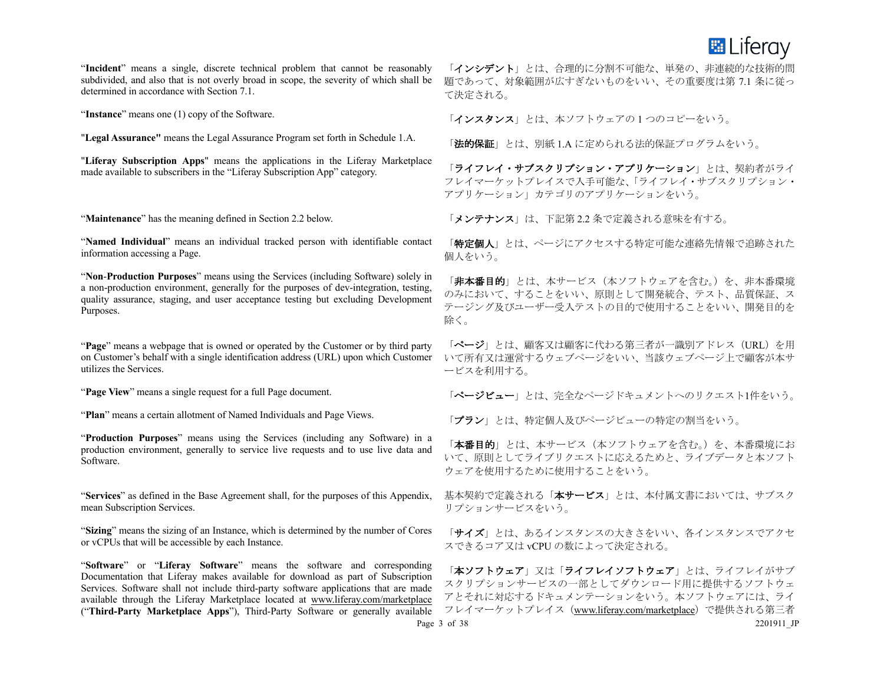"**Incident**" means a single, discrete technical problem that cannot be reasonably subdivided, and also that is not overly broad in scope, the severity of which shall be determined in accordance with Section 7.1.

「**インシデント**」とは、合理的に分割不可能な、単発の、非連続的な技術的問題であって、対象範囲が広すぎないものをいい、その重要度は第 7.1 条に従って決定される。

"**Instance**" means one (1) copy of the Software.

「**インスタンス**」とは、本ソフトウェアの 1 つのコピーをいう。

"**Legal Assurance"** means the Legal Assurance Program set forth in Schedule 1.A.

「**法的保証**」とは、別紙 1.A に定められる法的保証プログラムをいう。

"**Liferay Subscription Apps**" means the applications in the Liferay Marketplace made available to subscribers in the "Liferay Subscription App" category.

「**ライフレイ・サブスクリプション・アプリケーション**」とは、契約者がライフレイマーケットプレイスで入手可能な、「ライフレイ・サブスクリプション・アプリケーション」カテゴリのアプリケーションをいう。

"**Maintenance**" has the meaning defined in Section 2.2 below.

「**メンテナンス**」は、下記第 2.2 条で定義される意味を有する。

"**Named Individual**" means an individual tracked person with identifiable contact information accessing a Page.

「**特定個人**」とは、ページにアクセスする特定可能な連絡先情報で追跡された個人をいう。

"**Non-Production Purposes**" means using the Services (including Software) solely in a non-production environment, generally for the purposes of dev-integration, testing, quality assurance, staging, and user acceptance testing but excluding Development Purposes.

「**非本番目的**」とは、本サービス（本ソフトウェアを含む。）を、非本番環境のみにおいて、することをいい、原則として開発統合、テスト、品質保証、ステージング及びユーザー受入テストの目的で使用することをいい、開発目的を除く。

"**Page**" means a webpage that is owned or operated by the Customer or by third party on Customer's behalf with a single identification address (URL) upon which Customer utilizes the Services.

「**ページ**」とは、顧客又は顧客に代わる第三者が一識別アドレス（URL）を用いて所有又は運営するウェブページをいい、当該ウェブページ上で顧客が本サービスを利用する。

"**Page View**" means a single request for a full Page document.

「**ページビュー**」とは、完全なページドキュメントへのリクエスト1件をいう。

"**Plan**" means a certain allotment of Named Individuals and Page Views.

「**プラン**」とは、特定個人及びページビューの特定の割当をいう。

"**Production Purposes**" means using the Services (including any Software) in a production environment, generally to service live requests and to use live data and Software.

「**本番目的**」とは、本サービス（本ソフトウェアを含む。）を、本番環境において、原則としてライブリクエストに応えるためと、ライブデータと本ソフトウェアを使用するために使用することをいう。

"**Services**" as defined in the Base Agreement shall, for the purposes of this Appendix, mean Subscription Services.

基本契約で定義される「**本サービス**」とは、本付属文書においては、サブスクリプションサービスをいう。

"**Sizing**" means the sizing of an Instance, which is determined by the number of Cores or vCPUs that will be accessible by each Instance.

「**サイズ**」とは、あるインスタンスの大きさをいい、各インスタンスでアクセスできるコア又は vCPU の数によって決定される。

"**Software**" or "**Liferay Software**" means the software and corresponding Documentation that Liferay makes available for download as part of Subscription Services. Software shall not include third-party software applications that are made available through the Liferay Marketplace located at www.liferay.com/marketplace ("**Third-Party Marketplace Apps**"), Third-Party Software or generally available

「**本ソフトウェア**」又は「**ライフレイソフトウェア**」とは、ライフレイがサブスクリプションサービスの一部としてダウンロード用に提供するソフトウェアとそれに対応するドキュメンテーションをいう。本ソフトウェアには、ライフレイマーケットプレイス（www.liferay.com/marketplace）で提供される第三者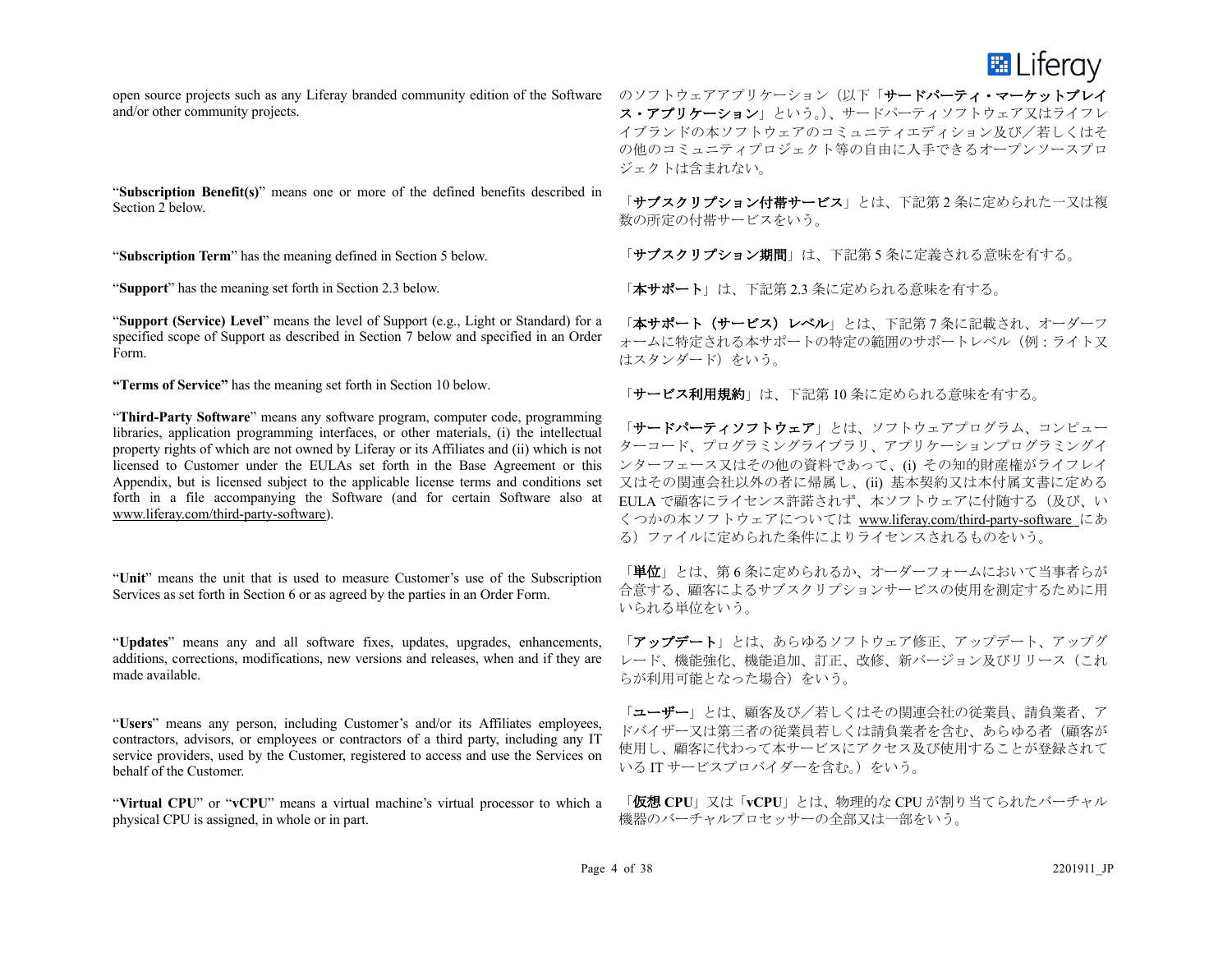open source projects such as any Liferay branded community edition of the Software and/or other community projects.

のソフトウェアアプリケーション（以下「**サードパーティ・マーケットプレイス・アプリケーション**」という。)、サードパーティソフトウェア又はライフレイブランドの本ソフトウェアのコミュニティエディション及び／若しくはその他のコミュニティプロジェクト等の自由に入手できるオープンソースプロジェクトは含まれない。

"**Subscription Benefit(s)**" means one or more of the defined benefits described in Section 2 below.

「**サブスクリプション付帯サービス**」とは、下記第 2 条に定められた一又は複数の所定の付帯サービスをいう。

"**Subscription Term**" has the meaning defined in Section 5 below.

「**サブスクリプション期間**」は、下記第 5 条に定義される意味を有する。

"**Support**" has the meaning set forth in Section 2.3 below.

「**本サポート**」は、下記第 2.3 条に定められる意味を有する。

"**Support (Service) Level**" means the level of Support (e.g., Light or Standard) for a specified scope of Support as described in Section 7 below and specified in an Order Form.

「**本サポート（サービス）レベル**」とは、下記第 7 条に記載され、オーダーフォームに特定される本サポートの特定の範囲のサポートレベル（例：ライト又はスタンダード）をいう。

**"Terms of Service"** has the meaning set forth in Section 10 below.

「**サービス利用規約**」は、下記第 10 条に定められる意味を有する。

"**Third-Party Software**" means any software program, computer code, programming libraries, application programming interfaces, or other materials, (i) the intellectual property rights of which are not owned by Liferay or its Affiliates and (ii) which is not licensed to Customer under the EULAs set forth in the Base Agreement or this Appendix, but is licensed subject to the applicable license terms and conditions set forth in a file accompanying the Software (and for certain Software also at www.liferay.com/third-party-software).

「**サードパーティソフトウェア**」とは、ソフトウェアプログラム、コンピューターコード、プログラミングライブラリ、アプリケーションプログラミングインターフェース又はその他の資料であって、(i) その知的財産権がライフレイ又はその関連会社以外の者に帰属し、(ii) 基本契約又は本付属文書に定める EULA で顧客にライセンス許諾されず、本ソフトウェアに付随する（及び、いくつかの本ソフトウェアについては www.liferay.com/third-party-software にある）ファイルに定められた条件によりライセンスされるものをいう。

"**Unit**" means the unit that is used to measure Customer's use of the Subscription Services as set forth in Section 6 or as agreed by the parties in an Order Form.

「**単位**」とは、第 6 条に定められるか、オーダーフォームにおいて当事者らが合意する、顧客によるサブスクリプションサービスの使用を測定するために用いられる単位をいう。

"**Updates**" means any and all software fixes, updates, upgrades, enhancements, additions, corrections, modifications, new versions and releases, when and if they are made available.

「**アップデート**」とは、あらゆるソフトウェア修正、アップデート、アップグレード、機能強化、機能追加、訂正、改修、新バージョン及びリリース（これらが利用可能となった場合）をいう。

"**Users**" means any person, including Customer's and/or its Affiliates employees, contractors, advisors, or employees or contractors of a third party, including any IT service providers, used by the Customer, registered to access and use the Services on behalf of the Customer.

「**ユーザー**」とは、顧客及び／若しくはその関連会社の従業員、請負業者、アドバイザー又は第三者の従業員若しくは請負業者を含む、あらゆる者（顧客が使用し、顧客に代わって本サービスにアクセス及び使用することが登録されている IT サービスプロバイダーを含む。）をいう。

"**Virtual CPU**" or "**vCPU**" means a virtual machine's virtual processor to which a physical CPU is assigned, in whole or in part.

「**仮想 CPU**」又は「**vCPU**」とは、物理的な CPU が割り当てられたバーチャル機器のバーチャルプロセッサーの全部又は一部をいう。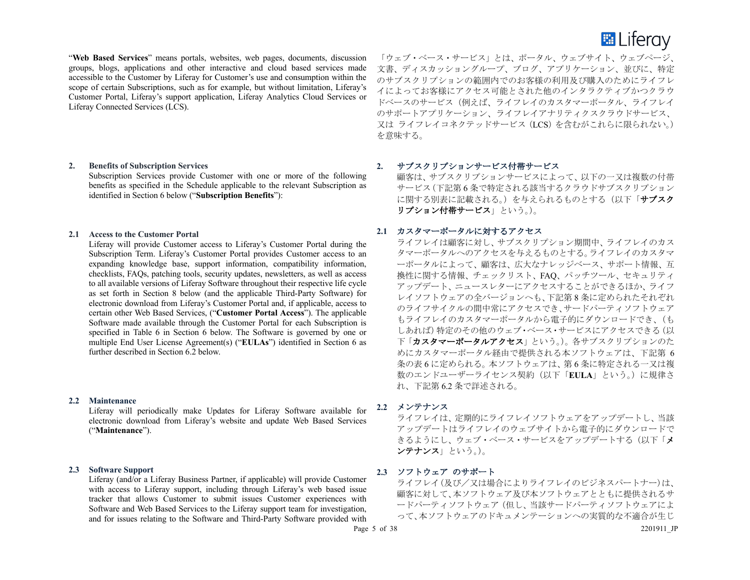"**Web Based Services**" means portals, websites, web pages, documents, discussion groups, blogs, applications and other interactive and cloud based services made accessible to the Customer by Liferay for Customer's use and consumption within the scope of certain Subscriptions, such as for example, but without limitation, Liferay's Customer Portal, Liferay's support application, Liferay Analytics Cloud Services or Liferay Connected Services (LCS).

「ウェブ・ベース・サービス」とは、ポータル、ウェブサイト、ウェブページ、文書、ディスカッショングループ、ブログ、アプリケーション、並びに、特定のサブスクリプションの範囲内でのお客様の利用及び購入のためにライフレイによってお客様にアクセス可能とされた他のインタラクティブかつクラウドベースのサービス（例えば、ライフレイのカスタマーポータル、ライフレイのサポートアプリケーション、ライフレイアナリティクスクラウドサービス、又は ライフレイコネクテッドサービス（LCS）を含むがこれらに限られない。）を意味する。

## 2. Benefits of Subscription Services

Subscription Services provide Customer with one or more of the following benefits as specified in the Schedule applicable to the relevant Subscription as identified in Section 6 below ("**Subscription Benefits**"):

## 2. サブスクリプションサービス付帯サービス

顧客は、サブスクリプションサービスによって、以下の一又は複数の付帯サービス（下記第6条で特定される該当するクラウドサブスクリプションに関する別表に記載される。）を与えられるものとする（以下「**サブスクリプション付帯サービス**」という。）。

### 2.1 Access to the Customer Portal

Liferay will provide Customer access to Liferay's Customer Portal during the Subscription Term. Liferay's Customer Portal provides Customer access to an expanding knowledge base, support information, compatibility information, checklists, FAQs, patching tools, security updates, newsletters, as well as access to all available versions of Liferay Software throughout their respective life cycle as set forth in Section 8 below (and the applicable Third-Party Software) for electronic download from Liferay's Customer Portal and, if applicable, access to certain other Web Based Services, ("**Customer Portal Access**"). The applicable Software made available through the Customer Portal for each Subscription is specified in Table 6 in Section 6 below. The Software is governed by one or multiple End User License Agreement(s) ("**EULAs**") identified in Section 6 as further described in Section 6.2 below.

### 2.1 カスタマーポータルに対するアクセス

ライフレイは顧客に対し、サブスクリプション期間中、ライフレイのカスタマーポータルへのアクセスを与えるものとする。ライフレイのカスタマーポータルによって、顧客は、広大なナレッジベース、サポート情報、互換性に関する情報、チェックリスト、FAQ、パッチツール、セキュリティアップデート、ニュースレターにアクセスすることができるほか、ライフレイソフトウェアの全バージョンへも、下記第8条に定められたそれぞれのライフサイクルの間中常にアクセスでき、サードパーティソフトウェアもライフレイのカスタマーポータルから電子的にダウンロードでき、（もしあれば）特定のその他のウェブ・ベース・サービスにアクセスできる（以下「**カスタマーポータルアクセス**」という。）。各サブスクリプションのためにカスタマーポータル経由で提供される本ソフトウェアは、下記第6条の表6に定められる。本ソフトウェアは、第6条に特定される一又は複数のエンドユーザーライセンス契約（以下「**EULA**」という。）に規律され、下記第6.2条で詳述される。

### 2.2 Maintenance

Liferay will periodically make Updates for Liferay Software available for electronic download from Liferay's website and update Web Based Services ("**Maintenance**").

### 2.2 メンテナンス

ライフレイは、定期的にライフレイソフトウェアをアップデートし、当該アップデートはライフレイのウェブサイトから電子的にダウンロードできるようにし、ウェブ・ベース・サービスをアップデートする（以下「**メンテナンス**」という。）。

### 2.3 Software Support

Liferay (and/or a Liferay Business Partner, if applicable) will provide Customer with access to Liferay support, including through Liferay's web based issue tracker that allows Customer to submit issues Customer experiences with Software and Web Based Services to the Liferay support team for investigation, and for issues relating to the Software and Third-Party Software provided with

### 2.3 ソフトウェア のサポート

ライフレイ（及び／又は場合によりライフレイのビジネスパートナー）は、顧客に対して、本ソフトウェア及び本ソフトウェアとともに提供されるサードパーティソフトウェア（但し、当該サードパーティソフトウェアによって、本ソフトウェアのドキュメンテーションへの実質的な不適合が生じ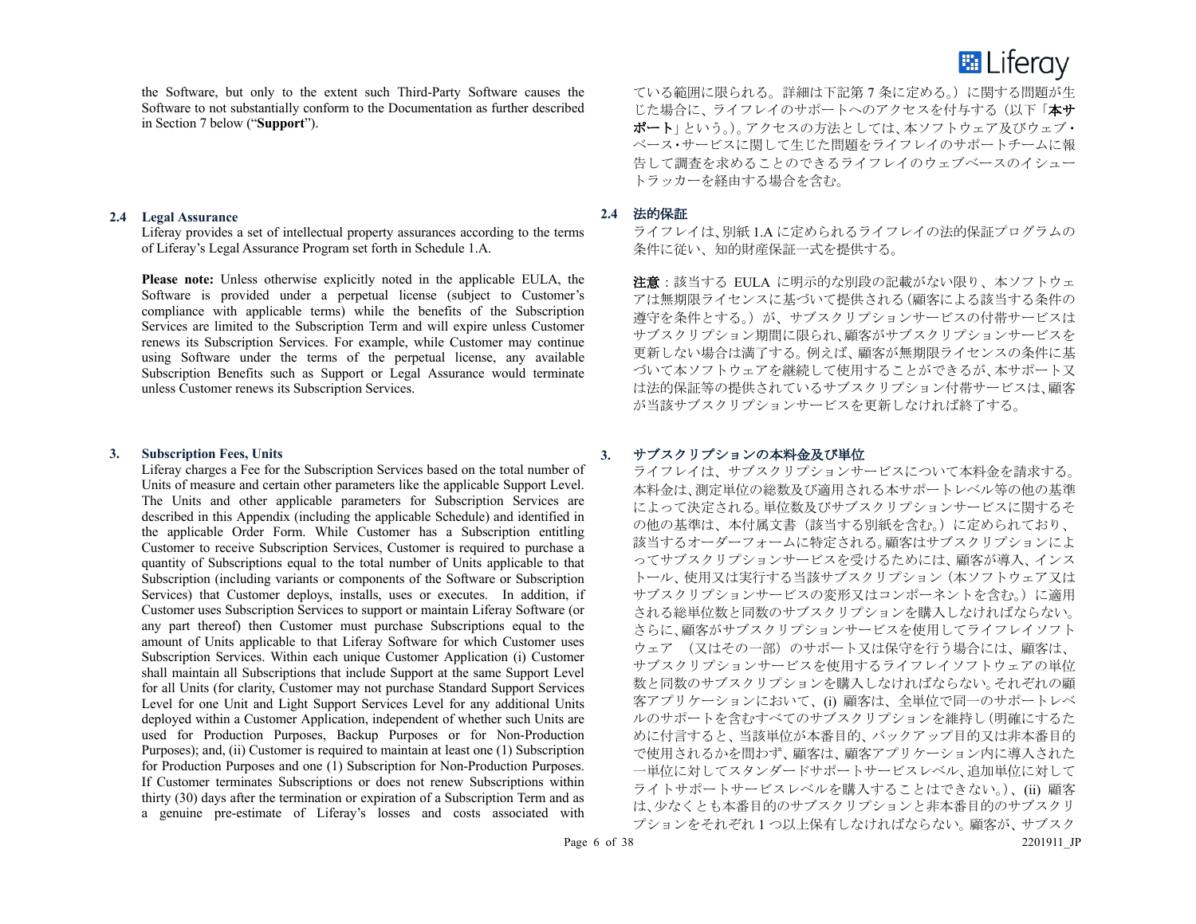the Software, but only to the extent such Third-Party Software causes the Software to not substantially conform to the Documentation as further described in Section 7 below (“**Support**”).

ている範囲に限られる。詳細は下記第 7 条に定める。）に関する問題が生じた場合に、ライフレイのサポートへのアクセスを付与する（以下「**本サポート**」という。）。アクセスの方法としては、本ソフトウェア及びウェブ・ベース・サービスに関して生じた問題をライフレイのサポートチームに報告して調査を求めることのできるライフレイのウェブベースのイシュートラッカーを経由する場合を含む。

**2.4 Legal Assurance**

Liferay provides a set of intellectual property assurances according to the terms of Liferay’s Legal Assurance Program set forth in Schedule 1.A.

**Please note:** Unless otherwise explicitly noted in the applicable EULA, the Software is provided under a perpetual license (subject to Customer’s compliance with applicable terms) while the benefits of the Subscription Services are limited to the Subscription Term and will expire unless Customer renews its Subscription Services. For example, while Customer may continue using Software under the terms of the perpetual license, any available Subscription Benefits such as Support or Legal Assurance would terminate unless Customer renews its Subscription Services.

**2.4 法的保証**

ライフレイは、別紙 1.A に定められるライフレイの法的保証プログラムの条件に従い、知的財産保証一式を提供する。

**注意**：該当する EULA に明示的な別段の記載がない限り、本ソフトウェアは無期限ライセンスに基づいて提供される（顧客による該当する条件の遵守を条件とする。）が、サブスクリプションサービスの付帯サービスはサブスクリプション期間に限られ、顧客がサブスクリプションサービスを更新しない場合は満了する。例えば、顧客が無期限ライセンスの条件に基づいて本ソフトウェアを継続して使用することができるが、本サポート又は法的保証等の提供されているサブスクリプション付帯サービスは、顧客が当該サブスクリプションサービスを更新しなければ終了する。

**3. Subscription Fees, Units**

Liferay charges a Fee for the Subscription Services based on the total number of Units of measure and certain other parameters like the applicable Support Level. The Units and other applicable parameters for Subscription Services are described in this Appendix (including the applicable Schedule) and identified in the applicable Order Form. While Customer has a Subscription entitling Customer to receive Subscription Services, Customer is required to purchase a quantity of Subscriptions equal to the total number of Units applicable to that Subscription (including variants or components of the Software or Subscription Services) that Customer deploys, installs, uses or executes. In addition, if Customer uses Subscription Services to support or maintain Liferay Software (or any part thereof) then Customer must purchase Subscriptions equal to the amount of Units applicable to that Liferay Software for which Customer uses Subscription Services. Within each unique Customer Application (i) Customer shall maintain all Subscriptions that include Support at the same Support Level for all Units (for clarity, Customer may not purchase Standard Support Services Level for one Unit and Light Support Services Level for any additional Units deployed within a Customer Application, independent of whether such Units are used for Production Purposes, Backup Purposes or for Non-Production Purposes); and, (ii) Customer is required to maintain at least one (1) Subscription for Production Purposes and one (1) Subscription for Non-Production Purposes. If Customer terminates Subscriptions or does not renew Subscriptions within thirty (30) days after the termination or expiration of a Subscription Term and as a genuine pre-estimate of Liferay’s losses and costs associated with

**3. サブスクリプションの本料金及び単位**

ライフレイは、サブスクリプションサービスについて本料金を請求する。本料金は、測定単位の総数及び適用される本サポートレベル等の他の基準によって決定される。単位数及びサブスクリプションサービスに関するその他の基準は、本付属文書（該当する別紙を含む。）に定められており、該当するオーダーフォームに特定される。顧客はサブスクリプションによってサブスクリプションサービスを受けるためには、顧客が導入、インストール、使用又は実行する当該サブスクリプション（本ソフトウェア又はサブスクリプションサービスの変形又はコンポーネントを含む。）に適用される総単位数と同数のサブスクリプションを購入しなければならない。さらに、顧客がサブスクリプションサービスを使用してライフレイソフトウェア　（又はその一部）のサポート又は保守を行う場合には、顧客は、サブスクリプションサービスを使用するライフレイソフトウェアの単位数と同数のサブスクリプションを購入しなければならない。それぞれの顧客アプリケーションにおいて、(i) 顧客は、全単位で同一のサポートレベルのサポートを含むすべてのサブスクリプションを維持し（明確にするために付言すると、当該単位が本番目的、バックアップ目的又は非本番目的で使用されるかを問わず、顧客は、顧客アプリケーション内に導入された一単位に対してスタンダードサポートサービスレベル、追加単位に対してライトサポートサービスレベルを購入することはできない。）、(ii) 顧客は、少なくとも本番目的のサブスクリプションと非本番目的のサブスクリプションをそれぞれ 1 つ以上保有しなければならない。顧客が、サブスク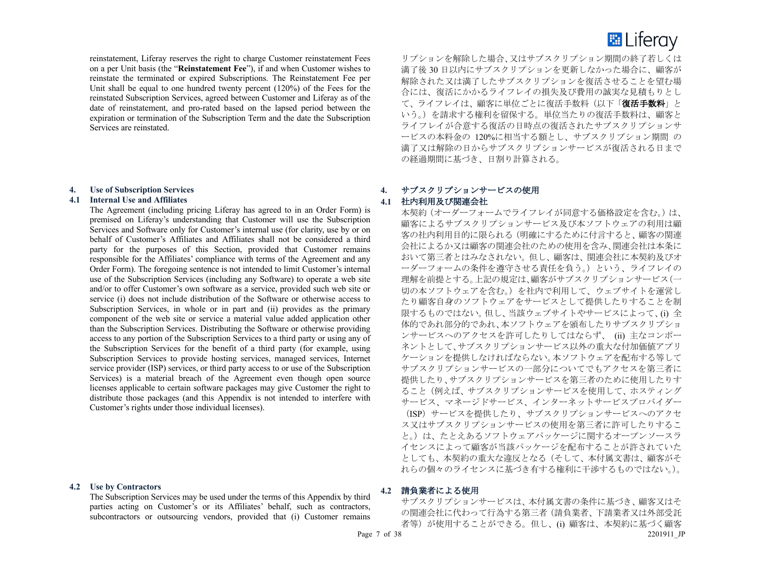reinstatement, Liferay reserves the right to charge Customer reinstatement Fees on a per Unit basis (the "**Reinstatement Fee**"), if and when Customer wishes to reinstate the terminated or expired Subscriptions. The Reinstatement Fee per Unit shall be equal to one hundred twenty percent (120%) of the Fees for the reinstated Subscription Services, agreed between Customer and Liferay as of the date of reinstatement, and pro-rated based on the lapsed period between the expiration or termination of the Subscription Term and the date the Subscription Services are reinstated.

リプションを解除した場合、又はサブスクリプション期間の終了若しくは満了後 30 日以内にサブスクリプションを更新しなかった場合に、顧客が解除された又は満了したサブスクリプションを復活させることを望む場合には、復活にかかるライフレイの損失及び費用の誠実な見積もりとして、ライフレイは、顧客に単位ごとに復活手数料（以下「**復活手数料**」という。）を請求する権利を留保する。単位当たりの復活手数料は、顧客とライフレイが合意する復活の日時点の復活されたサブスクリプションサービスの本料金の 120%に相当する額とし、サブスクリプション期間 の満了又は解除の日からサブスクリプションサービスが復活される日までの経過期間に基づき、日割り計算される。

## 4. Use of Subscription Services

### 4.1 Internal Use and Affiliates

The Agreement (including pricing Liferay has agreed to in an Order Form) is premised on Liferay's understanding that Customer will use the Subscription Services and Software only for Customer's internal use (for clarity, use by or on behalf of Customer's Affiliates and Affiliates shall not be considered a third party for the purposes of this Section, provided that Customer remains responsible for the Affiliates' compliance with terms of the Agreement and any Order Form). The foregoing sentence is not intended to limit Customer's internal use of the Subscription Services (including any Software) to operate a web site and/or to offer Customer's own software as a service, provided such web site or service (i) does not include distribution of the Software or otherwise access to Subscription Services, in whole or in part and (ii) provides as the primary component of the web site or service a material value added application other than the Subscription Services. Distributing the Software or otherwise providing access to any portion of the Subscription Services to a third party or using any of the Subscription Services for the benefit of a third party (for example, using Subscription Services to provide hosting services, managed services, Internet service provider (ISP) services, or third party access to or use of the Subscription Services) is a material breach of the Agreement even though open source licenses applicable to certain software packages may give Customer the right to distribute those packages (and this Appendix is not intended to interfere with Customer's rights under those individual licenses).

## 4. サブスクリプションサービスの使用

### 4.1 社内利用及び関連会社

本契約（オーダーフォームでライフレイが同意する価格設定を含む。）は、顧客によるサブスクリプションサービス及び本ソフトウェアの利用は顧客の社内利用目的に限られる（明確にするために付言すると、顧客の関連会社によるか又は顧客の関連会社のための使用を含み、関連会社は本条において第三者とはみなされない。但し、顧客は、関連会社に本契約及びオーダーフォームの条件を遵守させる責任を負う。）という、ライフレイの理解を前提とする。上記の規定は、顧客がサブスクリプションサービス（一切の本ソフトウェアを含む。）を社内で利用して、ウェブサイトを運営したり顧客自身のソフトウェアをサービスとして提供したりすることを制限するものではない。但し、当該ウェブサイトやサービスによって、(i) 全体的であれ部分的であれ、本ソフトウェアを頒布したりサブスクリプションサービスへのアクセスを許可したりしてはならず、 (ii) 主なコンポーネントとして、サブスクリプションサービス以外の重大な付加価値アプリケーションを提供しなければならない。本ソフトウェアを配布する等してサブスクリプションサービスの一部分についてでもアクセスを第三者に提供したり、サブスクリプションサービスを第三者のために使用したりすること（例えば、サブスクリプションサービスを使用して、ホスティングサービス、マネージドサービス、インターネットサービスプロバイダー（ISP）サービスを提供したり、サブスクリプションサービスへのアクセス又はサブスクリプションサービスの使用を第三者に許可したりすること。）は、たとえあるソフトウェアパッケージに関するオープンソースライセンスによって顧客が当該パッケージを配布することが許されていたとしても、本契約の重大な違反となる（そして、本付属文書は、顧客がそれらの個々のライセンスに基づき有する権利に干渉するものではない。）。

### 4.2 Use by Contractors

The Subscription Services may be used under the terms of this Appendix by third parties acting on Customer's or its Affiliates' behalf, such as contractors, subcontractors or outsourcing vendors, provided that (i) Customer remains

### 4.2 請負業者による使用

サブスクリプションサービスは、本付属文書の条件に基づき、顧客又はその関連会社に代わって行為する第三者（請負業者、下請業者又は外部受託者等）が使用することができる。但し、(i) 顧客は、本契約に基づく顧客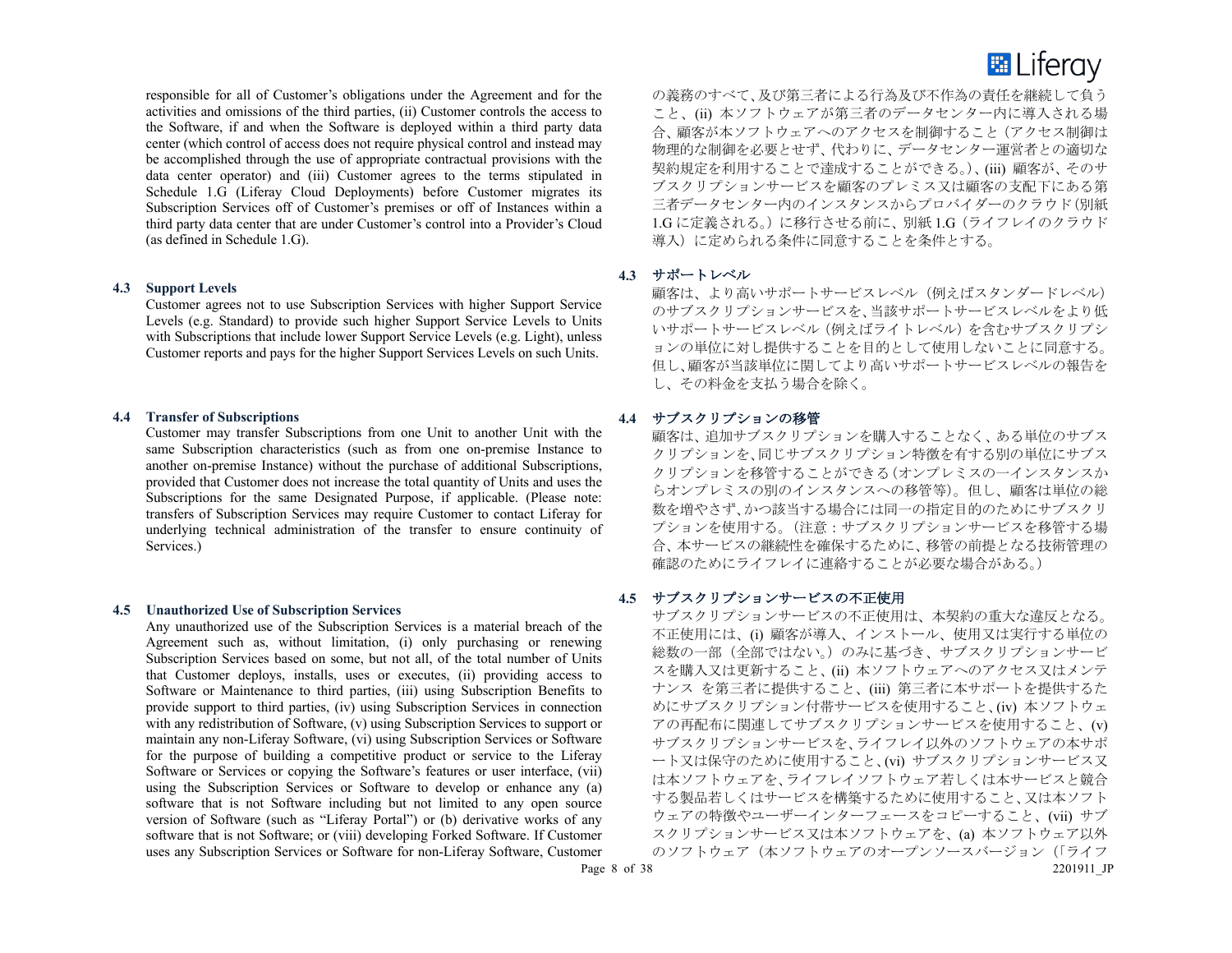responsible for all of Customer's obligations under the Agreement and for the activities and omissions of the third parties, (ii) Customer controls the access to the Software, if and when the Software is deployed within a third party data center (which control of access does not require physical control and instead may be accomplished through the use of appropriate contractual provisions with the data center operator) and (iii) Customer agrees to the terms stipulated in Schedule 1.G (Liferay Cloud Deployments) before Customer migrates its Subscription Services off of Customer's premises or off of Instances within a third party data center that are under Customer's control into a Provider's Cloud (as defined in Schedule 1.G).

の義務のすべて、及び第三者による行為及び不作為の責任を継続して負うこと、(ii) 本ソフトウェアが第三者のデータセンター内に導入される場合、顧客が本ソフトウェアへのアクセスを制御すること（アクセス制御は物理的な制御を必要とせず、代わりに、データセンター運営者との適切な契約規定を利用することで達成することができる。）、(iii) 顧客が、そのサブスクリプションサービスを顧客のプレミス又は顧客の支配下にある第三者データセンター内のインスタンスからプロバイダーのクラウド（別紙1.G に定義される。）に移行させる前に、別紙 1.G（ライフレイのクラウド導入）に定められる条件に同意することを条件とする。

### 4.3 Support Levels

Customer agrees not to use Subscription Services with higher Support Service Levels (e.g. Standard) to provide such higher Support Service Levels to Units with Subscriptions that include lower Support Service Levels (e.g. Light), unless Customer reports and pays for the higher Support Services Levels on such Units.

### 4.3 サポートレベル

顧客は、より高いサポートサービスレベル（例えばスタンダードレベル）のサブスクリプションサービスを、当該サポートサービスレベルをより低いサポートサービスレベル（例えばライトレベル）を含むサブスクリプションの単位に対し提供することを目的として使用しないことに同意する。但し、顧客が当該単位に関してより高いサポートサービスレベルの報告をし、その料金を支払う場合を除く。

### 4.4 Transfer of Subscriptions

Customer may transfer Subscriptions from one Unit to another Unit with the same Subscription characteristics (such as from one on-premise Instance to another on-premise Instance) without the purchase of additional Subscriptions, provided that Customer does not increase the total quantity of Units and uses the Subscriptions for the same Designated Purpose, if applicable. (Please note: transfers of Subscription Services may require Customer to contact Liferay for underlying technical administration of the transfer to ensure continuity of Services.)

### 4.4 サブスクリプションの移管

顧客は、追加サブスクリプションを購入することなく、ある単位のサブスクリプションを、同じサブスクリプション特徴を有する別の単位にサブスクリプションを移管することができる（オンプレミスの一インスタンスからオンプレミスの別のインスタンスへの移管等）。但し、顧客は単位の総数を増やさず、かつ該当する場合には同一の指定目的のためにサブスクリプションを使用する。（注意：サブスクリプションサービスを移管する場合、本サービスの継続性を確保するために、移管の前提となる技術管理の確認のためにライフレイに連絡することが必要な場合がある。）

### 4.5 Unauthorized Use of Subscription Services

Any unauthorized use of the Subscription Services is a material breach of the Agreement such as, without limitation, (i) only purchasing or renewing Subscription Services based on some, but not all, of the total number of Units that Customer deploys, installs, uses or executes, (ii) providing access to Software or Maintenance to third parties, (iii) using Subscription Benefits to provide support to third parties, (iv) using Subscription Services in connection with any redistribution of Software, (v) using Subscription Services to support or maintain any non-Liferay Software, (vi) using Subscription Services or Software for the purpose of building a competitive product or service to the Liferay Software or Services or copying the Software's features or user interface, (vii) using the Subscription Services or Software to develop or enhance any (a) software that is not Software including but not limited to any open source version of Software (such as "Liferay Portal") or (b) derivative works of any software that is not Software; or (viii) developing Forked Software. If Customer uses any Subscription Services or Software for non-Liferay Software, Customer

### 4.5 サブスクリプションサービスの不正使用

サブスクリプションサービスの不正使用は、本契約の重大な違反となる。不正使用には、(i) 顧客が導入、インストール、使用又は実行する単位の総数の一部（全部ではない。）のみに基づき、サブスクリプションサービスを購入又は更新すること、(ii) 本ソフトウェアへのアクセス又はメンテナンス を第三者に提供すること、(iii) 第三者に本サポートを提供するためにサブスクリプション付帯サービスを使用すること、(iv) 本ソフトウェアの再配布に関連してサブスクリプションサービスを使用すること、(v) サブスクリプションサービスを、ライフレイ以外のソフトウェアの本サポート又は保守のために使用すること、(vi) サブスクリプションサービス又は本ソフトウェアを、ライフレイソフトウェア若しくは本サービスと競合する製品若しくはサービスを構築するために使用すること、又は本ソフトウェアの特徴やユーザーインターフェースをコピーすること、(vii) サブスクリプションサービス又は本ソフトウェアを、(a) 本ソフトウェア以外のソフトウェア（本ソフトウェアのオープンソースバージョン（「ライフ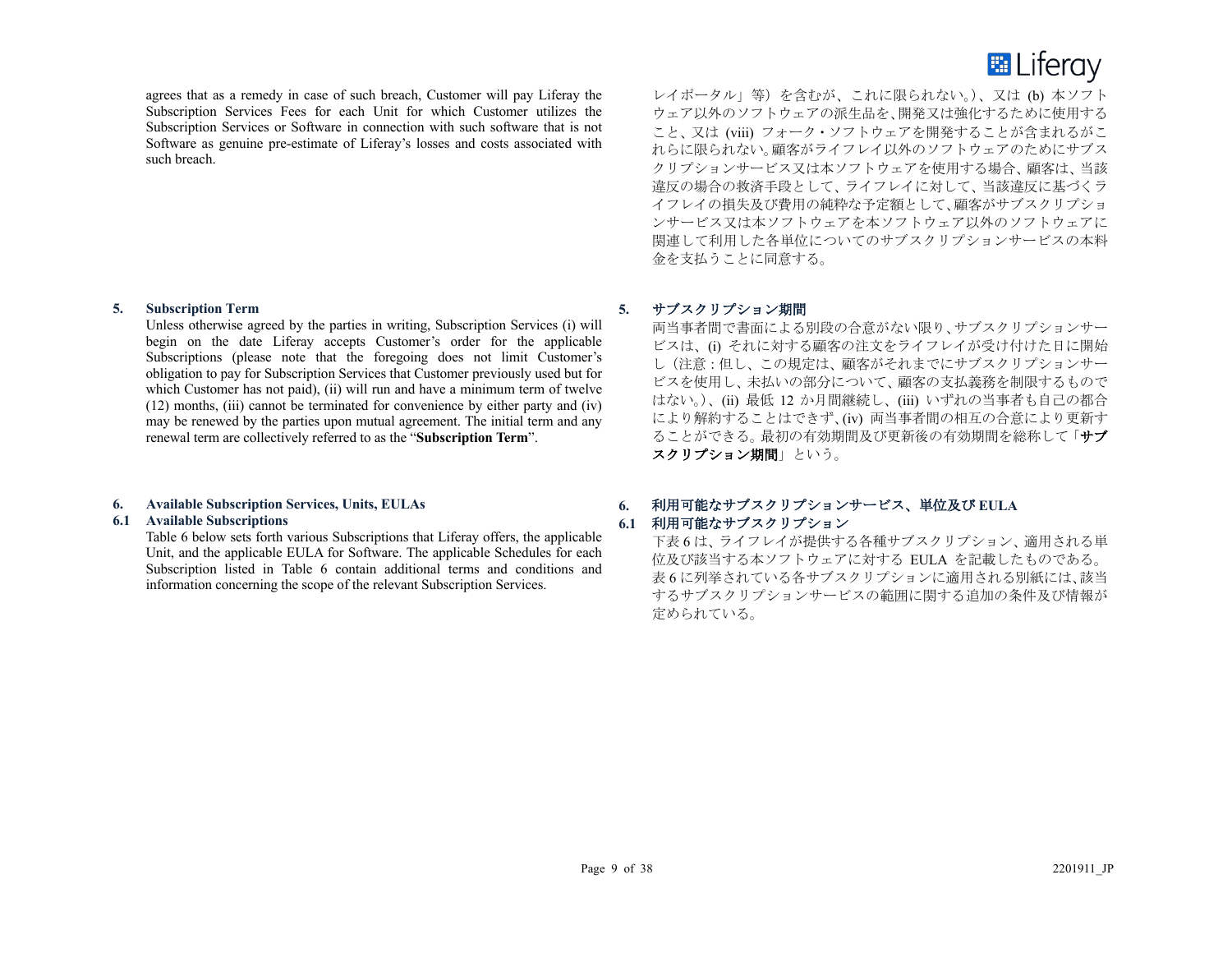agrees that as a remedy in case of such breach, Customer will pay Liferay the Subscription Services Fees for each Unit for which Customer utilizes the Subscription Services or Software in connection with such software that is not Software as genuine pre-estimate of Liferay's losses and costs associated with such breach.

レイポータル」等）を含むが、これに限られない。）、又は (b) 本ソフトウェア以外のソフトウェアの派生品を、開発又は強化するために使用すること、又は (viii) フォーク・ソフトウェアを開発することが含まれるがこれらに限られない。顧客がライフレイ以外のソフトウェアのためにサブスクリプションサービス又は本ソフトウェアを使用する場合、顧客は、当該違反の場合の救済手段として、ライフレイに対して、当該違反に基づくライフレイの損失及び費用の純粋な予定額として、顧客がサブスクリプションサービス又は本ソフトウェアを本ソフトウェア以外のソフトウェアに関連して利用した各単位についてのサブスクリプションサービスの本料金を支払うことに同意する。

## 5. Subscription Term

Unless otherwise agreed by the parties in writing, Subscription Services (i) will begin on the date Liferay accepts Customer's order for the applicable Subscriptions (please note that the foregoing does not limit Customer's obligation to pay for Subscription Services that Customer previously used but for which Customer has not paid), (ii) will run and have a minimum term of twelve (12) months, (iii) cannot be terminated for convenience by either party and (iv) may be renewed by the parties upon mutual agreement. The initial term and any renewal term are collectively referred to as the "**Subscription Term**".

## 5. サブスクリプション期間

両当事者間で書面による別段の合意がない限り、サブスクリプションサービスは、(i) それに対する顧客の注文をライフレイが受け付けた日に開始し（注意：但し、この規定は、顧客がそれまでにサブスクリプションサービスを使用し、未払いの部分について、顧客の支払義務を制限するものではない。）、(ii) 最低 12 か月間継続し、(iii) いずれの当事者も自己の都合により解約することはできず、(iv) 両当事者間の相互の合意により更新することができる。最初の有効期間及び更新後の有効期間を総称して「**サブスクリプション期間**」という。

## 6. Available Subscription Services, Units, EULAs

### 6.1 Available Subscriptions

Table 6 below sets forth various Subscriptions that Liferay offers, the applicable Unit, and the applicable EULA for Software. The applicable Schedules for each Subscription listed in Table 6 contain additional terms and conditions and information concerning the scope of the relevant Subscription Services.

## 6. 利用可能なサブスクリプションサービス、単位及び EULA

### 6.1 利用可能なサブスクリプション

下表 6 は、ライフレイが提供する各種サブスクリプション、適用される単位及び該当する本ソフトウェアに対する EULA を記載したものである。表 6 に列挙されている各サブスクリプションに適用される別紙には、該当するサブスクリプションサービスの範囲に関する追加の条件及び情報が定められている。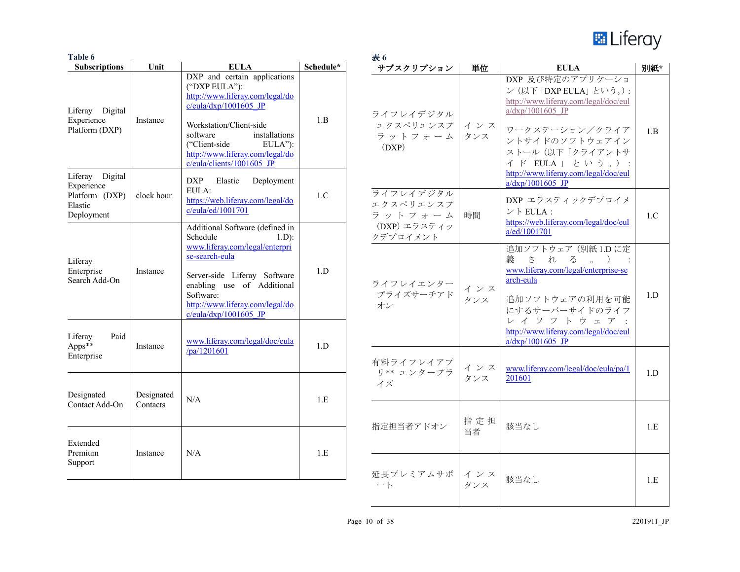**Table 6**

| Subscriptions | Unit | EULA | Schedule* |
|---|---|---|---|
| Liferay Digital Experience Platform (DXP) | Instance | DXP and certain applications (“DXP EULA”): http://www.liferay.com/legal/doc/eula/dxp/1001605_JP<br><br>Workstation/Client-side software installations (“Client-side EULA”): http://www.liferay.com/legal/doc/eula/clients/1001605_JP | 1.B |
| Liferay Digital Experience Platform (DXP) Elastic Deployment | clock hour | DXP Elastic Deployment EULA: https://web.liferay.com/legal/doc/eula/ed/1001701 | 1.C |
| Liferay Enterprise Search Add-On | Instance | Additional Software (defined in Schedule 1.D): www.liferay.com/legal/enterprise-search-eula<br><br>Server-side Liferay Software enabling use of Additional Software: http://www.liferay.com/legal/doc/eula/dxp/1001605_JP | 1.D |
| Liferay Paid Apps** Enterprise | Instance | www.liferay.com/legal/doc/eula/pa/1201601 | 1.D |
| Designated Contact Add-On | Designated Contacts | N/A | 1.E |
| Extended Premium Support | Instance | N/A | 1.E |

**表 6**

| サブスクリプション | 単位 | EULA | 別紙* |
|---|---|---|---|
| ライフレイデジタルエクスペリエンスプラットフォーム（DXP） | インスタンス | DXP 及び特定のアプリケーション（以下「DXP EULA」という。）: http://www.liferay.com/legal/doc/eula/dxp/1001605_JP<br><br>ワークステーション／クライアントサイドのソフトウェアインストール（以下「クライアントサイド EULA」という。）: http://www.liferay.com/legal/doc/eula/dxp/1001605_JP | 1.B |
| ライフレイデジタルエクスペリエンスプラットフォーム（DXP）エラスティックデプロイメント | 時間 | DXP エラスティックデプロイメント EULA：https://web.liferay.com/legal/doc/eula/ed/1001701 | 1.C |
| ライフレイエンタープライズサーチアドオン | インスタンス | 追加ソフトウェア（別紙 1.D に定義される。）: www.liferay.com/legal/enterprise-search-eula<br><br>追加ソフトウェアの利用を可能にするサーバーサイドのライフレイソフトウェア: http://www.liferay.com/legal/doc/eula/dxp/1001605_JP | 1.D |
| 有料ライフレイアプリ** エンタープライズ | インスタンス | www.liferay.com/legal/doc/eula/pa/1201601 | 1.D |
| 指定担当者アドオン | 指定担当者 | 該当なし | 1.E |
| 延長プレミアムサポート | インスタンス | 該当なし | 1.E |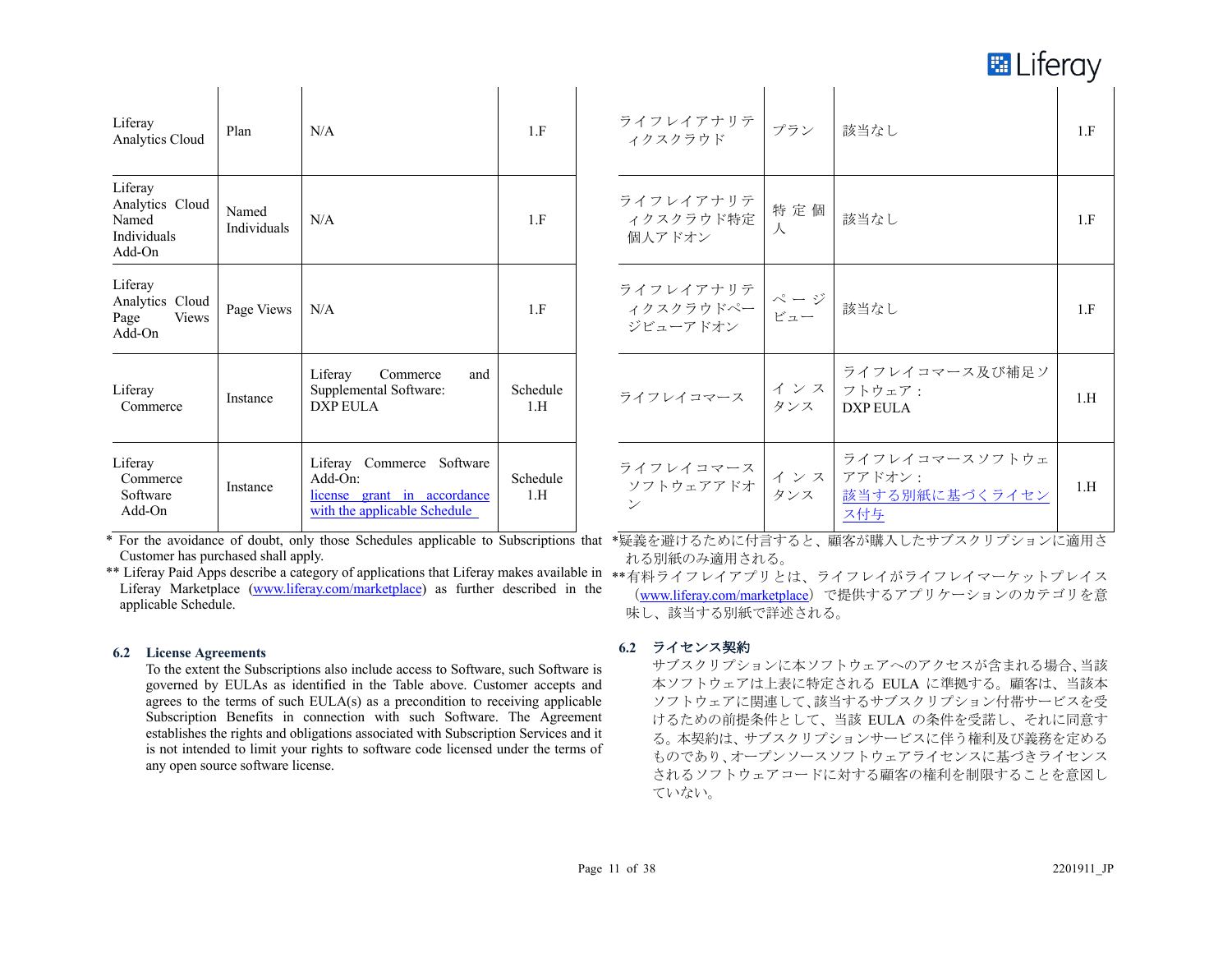| Liferay Analytics Cloud | Plan | N/A | 1.F |
|---|---|---|---|
| Liferay Analytics Cloud Named Individuals Add-On | Named Individuals | N/A | 1.F |
| Liferay Analytics Cloud Page Views Add-On | Page Views | N/A | 1.F |
| Liferay Commerce | Instance | Liferay Commerce and Supplemental Software: DXP EULA | Schedule 1.H |
| Liferay Commerce Software Add-On | Instance | Liferay Commerce Software Add-On: [license grant in accordance with the applicable Schedule](#) | Schedule 1.H |

\* For the avoidance of doubt, only those Schedules applicable to Subscriptions that Customer has purchased shall apply.

\*\* Liferay Paid Apps describe a category of applications that Liferay makes available in Liferay Marketplace (www.liferay.com/marketplace) as further described in the applicable Schedule.

### 6.2 License Agreements

To the extent the Subscriptions also include access to Software, such Software is governed by EULAs as identified in the Table above. Customer accepts and agrees to the terms of such EULA(s) as a precondition to receiving applicable Subscription Benefits in connection with such Software. The Agreement establishes the rights and obligations associated with Subscription Services and it is not intended to limit your rights to software code licensed under the terms of any open source software license.

| ライフレイアナリティクスクラウド | プラン | 該当なし | 1.F |
|---|---|---|---|
| ライフレイアナリティクスクラウド特定個人アドオン | 特定個人 | 該当なし | 1.F |
| ライフレイアナリティクスクラウドページビューアドオン | ページビュー | 該当なし | 1.F |
| ライフレイコマース | インスタンス | ライフレイコマース及び補足ソフトウェア：DXP EULA | 1.H |
| ライフレイコマースソフトウェアアドオン | インスタンス | ライフレイコマースソフトウェアアドオン：[該当する別紙に基づくライセンス付与](#) | 1.H |

\*疑義を避けるために付言すると、顧客が購入したサブスクリプションに適用される別紙のみ適用される。

\*\*有料ライフレイアプリとは、ライフレイがライフレイマーケットプレイス（www.liferay.com/marketplace）で提供するアプリケーションのカテゴリを意味し、該当する別紙で詳述される。

### 6.2 ライセンス契約

サブスクリプションに本ソフトウェアへのアクセスが含まれる場合、当該本ソフトウェアは上表に特定される EULA に準拠する。顧客は、当該本ソフトウェアに関連して、該当するサブスクリプション付帯サービスを受けるための前提条件として、当該 EULA の条件を受諾し、それに同意する。本契約は、サブスクリプションサービスに伴う権利及び義務を定めるものであり、オープンソースソフトウェアライセンスに基づきライセンスされるソフトウェアコードに対する顧客の権利を制限することを意図していない。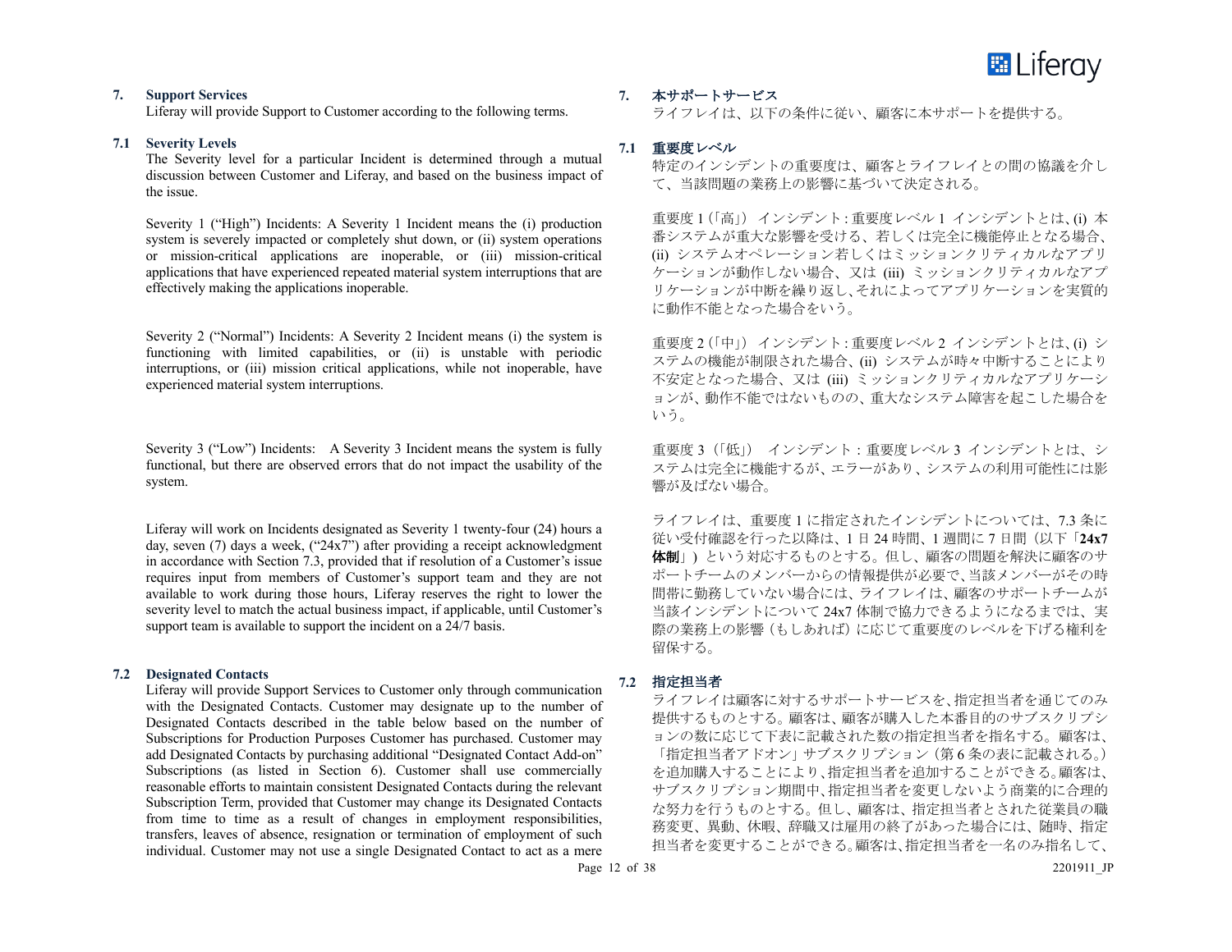## 7. Support Services

Liferay will provide Support to Customer according to the following terms.

### 7.1 Severity Levels

The Severity level for a particular Incident is determined through a mutual discussion between Customer and Liferay, and based on the business impact of the issue.

Severity 1 (“High”) Incidents: A Severity 1 Incident means the (i) production system is severely impacted or completely shut down, or (ii) system operations or mission-critical applications are inoperable, or (iii) mission-critical applications that have experienced repeated material system interruptions that are effectively making the applications inoperable.

Severity 2 (“Normal”) Incidents: A Severity 2 Incident means (i) the system is functioning with limited capabilities, or (ii) is unstable with periodic interruptions, or (iii) mission critical applications, while not inoperable, have experienced material system interruptions.

Severity 3 (“Low”) Incidents: A Severity 3 Incident means the system is fully functional, but there are observed errors that do not impact the usability of the system.

Liferay will work on Incidents designated as Severity 1 twenty-four (24) hours a day, seven (7) days a week, (“24x7”) after providing a receipt acknowledgment in accordance with Section 7.3, provided that if resolution of a Customer’s issue requires input from members of Customer’s support team and they are not available to work during those hours, Liferay reserves the right to lower the severity level to match the actual business impact, if applicable, until Customer’s support team is available to support the incident on a 24/7 basis.

### 7.2 Designated Contacts

Liferay will provide Support Services to Customer only through communication with the Designated Contacts. Customer may designate up to the number of Designated Contacts described in the table below based on the number of Subscriptions for Production Purposes Customer has purchased. Customer may add Designated Contacts by purchasing additional “Designated Contact Add-on” Subscriptions (as listed in Section 6). Customer shall use commercially reasonable efforts to maintain consistent Designated Contacts during the relevant Subscription Term, provided that Customer may change its Designated Contacts from time to time as a result of changes in employment responsibilities, transfers, leaves of absence, resignation or termination of employment of such individual. Customer may not use a single Designated Contact to act as a mere

## 7. 本サポートサービス

ライフレイは、以下の条件に従い、顧客に本サポートを提供する。

### 7.1 重要度レベル

特定のインシデントの重要度は、顧客とライフレイとの間の協議を介して、当該問題の業務上の影響に基づいて決定される。

重要度 1（「高」） インシデント : 重要度レベル 1 インシデントとは、(i) 本番システムが重大な影響を受ける、若しくは完全に機能停止となる場合、(ii) システムオペレーション若しくはミッションクリティカルなアプリケーションが動作しない場合、又は (iii) ミッションクリティカルなアプリケーションが中断を繰り返し、それによってアプリケーションを実質的に動作不能となった場合をいう。

重要度 2（「中」） インシデント : 重要度レベル 2 インシデントとは、(i) システムの機能が制限された場合、(ii) システムが時々中断することにより不安定となった場合、又は (iii) ミッションクリティカルなアプリケーションが、動作不能ではないものの、重大なシステム障害を起こした場合をいう。

重要度 3（「低」） インシデント : 重要度レベル 3 インシデントとは、システムは完全に機能するが、エラーがあり、システムの利用可能性には影響が及ばない場合。

ライフレイは、重要度 1 に指定されたインシデントについては、7.3 条に従い受付確認を行った以降は、1 日 24 時間、1 週間に 7 日間（以下「**24x7 体制**」）という対応するものとする。但し、顧客の問題を解決に顧客のサポートチームのメンバーからの情報提供が必要で、当該メンバーがその時間帯に勤務していない場合には、ライフレイは、顧客のサポートチームが当該インシデントについて 24x7 体制で協力できるようになるまでは、実際の業務上の影響（もしあれば）に応じて重要度のレベルを下げる権利を留保する。

### 7.2 指定担当者

ライフレイは顧客に対するサポートサービスを、指定担当者を通じてのみ提供するものとする。顧客は、顧客が購入した本番目的のサブスクリプションの数に応じて下表に記載された数の指定担当者を指名する。顧客は、「指定担当者アドオン」サブスクリプション（第 6 条の表に記載される。）を追加購入することにより、指定担当者を追加することができる。顧客は、サブスクリプション期間中、指定担当者を変更しないよう商業的に合理的な努力を行うものとする。但し、顧客は、指定担当者とされた従業員の職務変更、異動、休暇、辞職又は雇用の終了があった場合には、随時、指定担当者を変更することができる。顧客は、指定担当者を一名のみ指名して、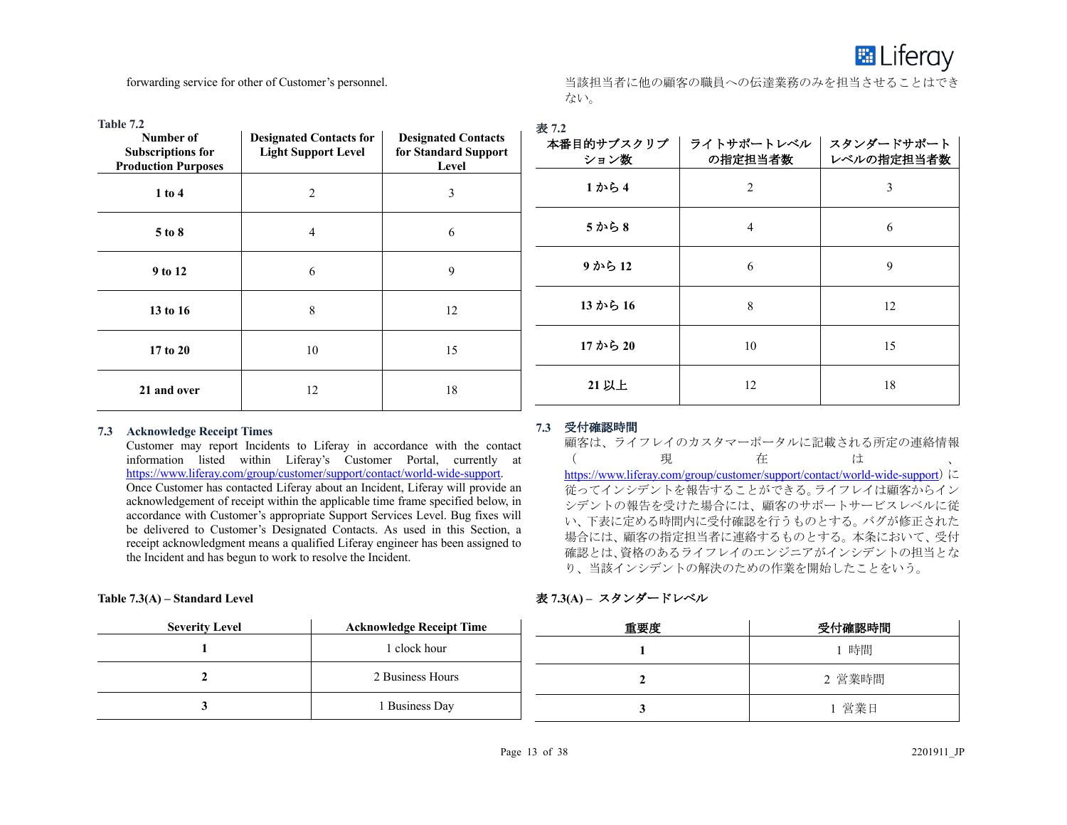forwarding service for other of Customer's personnel.

当該担当者に他の顧客の職員への伝達業務のみを担当させることはできない。

**Table 7.2**

| Number of Subscriptions for Production Purposes | Designated Contacts for Light Support Level | Designated Contacts for Standard Support Level |
|---|---|---|
| **1 to 4** | 2 | 3 |
| **5 to 8** | 4 | 6 |
| **9 to 12** | 6 | 9 |
| **13 to 16** | 8 | 12 |
| **17 to 20** | 10 | 15 |
| **21 and over** | 12 | 18 |

**表 7.2**

| 本番目的サブスクリプション数 | ライトサポートレベルの指定担当者数 | スタンダードサポートレベルの指定担当者数 |
|---|---|---|
| **1 から 4** | 2 | 3 |
| **5 から 8** | 4 | 6 |
| **9 から 12** | 6 | 9 |
| **13 から 16** | 8 | 12 |
| **17 から 20** | 10 | 15 |
| **21 以上** | 12 | 18 |

### 7.3 Acknowledge Receipt Times

Customer may report Incidents to Liferay in accordance with the contact information listed within Liferay's Customer Portal, currently at https://www.liferay.com/group/customer/support/contact/world-wide-support. Once Customer has contacted Liferay about an Incident, Liferay will provide an acknowledgement of receipt within the applicable time frame specified below, in accordance with Customer's appropriate Support Services Level. Bug fixes will be delivered to Customer's Designated Contacts. As used in this Section, a receipt acknowledgment means a qualified Liferay engineer has been assigned to the Incident and has begun to work to resolve the Incident.

### 7.3 受付確認時間

顧客は、ライフレイのカスタマーポータルに記載される所定の連絡情報（現在は https://www.liferay.com/group/customer/support/contact/world-wide-support）に従ってインシデントを報告することができる。ライフレイは顧客からインシデントの報告を受けた場合には、顧客のサポートサービスレベルに従い、下表に定める時間内に受付確認を行うものとする。バグが修正された場合には、顧客の指定担当者に連絡するものとする。本条において、受付確認とは、資格のあるライフレイのエンジニアがインシデントの担当となり、当該インシデントの解決のための作業を開始したことをいう。

**Table 7.3(A) – Standard Level**

| Severity Level | Acknowledge Receipt Time |
|---|---|
| **1** | 1 clock hour |
| **2** | 2 Business Hours |
| **3** | 1 Business Day |

**表 7.3(A) – スタンダードレベル**

| 重要度 | 受付確認時間 |
|---|---|
| **1** | 1 時間 |
| **2** | 2 営業時間 |
| **3** | 1 営業日 |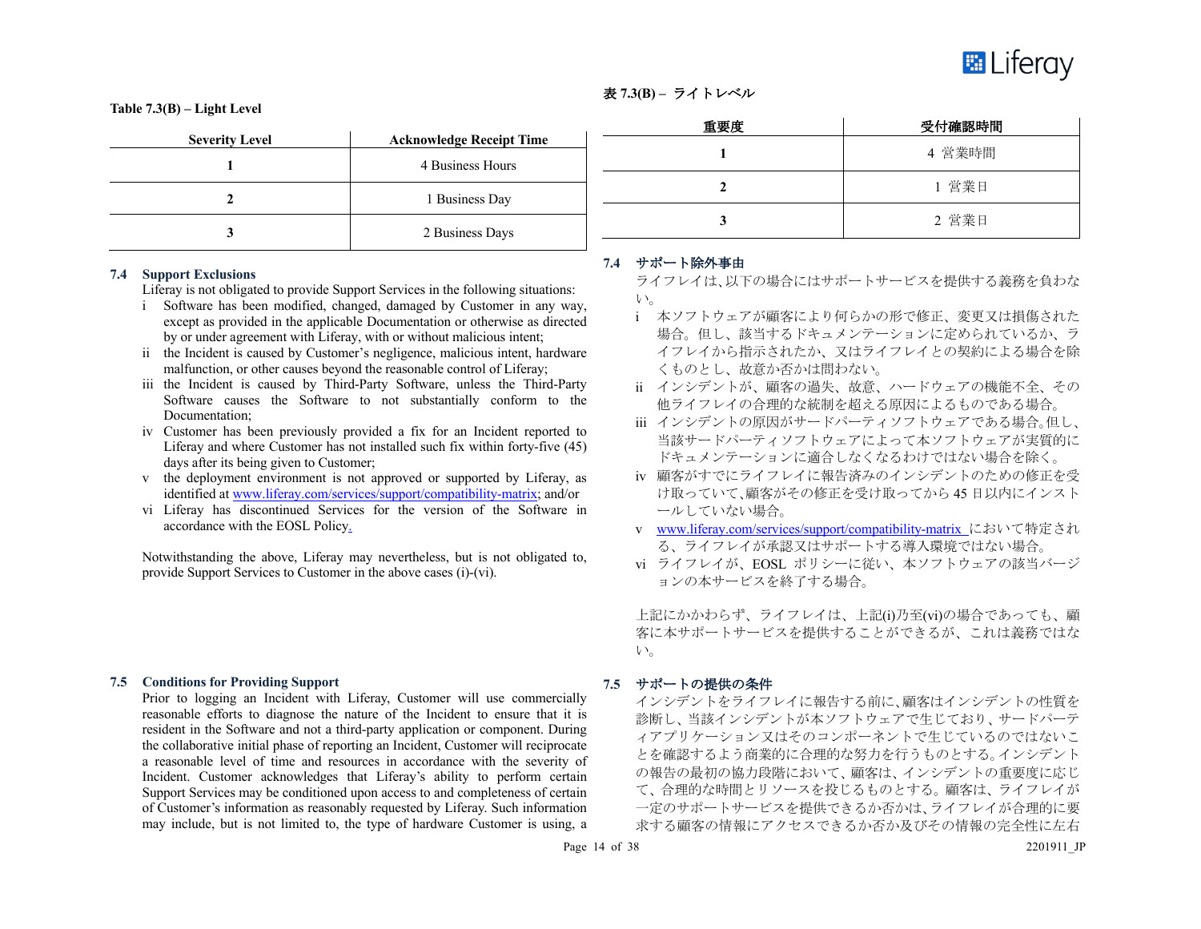**Table 7.3(B) – Light Level**

| Severity Level | Acknowledge Receipt Time |
| --- | --- |
| **1** | 4 Business Hours |
| **2** | 1 Business Day |
| **3** | 2 Business Days |

### 7.4 Support Exclusions

Liferay is not obligated to provide Support Services in the following situations:

i Software has been modified, changed, damaged by Customer in any way, except as provided in the applicable Documentation or otherwise as directed by or under agreement with Liferay, with or without malicious intent;

ii the Incident is caused by Customer's negligence, malicious intent, hardware malfunction, or other causes beyond the reasonable control of Liferay;

iii the Incident is caused by Third-Party Software, unless the Third-Party Software causes the Software to not substantially conform to the Documentation;

iv Customer has been previously provided a fix for an Incident reported to Liferay and where Customer has not installed such fix within forty-five (45) days after its being given to Customer;

v the deployment environment is not approved or supported by Liferay, as identified at www.liferay.com/services/support/compatibility-matrix; and/or

vi Liferay has discontinued Services for the version of the Software in accordance with the EOSL Policy.

Notwithstanding the above, Liferay may nevertheless, but is not obligated to, provide Support Services to Customer in the above cases (i)-(vi).

### 7.5 Conditions for Providing Support

Prior to logging an Incident with Liferay, Customer will use commercially reasonable efforts to diagnose the nature of the Incident to ensure that it is resident in the Software and not a third-party application or component. During the collaborative initial phase of reporting an Incident, Customer will reciprocate a reasonable level of time and resources in accordance with the severity of Incident. Customer acknowledges that Liferay's ability to perform certain Support Services may be conditioned upon access to and completeness of certain of Customer's information as reasonably requested by Liferay. Such information may include, but is not limited to, the type of hardware Customer is using, a

**表 7.3(B) – ライトレベル**

| 重要度 | 受付確認時間 |
| --- | --- |
| **1** | 4 営業時間 |
| **2** | 1 営業日 |
| **3** | 2 営業日 |

### 7.4 サポート除外事由

ライフレイは、以下の場合にはサポートサービスを提供する義務を負わない。

i 本ソフトウェアが顧客により何らかの形で修正、変更又は損傷された場合。但し、該当するドキュメンテーションに定められているか、ライフレイから指示されたか、又はライフレイとの契約による場合を除くものとし、故意か否かは問わない。

ii インシデントが、顧客の過失、故意、ハードウェアの機能不全、その他ライフレイの合理的な統制を超える原因によるものである場合。

iii インシデントの原因がサードパーティソフトウェアである場合。但し、当該サードパーティソフトウェアによって本ソフトウェアが実質的にドキュメンテーションに適合しなくなるわけではない場合を除く。

iv 顧客がすでにライフレイに報告済みのインシデントのための修正を受け取っていて、顧客がその修正を受け取ってから 45 日以内にインストールしていない場合。

v www.liferay.com/services/support/compatibility-matrix において特定される、ライフレイが承認又はサポートする導入環境ではない場合。

vi ライフレイが、EOSL ポリシーに従い、本ソフトウェアの該当バージョンの本サービスを終了する場合。

上記にかかわらず、ライフレイは、上記(i)乃至(vi)の場合であっても、顧客に本サポートサービスを提供することができるが、これは義務ではない。

### 7.5 サポートの提供の条件

インシデントをライフレイに報告する前に、顧客はインシデントの性質を診断し、当該インシデントが本ソフトウェアで生じており、サードパーティアプリケーション又はそのコンポーネントで生じているのではないことを確認するよう商業的に合理的な努力を行うものとする。インシデントの報告の最初の協力段階において、顧客は、インシデントの重要度に応じて、合理的な時間とリソースを投じるものとする。顧客は、ライフレイが一定のサポートサービスを提供できるか否かは、ライフレイが合理的に要求する顧客の情報にアクセスできるか否か及びその情報の完全性に左右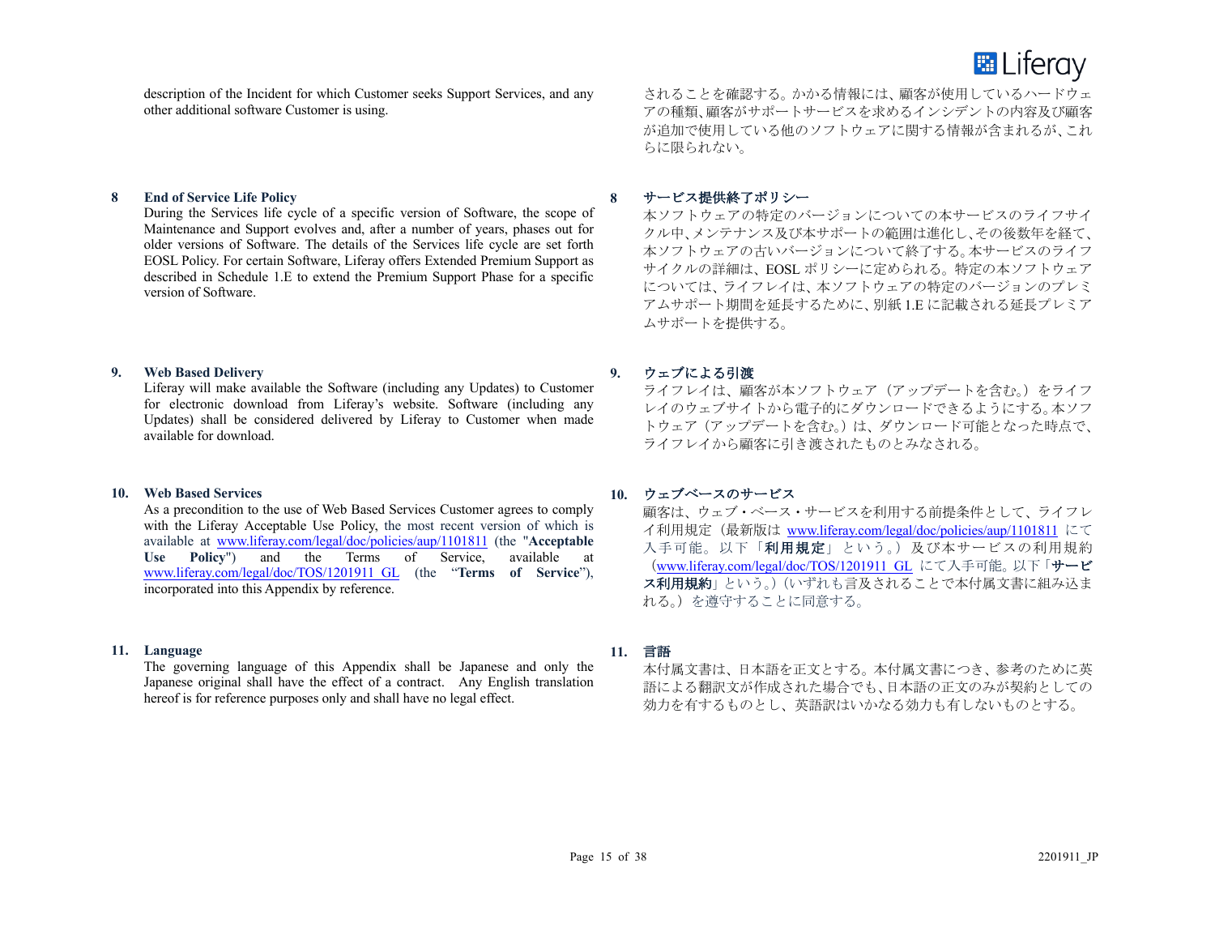description of the Incident for which Customer seeks Support Services, and any other additional software Customer is using.

されることを確認する。かかる情報には、顧客が使用しているハードウェアの種類、顧客がサポートサービスを求めるインシデントの内容及び顧客が追加で使用している他のソフトウェアに関する情報が含まれるが、これらに限られない。

**8 End of Service Life Policy**

During the Services life cycle of a specific version of Software, the scope of Maintenance and Support evolves and, after a number of years, phases out for older versions of Software. The details of the Services life cycle are set forth EOSL Policy. For certain Software, Liferay offers Extended Premium Support as described in Schedule 1.E to extend the Premium Support Phase for a specific version of Software.

**8 サービス提供終了ポリシー**

本ソフトウェアの特定のバージョンについての本サービスのライフサイクル中、メンテナンス及び本サポートの範囲は進化し、その後数年を経て、本ソフトウェアの古いバージョンについて終了する。本サービスのライフサイクルの詳細は、EOSL ポリシーに定められる。特定の本ソフトウェアについては、ライフレイは、本ソフトウェアの特定のバージョンのプレミアムサポート期間を延長するために、別紙 1.E に記載される延長プレミアムサポートを提供する。

**9. Web Based Delivery**

Liferay will make available the Software (including any Updates) to Customer for electronic download from Liferay's website. Software (including any Updates) shall be considered delivered by Liferay to Customer when made available for download.

**9. ウェブによる引渡**

ライフレイは、顧客が本ソフトウェア（アップデートを含む。）をライフレイのウェブサイトから電子的にダウンロードできるようにする。本ソフトウェア（アップデートを含む。）は、ダウンロード可能となった時点で、ライフレイから顧客に引き渡されたものとみなされる。

**10. Web Based Services**

As a precondition to the use of Web Based Services Customer agrees to comply with the Liferay Acceptable Use Policy, the most recent version of which is available at www.liferay.com/legal/doc/policies/aup/1101811 (the "**Acceptable Use Policy**") and the Terms of Service, available at www.liferay.com/legal/doc/TOS/1201911_GL (the "**Terms of Service**"), incorporated into this Appendix by reference.

**10. ウェブベースのサービス**

顧客は、ウェブ・ベース・サービスを利用する前提条件として、ライフレイ利用規定（最新版は www.liferay.com/legal/doc/policies/aup/1101811 にて入手可能。以下「**利用規定**」という。）及び本サービスの利用規約（www.liferay.com/legal/doc/TOS/1201911_GL にて入手可能。以下「**サービス利用規約**」という。）（いずれも言及されることで本付属文書に組み込まれる。）を遵守することに同意する。

**11. Language**

The governing language of this Appendix shall be Japanese and only the Japanese original shall have the effect of a contract. Any English translation hereof is for reference purposes only and shall have no legal effect.

**11. 言語**

本付属文書は、日本語を正文とする。本付属文書につき、参考のために英語による翻訳文が作成された場合でも、日本語の正文のみが契約としての効力を有するものとし、英語訳はいかなる効力も有しないものとする。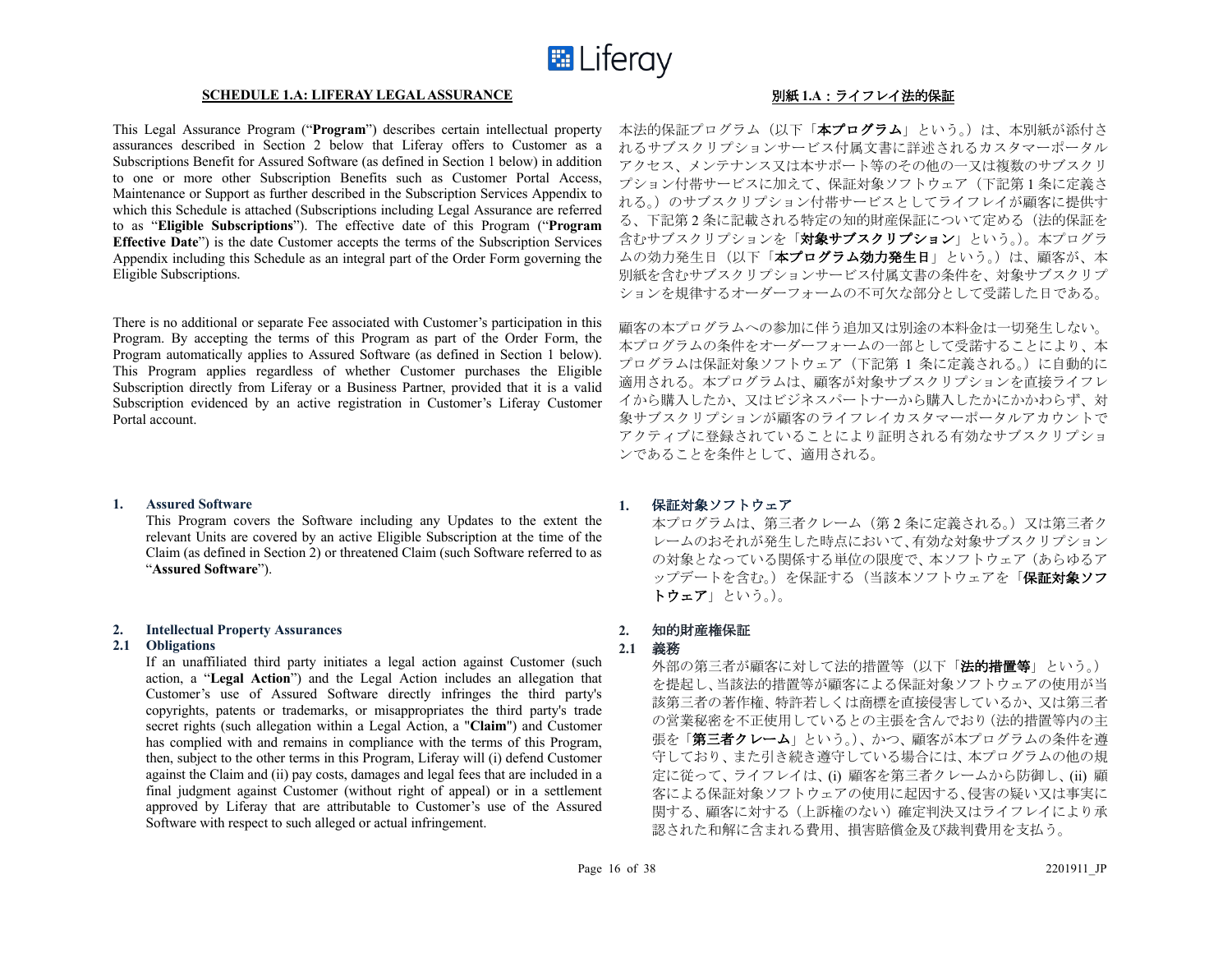## SCHEDULE 1.A: LIFERAY LEGAL ASSURANCE

This Legal Assurance Program ("**Program**") describes certain intellectual property assurances described in Section 2 below that Liferay offers to Customer as a Subscriptions Benefit for Assured Software (as defined in Section 1 below) in addition to one or more other Subscription Benefits such as Customer Portal Access, Maintenance or Support as further described in the Subscription Services Appendix to which this Schedule is attached (Subscriptions including Legal Assurance are referred to as "**Eligible Subscriptions**"). The effective date of this Program ("**Program Effective Date**") is the date Customer accepts the terms of the Subscription Services Appendix including this Schedule as an integral part of the Order Form governing the Eligible Subscriptions.

There is no additional or separate Fee associated with Customer's participation in this Program. By accepting the terms of this Program as part of the Order Form, the Program automatically applies to Assured Software (as defined in Section 1 below). This Program applies regardless of whether Customer purchases the Eligible Subscription directly from Liferay or a Business Partner, provided that it is a valid Subscription evidenced by an active registration in Customer's Liferay Customer Portal account.

### 1. Assured Software

This Program covers the Software including any Updates to the extent the relevant Units are covered by an active Eligible Subscription at the time of the Claim (as defined in Section 2) or threatened Claim (such Software referred to as "**Assured Software**").

### 2. Intellectual Property Assurances

#### 2.1 Obligations

If an unaffiliated third party initiates a legal action against Customer (such action, a "**Legal Action**") and the Legal Action includes an allegation that Customer's use of Assured Software directly infringes the third party's copyrights, patents or trademarks, or misappropriates the third party's trade secret rights (such allegation within a Legal Action, a "**Claim**") and Customer has complied with and remains in compliance with the terms of this Program, then, subject to the other terms in this Program, Liferay will (i) defend Customer against the Claim and (ii) pay costs, damages and legal fees that are included in a final judgment against Customer (without right of appeal) or in a settlement approved by Liferay that are attributable to Customer's use of the Assured Software with respect to such alleged or actual infringement.

## 別紙 1.A：ライフレイ法的保証

本法的保証プログラム（以下「**本プログラム**」という。）は、本別紙が添付されるサブスクリプションサービス付属文書に詳述されるカスタマーポータルアクセス、メンテナンス又は本サポート等のその他の一又は複数のサブスクリプション付帯サービスに加えて、保証対象ソフトウェア（下記第 1 条に定義される。）のサブスクリプション付帯サービスとしてライフレイが顧客に提供する、下記第 2 条に記載される特定の知的財産保証について定める（法的保証を含むサブスクリプションを「**対象サブスクリプション**」という。）。本プログラムの効力発生日（以下「**本プログラム効力発生日**」という。）は、顧客が、本別紙を含むサブスクリプションサービス付属文書の条件を、対象サブスクリプションを規律するオーダーフォームの不可欠な部分として受諾した日である。

顧客の本プログラムへの参加に伴う追加又は別途の本料金は一切発生しない。本プログラムの条件をオーダーフォームの一部として受諾することにより、本プログラムは保証対象ソフトウェア（下記第 1 条に定義される。）に自動的に適用される。本プログラムは、顧客が対象サブスクリプションを直接ライフレイから購入したか、又はビジネスパートナーから購入したかにかかわらず、対象サブスクリプションが顧客のライフレイカスタマーポータルアカウントでアクティブに登録されていることにより証明される有効なサブスクリプションであることを条件として、適用される。

### 1. 保証対象ソフトウェア

本プログラムは、第三者クレーム（第 2 条に定義される。）又は第三者クレームのおそれが発生した時点において、有効な対象サブスクリプションの対象となっている関係する単位の限度で、本ソフトウェア（あらゆるアップデートを含む。）を保証する（当該本ソフトウェアを「**保証対象ソフトウェア**」という。）。

### 2. 知的財産権保証

#### 2.1 義務

外部の第三者が顧客に対して法的措置等（以下「**法的措置等**」という。）を提起し、当該法的措置等が顧客による保証対象ソフトウェアの使用が当該第三者の著作権、特許若しくは商標を直接侵害しているか、又は第三者の営業秘密を不正使用しているとの主張を含んでおり（法的措置等内の主張を「**第三者クレーム**」という。）、かつ、顧客が本プログラムの条件を遵守しており、また引き続き遵守している場合には、本プログラムの他の規定に従って、ライフレイは、(i) 顧客を第三者クレームから防御し、(ii) 顧客による保証対象ソフトウェアの使用に起因する、侵害の疑い又は事実に関する、顧客に対する（上訴権のない）確定判決又はライフレイにより承認された和解に含まれる費用、損害賠償金及び裁判費用を支払う。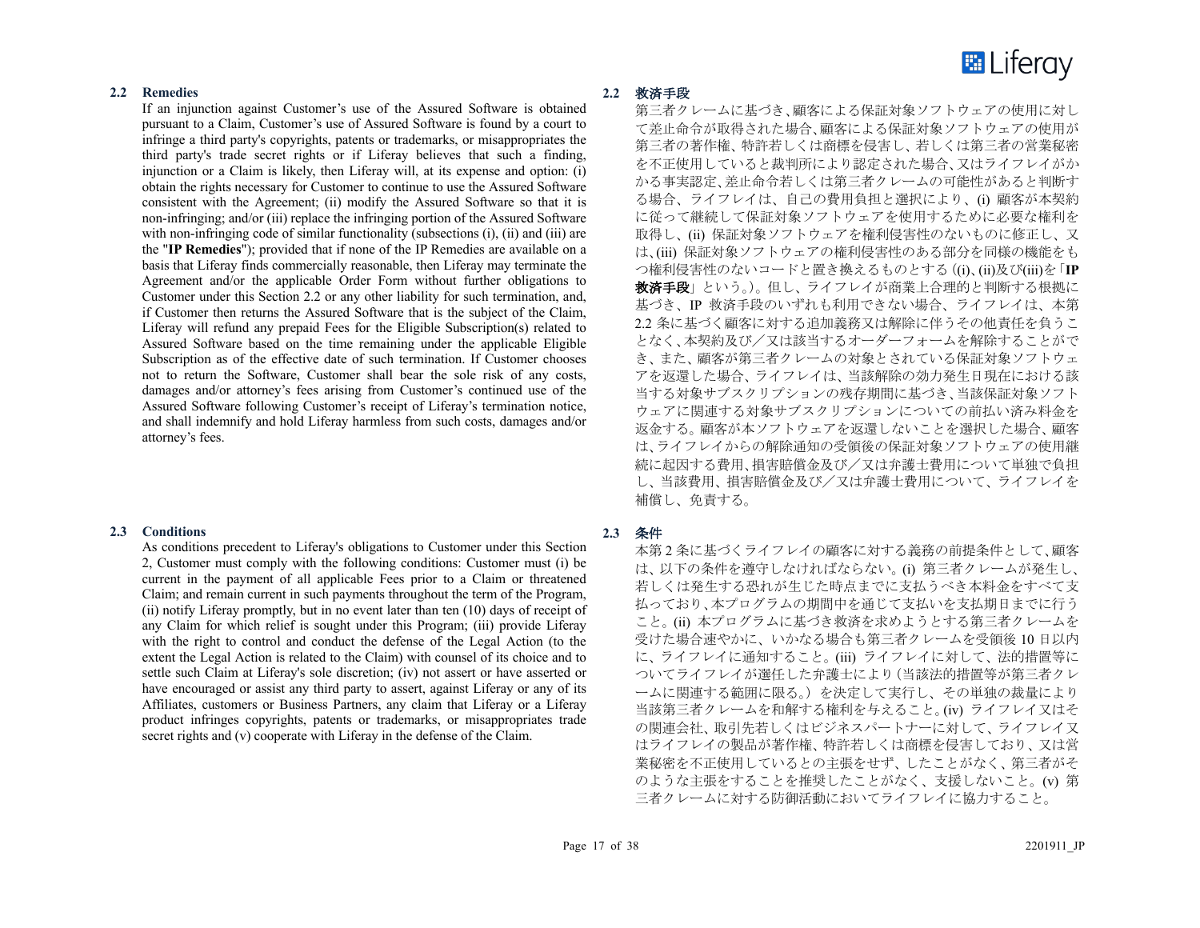### 2.2 Remedies

If an injunction against Customer's use of the Assured Software is obtained pursuant to a Claim, Customer's use of Assured Software is found by a court to infringe a third party's copyrights, patents or trademarks, or misappropriates the third party's trade secret rights or if Liferay believes that such a finding, injunction or a Claim is likely, then Liferay will, at its expense and option: (i) obtain the rights necessary for Customer to continue to use the Assured Software consistent with the Agreement; (ii) modify the Assured Software so that it is non-infringing; and/or (iii) replace the infringing portion of the Assured Software with non-infringing code of similar functionality (subsections (i), (ii) and (iii) are the "**IP Remedies**"); provided that if none of the IP Remedies are available on a basis that Liferay finds commercially reasonable, then Liferay may terminate the Agreement and/or the applicable Order Form without further obligations to Customer under this Section 2.2 or any other liability for such termination, and, if Customer then returns the Assured Software that is the subject of the Claim, Liferay will refund any prepaid Fees for the Eligible Subscription(s) related to Assured Software based on the time remaining under the applicable Eligible Subscription as of the effective date of such termination. If Customer chooses not to return the Software, Customer shall bear the sole risk of any costs, damages and/or attorney's fees arising from Customer's continued use of the Assured Software following Customer's receipt of Liferay's termination notice, and shall indemnify and hold Liferay harmless from such costs, damages and/or attorney's fees.

### 2.2 救済手段

第三者クレームに基づき、顧客による保証対象ソフトウェアの使用に対して差止命令が取得された場合、顧客による保証対象ソフトウェアの使用が第三者の著作権、特許若しくは商標を侵害し、若しくは第三者の営業秘密を不正使用していると裁判所により認定された場合、又はライフレイがかかる事実認定、差止命令若しくは第三者クレームの可能性があると判断する場合、ライフレイは、自己の費用負担と選択により、(i) 顧客が本契約に従って継続して保証対象ソフトウェアを使用するために必要な権利を取得し、(ii) 保証対象ソフトウェアを権利侵害性のないものに修正し、又は、(iii) 保証対象ソフトウェアの権利侵害性のある部分を同様の機能をもつ権利侵害性のないコードと置き換えるものとする ((i)、(ii)及び(iii)を「**IP 救済手段**」という。)。但し、ライフレイが商業上合理的と判断する根拠に基づき、IP 救済手段のいずれも利用できない場合、ライフレイは、本第 2.2 条に基づく顧客に対する追加義務又は解除に伴うその他責任を負うことなく、本契約及び/又は該当するオーダーフォームを解除することができ、また、顧客が第三者クレームの対象とされている保証対象ソフトウェアを返還した場合、ライフレイは、当該解除の効力発生日現在における該当する対象サブスクリプションの残存期間に基づき、当該保証対象ソフトウェアに関連する対象サブスクリプションについての前払い済み料金を返金する。顧客が本ソフトウェアを返還しないことを選択した場合、顧客は、ライフレイからの解除通知の受領後の保証対象ソフトウェアの使用継続に起因する費用、損害賠償金及び/又は弁護士費用について単独で負担し、当該費用、損害賠償金及び/又は弁護士費用について、ライフレイを補償し、免責する。

### 2.3 Conditions

As conditions precedent to Liferay's obligations to Customer under this Section 2, Customer must comply with the following conditions: Customer must (i) be current in the payment of all applicable Fees prior to a Claim or threatened Claim; and remain current in such payments throughout the term of the Program, (ii) notify Liferay promptly, but in no event later than ten (10) days of receipt of any Claim for which relief is sought under this Program; (iii) provide Liferay with the right to control and conduct the defense of the Legal Action (to the extent the Legal Action is related to the Claim) with counsel of its choice and to settle such Claim at Liferay's sole discretion; (iv) not assert or have asserted or have encouraged or assist any third party to assert, against Liferay or any of its Affiliates, customers or Business Partners, any claim that Liferay or a Liferay product infringes copyrights, patents or trademarks, or misappropriates trade secret rights and (v) cooperate with Liferay in the defense of the Claim.

### 2.3 条件

本第 2 条に基づくライフレイの顧客に対する義務の前提条件として、顧客は、以下の条件を遵守しなければならない。(i) 第三者クレームが発生し、若しくは発生する恐れが生じた時点までに支払うべき本料金をすべて支払っており、本プログラムの期間中を通じて支払いを支払期日までに行うこと。(ii) 本プログラムに基づき救済を求めようとする第三者クレームを受けた場合速やかに、いかなる場合も第三者クレームを受領後 10 日以内に、ライフレイに通知すること。(iii) ライフレイに対して、法的措置等についてライフレイが選任した弁護士により(当該法的措置等が第三者クレームに関連する範囲に限る。)を決定して実行し、その単独の裁量により当該第三者クレームを和解する権利を与えること。(iv) ライフレイ又はその関連会社、取引先若しくはビジネスパートナーに対して、ライフレイ又はライフレイの製品が著作権、特許若しくは商標を侵害しており、又は営業秘密を不正使用しているとの主張をせず、したことがなく、第三者がそのような主張をすることを推奨したことがなく、支援しないこと。(v) 第三者クレームに対する防御活動においてライフレイに協力すること。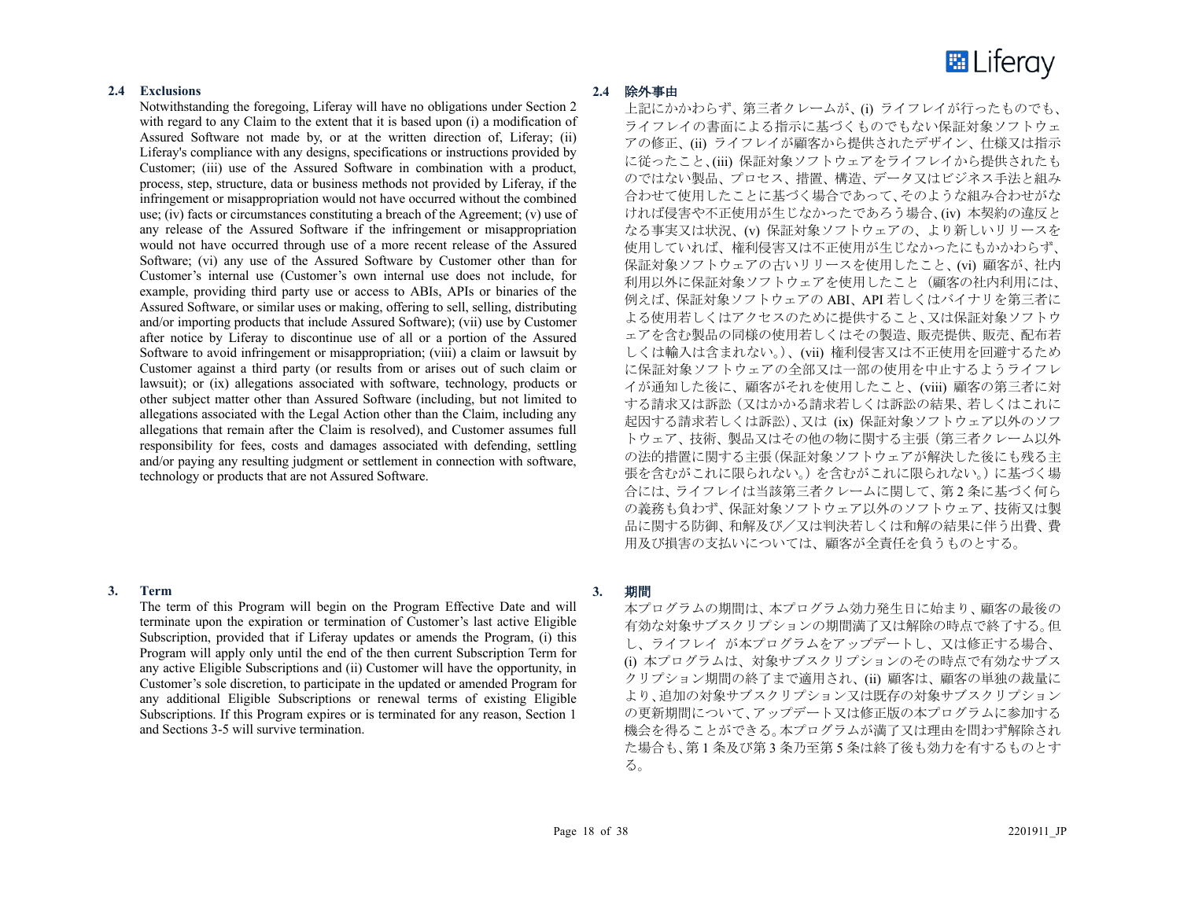### 2.4 Exclusions

Notwithstanding the foregoing, Liferay will have no obligations under Section 2 with regard to any Claim to the extent that it is based upon (i) a modification of Assured Software not made by, or at the written direction of, Liferay; (ii) Liferay's compliance with any designs, specifications or instructions provided by Customer; (iii) use of the Assured Software in combination with a product, process, step, structure, data or business methods not provided by Liferay, if the infringement or misappropriation would not have occurred without the combined use; (iv) facts or circumstances constituting a breach of the Agreement; (v) use of any release of the Assured Software if the infringement or misappropriation would not have occurred through use of a more recent release of the Assured Software; (vi) any use of the Assured Software by Customer other than for Customer's internal use (Customer's own internal use does not include, for example, providing third party use or access to ABIs, APIs or binaries of the Assured Software, or similar uses or making, offering to sell, selling, distributing and/or importing products that include Assured Software); (vii) use by Customer after notice by Liferay to discontinue use of all or a portion of the Assured Software to avoid infringement or misappropriation; (viii) a claim or lawsuit by Customer against a third party (or results from or arises out of such claim or lawsuit); or (ix) allegations associated with software, technology, products or other subject matter other than Assured Software (including, but not limited to allegations associated with the Legal Action other than the Claim, including any allegations that remain after the Claim is resolved), and Customer assumes full responsibility for fees, costs and damages associated with defending, settling and/or paying any resulting judgment or settlement in connection with software, technology or products that are not Assured Software.

### 2.4 除外事由

上記にかかわらず、第三者クレームが、(i) ライフレイが行ったものでも、ライフレイの書面による指示に基づくものでもない保証対象ソフトウェアの修正、(ii) ライフレイが顧客から提供されたデザイン、仕様又は指示に従ったこと、(iii) 保証対象ソフトウェアをライフレイから提供されたものではない製品、プロセス、措置、構造、データ又はビジネス手法と組み合わせて使用したことに基づく場合であって、そのような組み合わせがなければ侵害や不正使用が生じなかったであろう場合、(iv) 本契約の違反となる事実又は状況、(v) 保証対象ソフトウェアの、より新しいリリースを使用していれば、権利侵害又は不正使用が生じなかったにもかかわらず、保証対象ソフトウェアの古いリリースを使用したこと、(vi) 顧客が、社内利用以外に保証対象ソフトウェアを使用したこと（顧客の社内利用には、例えば、保証対象ソフトウェアの ABI、API 若しくはバイナリを第三者による使用若しくはアクセスのために提供すること、又は保証対象ソフトウェアを含む製品の同様の使用若しくはその製造、販売提供、販売、配布若しくは輸入は含まれない。）、(vii) 権利侵害又は不正使用を回避するために保証対象ソフトウェアの全部又は一部の使用を中止するようライフレイが通知した後に、顧客がそれを使用したこと、(viii) 顧客の第三者に対する請求又は訴訟（又はかかる請求若しくは訴訟の結果、若しくはこれに起因する請求若しくは訴訟）、又は (ix) 保証対象ソフトウェア以外のソフトウェア、技術、製品又はその他の物に関する主張（第三者クレーム以外の法的措置に関する主張（保証対象ソフトウェアが解決した後にも残る主張を含むがこれに限られない。）を含むがこれに限られない。）に基づく場合には、ライフレイは当該第三者クレームに関して、第 2 条に基づく何らの義務も負わず、保証対象ソフトウェア以外のソフトウェア、技術又は製品に関する防御、和解及び／又は判決若しくは和解の結果に伴う出費、費用及び損害の支払いについては、顧客が全責任を負うものとする。

## 3. Term

The term of this Program will begin on the Program Effective Date and will terminate upon the expiration or termination of Customer's last active Eligible Subscription, provided that if Liferay updates or amends the Program, (i) this Program will apply only until the end of the then current Subscription Term for any active Eligible Subscriptions and (ii) Customer will have the opportunity, in Customer's sole discretion, to participate in the updated or amended Program for any additional Eligible Subscriptions or renewal terms of existing Eligible Subscriptions. If this Program expires or is terminated for any reason, Section 1 and Sections 3-5 will survive termination.

## 3. 期間

本プログラムの期間は、本プログラム効力発生日に始まり、顧客の最後の有効な対象サブスクリプションの期間満了又は解除の時点で終了する。但し、ライフレイ が本プログラムをアップデートし、又は修正する場合、(i) 本プログラムは、対象サブスクリプションのその時点で有効なサブスクリプション期間の終了まで適用され、(ii) 顧客は、顧客の単独の裁量により、追加の対象サブスクリプション又は既存の対象サブスクリプションの更新期間について、アップデート又は修正版の本プログラムに参加する機会を得ることができる。本プログラムが満了又は理由を問わず解除された場合も、第 1 条及び第 3 条乃至第 5 条は終了後も効力を有するものとする。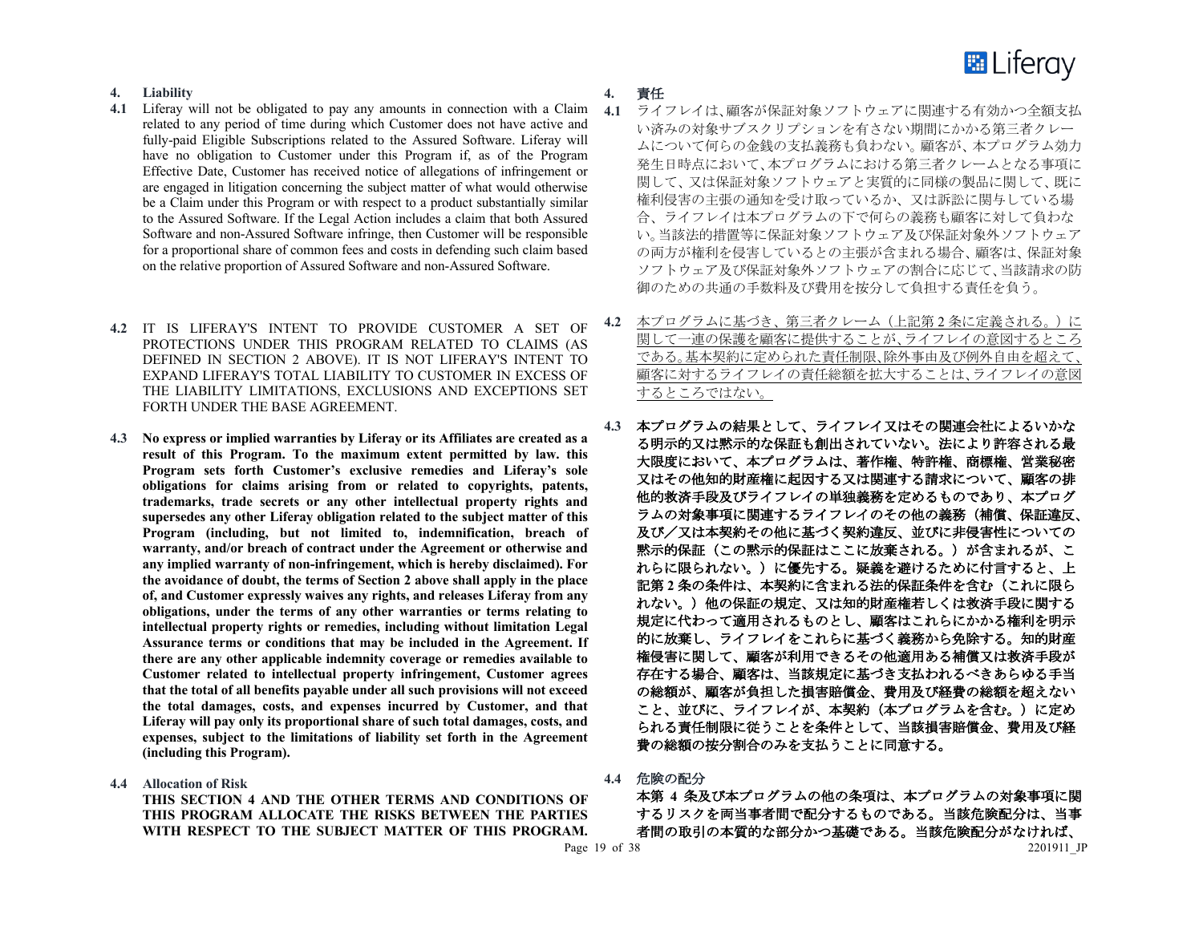## 4. Liability

**4.1** Liferay will not be obligated to pay any amounts in connection with a Claim related to any period of time during which Customer does not have active and fully-paid Eligible Subscriptions related to the Assured Software. Liferay will have no obligation to Customer under this Program if, as of the Program Effective Date, Customer has received notice of allegations of infringement or are engaged in litigation concerning the subject matter of what would otherwise be a Claim under this Program or with respect to a product substantially similar to the Assured Software. If the Legal Action includes a claim that both Assured Software and non-Assured Software infringe, then Customer will be responsible for a proportional share of common fees and costs in defending such claim based on the relative proportion of Assured Software and non-Assured Software.

**4.2** IT IS LIFERAY'S INTENT TO PROVIDE CUSTOMER A SET OF PROTECTIONS UNDER THIS PROGRAM RELATED TO CLAIMS (AS DEFINED IN SECTION 2 ABOVE). IT IS NOT LIFERAY'S INTENT TO EXPAND LIFERAY'S TOTAL LIABILITY TO CUSTOMER IN EXCESS OF THE LIABILITY LIMITATIONS, EXCLUSIONS AND EXCEPTIONS SET FORTH UNDER THE BASE AGREEMENT.

**4.3** **No express or implied warranties by Liferay or its Affiliates are created as a result of this Program. To the maximum extent permitted by law. this Program sets forth Customer's exclusive remedies and Liferay's sole obligations for claims arising from or related to copyrights, patents, trademarks, trade secrets or any other intellectual property rights and supersedes any other Liferay obligation related to the subject matter of this Program (including, but not limited to, indemnification, breach of warranty, and/or breach of contract under the Agreement or otherwise and any implied warranty of non-infringement, which is hereby disclaimed). For the avoidance of doubt, the terms of Section 2 above shall apply in the place of, and Customer expressly waives any rights, and releases Liferay from any obligations, under the terms of any other warranties or terms relating to intellectual property rights or remedies, including without limitation Legal Assurance terms or conditions that may be included in the Agreement. If there are any other applicable indemnity coverage or remedies available to Customer related to intellectual property infringement, Customer agrees that the total of all benefits payable under all such provisions will not exceed the total damages, costs, and expenses incurred by Customer, and that Liferay will pay only its proportional share of such total damages, costs, and expenses, subject to the limitations of liability set forth in the Agreement (including this Program).**

**4.4** **Allocation of Risk**

**THIS SECTION 4 AND THE OTHER TERMS AND CONDITIONS OF THIS PROGRAM ALLOCATE THE RISKS BETWEEN THE PARTIES WITH RESPECT TO THE SUBJECT MATTER OF THIS PROGRAM.**

## 4. 責任

**4.1** ライフレイは、顧客が保証対象ソフトウェアに関連する有効かつ全額支払い済みの対象サブスクリプションを有さない期間にかかる第三者クレームについて何らの金銭の支払義務も負わない。顧客が、本プログラム効力発生日時点において、本プログラムにおける第三者クレームとなる事項に関して、又は保証対象ソフトウェアと実質的に同様の製品に関して、既に権利侵害の主張の通知を受け取っているか、又は訴訟に関与している場合、ライフレイは本プログラムの下で何らの義務も顧客に対して負わない。当該法的措置等に保証対象ソフトウェア及び保証対象外ソフトウェアの両方が権利を侵害しているとの主張が含まれる場合、顧客は、保証対象ソフトウェア及び保証対象外ソフトウェアの割合に応じて、当該請求の防御のための共通の手数料及び費用を按分して負担する責任を負う。

**4.2** 本プログラムに基づき、第三者クレーム（上記第2条に定義される。）に関して一連の保護を顧客に提供することが、ライフレイの意図するところである。基本契約に定められた責任制限、除外事由及び例外自由を超えて、顧客に対するライフレイの責任総額を拡大することは、ライフレイの意図するところではない。

**4.3** **本プログラムの結果として、ライフレイ又はその関連会社によるいかなる明示的又は黙示的な保証も創出されていない。法により許容される最大限度において、本プログラムは、著作権、特許権、商標権、営業秘密又はその他知的財産権に起因する又は関連する請求について、顧客の排他的救済手段及びライフレイの単独義務を定めるものであり、本プログラムの対象事項に関連するライフレイのその他の義務（補償、保証違反、及び／又は本契約その他に基づく契約違反、並びに非侵害性についての黙示的保証（この黙示的保証はここに放棄される。）が含まれるが、これらに限られない。）に優先する。疑義を避けるために付言すると、上記第2条の条件は、本契約に含まれる法的保証条件を含む（これに限られない。）他の保証の規定、又は知的財産権若しくは救済手段に関する規定に代わって適用されるものとし、顧客はこれらにかかる権利を明示的に放棄し、ライフレイをこれらに基づく義務から免除する。知的財産権侵害に関して、顧客が利用できるその他適用ある補償又は救済手段が存在する場合、顧客は、当該規定に基づき支払われるべきあらゆる手当の総額が、顧客が負担した損害賠償金、費用及び経費の総額を超えないこと、並びに、ライフレイが、本契約（本プログラムを含む。）に定められる責任制限に従うことを条件として、当該損害賠償金、費用及び経費の総額の按分割合のみを支払うことに同意する。**

**4.4** 危険の配分

**本第4条及び本プログラムの他の条項は、本プログラムの対象事項に関するリスクを両当事者間で配分するものである。当該危険配分は、当事者間の取引の本質的な部分かつ基礎である。当該危険配分がなければ、**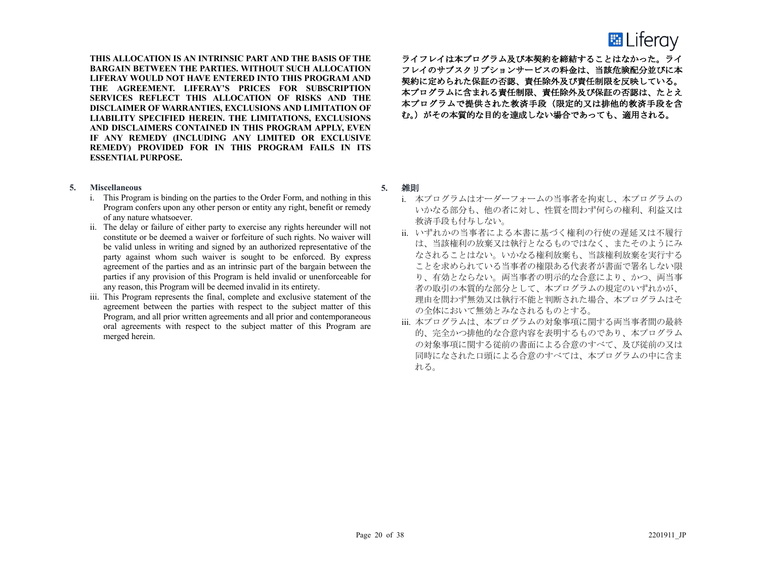**THIS ALLOCATION IS AN INTRINSIC PART AND THE BASIS OF THE BARGAIN BETWEEN THE PARTIES. WITHOUT SUCH ALLOCATION LIFERAY WOULD NOT HAVE ENTERED INTO THIS PROGRAM AND THE AGREEMENT. LIFERAY'S PRICES FOR SUBSCRIPTION SERVICES REFLECT THIS ALLOCATION OF RISKS AND THE DISCLAIMER OF WARRANTIES, EXCLUSIONS AND LIMITATION OF LIABILITY SPECIFIED HEREIN. THE LIMITATIONS, EXCLUSIONS AND DISCLAIMERS CONTAINED IN THIS PROGRAM APPLY, EVEN IF ANY REMEDY (INCLUDING ANY LIMITED OR EXCLUSIVE REMEDY) PROVIDED FOR IN THIS PROGRAM FAILS IN ITS ESSENTIAL PURPOSE.**

**ライフレイは本プログラム及び本契約を締結することはなかった。ライフレイのサブスクリプションサービスの料金は、当該危険配分並びに本契約に定められた保証の否認、責任除外及び責任制限を反映している。本プログラムに含まれる責任制限、責任除外及び保証の否認は、たとえ本プログラムで提供された救済手段（限定的又は排他的救済手段を含む。）がその本質的な目的を達成しない場合であっても、適用される。**

## 5. Miscellaneous

i. This Program is binding on the parties to the Order Form, and nothing in this Program confers upon any other person or entity any right, benefit or remedy of any nature whatsoever.

ii. The delay or failure of either party to exercise any rights hereunder will not constitute or be deemed a waiver or forfeiture of such rights. No waiver will be valid unless in writing and signed by an authorized representative of the party against whom such waiver is sought to be enforced. By express agreement of the parties and as an intrinsic part of the bargain between the parties if any provision of this Program is held invalid or unenforceable for any reason, this Program will be deemed invalid in its entirety.

iii. This Program represents the final, complete and exclusive statement of the agreement between the parties with respect to the subject matter of this Program, and all prior written agreements and all prior and contemporaneous oral agreements with respect to the subject matter of this Program are merged herein.

## 5. 雑則

i. 本プログラムはオーダーフォームの当事者を拘束し、本プログラムのいかなる部分も、他の者に対し、性質を問わず何らの権利、利益又は救済手段も付与しない。

ii. いずれかの当事者による本書に基づく権利の行使の遅延又は不履行は、当該権利の放棄又は執行となるものではなく、またそのようにみなされることはない。いかなる権利放棄も、当該権利放棄を実行することを求められている当事者の権限ある代表者が書面で署名しない限り、有効とならない。両当事者の明示的な合意により、かつ、両当事者の取引の本質的な部分として、本プログラムの規定のいずれかが、理由を問わず無効又は執行不能と判断された場合、本プログラムはその全体において無効とみなされるものとする。

iii. 本プログラムは、本プログラムの対象事項に関する両当事者間の最終的、完全かつ排他的な合意内容を表明するものであり、本プログラムの対象事項に関する従前の書面による合意のすべて、及び従前の又は同時になされた口頭による合意のすべては、本プログラムの中に含まれる。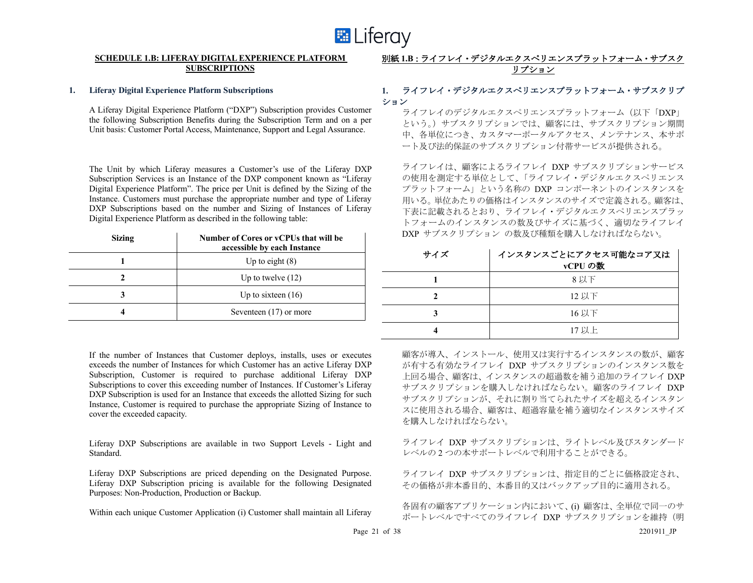**SCHEDULE 1.B: LIFERAY DIGITAL EXPERIENCE PLATFORM SUBSCRIPTIONS**

**1. Liferay Digital Experience Platform Subscriptions**

A Liferay Digital Experience Platform ("DXP") Subscription provides Customer the following Subscription Benefits during the Subscription Term and on a per Unit basis: Customer Portal Access, Maintenance, Support and Legal Assurance.

The Unit by which Liferay measures a Customer's use of the Liferay DXP Subscription Services is an Instance of the DXP component known as "Liferay Digital Experience Platform". The price per Unit is defined by the Sizing of the Instance. Customers must purchase the appropriate number and type of Liferay DXP Subscriptions based on the number and Sizing of Instances of Liferay Digital Experience Platform as described in the following table:

| Sizing | Number of Cores or vCPUs that will be accessible by each Instance |
|---|---|
| 1 | Up to eight (8) |
| 2 | Up to twelve (12) |
| 3 | Up to sixteen (16) |
| 4 | Seventeen (17) or more |

If the number of Instances that Customer deploys, installs, uses or executes exceeds the number of Instances for which Customer has an active Liferay DXP Subscription, Customer is required to purchase additional Liferay DXP Subscriptions to cover this exceeding number of Instances. If Customer's Liferay DXP Subscription is used for an Instance that exceeds the allotted Sizing for such Instance, Customer is required to purchase the appropriate Sizing of Instance to cover the exceeded capacity.

Liferay DXP Subscriptions are available in two Support Levels - Light and Standard.

Liferay DXP Subscriptions are priced depending on the Designated Purpose. Liferay DXP Subscription pricing is available for the following Designated Purposes: Non-Production, Production or Backup.

Within each unique Customer Application (i) Customer shall maintain all Liferay

**別紙 1.B : ライフレイ・デジタルエクスペリエンスプラットフォーム・サブスクリプション**

**1. ライフレイ・デジタルエクスペリエンスプラットフォーム・サブスクリプション**

ライフレイのデジタルエクスペリエンスプラットフォーム（以下「DXP」という。）サブスクリプションでは、顧客には、サブスクリプション期間中、各単位につき、カスタマーポータルアクセス、メンテナンス、本サポート及び法的保証のサブスクリプション付帯サービスが提供される。

ライフレイは、顧客によるライフレイ DXP サブスクリプションサービスの使用を測定する単位として、「ライフレイ・デジタルエクスペリエンスプラットフォーム」という名称の DXP コンポーネントのインスタンスを用いる。単位あたりの価格はインスタンスのサイズで定義される。顧客は、下表に記載されるとおり、ライフレイ・デジタルエクスペリエンスプラットフォームのインスタンスの数及びサイズに基づく、適切なライフレイ DXP サブスクリプション の数及び種類を購入しなければならない。

| サイズ | インスタンスごとにアクセス可能なコア又は vCPU の数 |
|---|---|
| 1 | 8 以下 |
| 2 | 12 以下 |
| 3 | 16 以下 |
| 4 | 17 以上 |

顧客が導入、インストール、使用又は実行するインスタンスの数が、顧客が有する有効なライフレイ DXP サブスクリプションのインスタンス数を上回る場合、顧客は、インスタンスの超過数を補う追加のライフレイ DXP サブスクリプションを購入しなければならない。顧客のライフレイ DXP サブスクリプションが、それに割り当てられたサイズを超えるインスタンスに使用される場合、顧客は、超過容量を補う適切なインスタンスサイズを購入しなければならない。

ライフレイ DXP サブスクリプションは、ライトレベル及びスタンダードレベルの 2 つの本サポートレベルで利用することができる。

ライフレイ DXP サブスクリプションは、指定目的ごとに価格設定され、その価格が非本番目的、本番目的又はバックアップ目的に適用される。

各固有の顧客アプリケーション内において、(i) 顧客は、全単位で同一のサポートレベルですべてのライフレイ DXP サブスクリプションを維持（明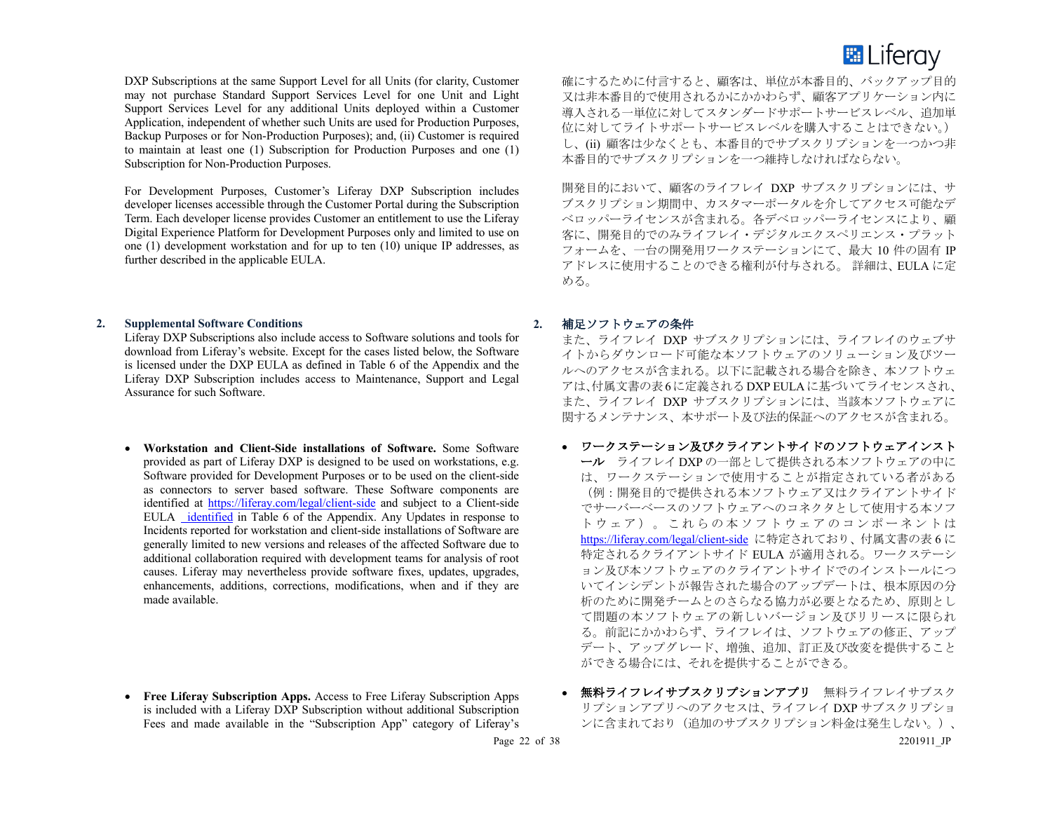DXP Subscriptions at the same Support Level for all Units (for clarity, Customer may not purchase Standard Support Services Level for one Unit and Light Support Services Level for any additional Units deployed within a Customer Application, independent of whether such Units are used for Production Purposes, Backup Purposes or for Non-Production Purposes); and, (ii) Customer is required to maintain at least one (1) Subscription for Production Purposes and one (1) Subscription for Non-Production Purposes.

確にするために付言すると、顧客は、単位が本番目的、バックアップ目的又は非本番目的で使用されるかにかかわらず、顧客アプリケーション内に導入される一単位に対してスタンダードサポートサービスレベル、追加単位に対してライトサポートサービスレベルを購入することはできない。）し、(ii) 顧客は少なくとも、本番目的でサブスクリプションを一つかつ非本番目的でサブスクリプションを一つ維持しなければならない。

For Development Purposes, Customer's Liferay DXP Subscription includes developer licenses accessible through the Customer Portal during the Subscription Term. Each developer license provides Customer an entitlement to use the Liferay Digital Experience Platform for Development Purposes only and limited to use on one (1) development workstation and for up to ten (10) unique IP addresses, as further described in the applicable EULA.

開発目的において、顧客のライフレイ DXP サブスクリプションには、サブスクリプション期間中、カスタマーポータルを介してアクセス可能なデベロッパーライセンスが含まれる。各デベロッパーライセンスにより、顧客に、開発目的でのみライフレイ・デジタルエクスペリエンス・プラットフォームを、一台の開発用ワークステーションにて、最大 10 件の固有 IP アドレスに使用することのできる権利が付与される。 詳細は、EULA に定める。

## 2. Supplemental Software Conditions

Liferay DXP Subscriptions also include access to Software solutions and tools for download from Liferay's website. Except for the cases listed below, the Software is licensed under the DXP EULA as defined in Table 6 of the Appendix and the Liferay DXP Subscription includes access to Maintenance, Support and Legal Assurance for such Software.

## 2. 補足ソフトウェアの条件

また、ライフレイ DXP サブスクリプションには、ライフレイのウェブサイトからダウンロード可能な本ソフトウェアのソリューション及びツールへのアクセスが含まれる。以下に記載される場合を除き、本ソフトウェアは,付属文書の表 6 に定義される DXP EULA に基づいてライセンスされ、また、ライフレイ DXP サブスクリプションには、当該本ソフトウェアに関するメンテナンス、本サポート及び法的保証へのアクセスが含まれる。

- **Workstation and Client-Side installations of Software.** Some Software provided as part of Liferay DXP is designed to be used on workstations, e.g. Software provided for Development Purposes or to be used on the client-side as connectors to server based software. These Software components are identified at https://liferay.com/legal/client-side and subject to a Client-side EULA identified in Table 6 of the Appendix. Any Updates in response to Incidents reported for workstation and client-side installations of Software are generally limited to new versions and releases of the affected Software due to additional collaboration required with development teams for analysis of root causes. Liferay may nevertheless provide software fixes, updates, upgrades, enhancements, additions, corrections, modifications, when and if they are made available.

- **ワークステーション及びクライアントサイドのソフトウェアインストール**　ライフレイ DXP の一部として提供される本ソフトウェアの中には、ワークステーションで使用することが指定されている者がある（例：開発目的で提供される本ソフトウェア又はクライアントサイドでサーバーベースのソフトウェアへのコネクタとして使用する本ソフトウェア）。これらの本ソフトウェアのコンポーネントは https://liferay.com/legal/client-side に特定されており、付属文書の表 6 に特定されるクライアントサイド EULA が適用される。ワークステーション及び本ソフトウェアのクライアントサイドでのインストールについてインシデントが報告された場合のアップデートは、根本原因の分析のために開発チームとのさらなる協力が必要となるため、原則として問題の本ソフトウェアの新しいバージョン及びリリースに限られる。前記にかかわらず、ライフレイは、ソフトウェアの修正、アップデート、アップグレード、増強、追加、訂正及び改変を提供することができる場合には、それを提供することができる。

- **Free Liferay Subscription Apps.** Access to Free Liferay Subscription Apps is included with a Liferay DXP Subscription without additional Subscription Fees and made available in the "Subscription App" category of Liferay's

- **無料ライフレイサブスクリプションアプリ**　無料ライフレイサブスクリプションアプリへのアクセスは、ライフレイ DXP サブスクリプションに含まれており（追加のサブスクリプション料金は発生しない。）、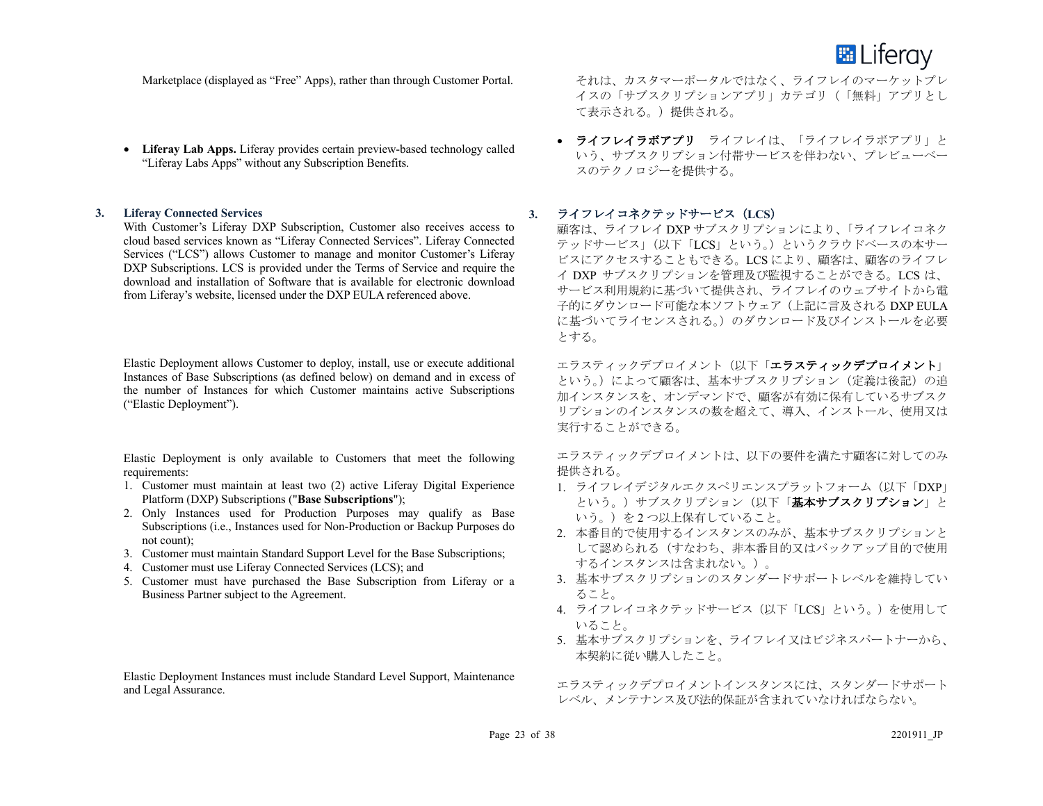Marketplace (displayed as “Free” Apps), rather than through Customer Portal.

それは、カスタマーポータルではなく、ライフレイのマーケットプレイスの「サブスクリプションアプリ」カテゴリ（「無料」アプリとして表示される。）提供される。

- **Liferay Lab Apps.** Liferay provides certain preview-based technology called “Liferay Labs Apps” without any Subscription Benefits.

- **ライフレイラボアプリ** ライフレイは、「ライフレイラボアプリ」という、サブスクリプション付帯サービスを伴わない、プレビューベースのテクノロジーを提供する。

### 3. Liferay Connected Services

With Customer’s Liferay DXP Subscription, Customer also receives access to cloud based services known as “Liferay Connected Services”. Liferay Connected Services (“LCS”) allows Customer to manage and monitor Customer’s Liferay DXP Subscriptions. LCS is provided under the Terms of Service and require the download and installation of Software that is available for electronic download from Liferay’s website, licensed under the DXP EULA referenced above.

### 3. ライフレイコネクテッドサービス（LCS）

顧客は、ライフレイ DXP サブスクリプションにより、「ライフレイコネクテッドサービス」（以下「LCS」という。）というクラウドベースの本サービスにアクセスすることもできる。LCS により、顧客は、顧客のライフレイ DXP サブスクリプションを管理及び監視することができる。LCS は、サービス利用規約に基づいて提供され、ライフレイのウェブサイトから電子的にダウンロード可能な本ソフトウェア（上記に言及される DXP EULA に基づいてライセンスされる。）のダウンロード及びインストールを必要とする。

Elastic Deployment allows Customer to deploy, install, use or execute additional Instances of Base Subscriptions (as defined below) on demand and in excess of the number of Instances for which Customer maintains active Subscriptions (“Elastic Deployment”).

エラスティックデプロイメント（以下「**エラスティックデプロイメント**」という。）によって顧客は、基本サブスクリプション（定義は後記）の追加インスタンスを、オンデマンドで、顧客が有効に保有しているサブスクリプションのインスタンスの数を超えて、導入、インストール、使用又は実行することができる。

Elastic Deployment is only available to Customers that meet the following requirements:

1. Customer must maintain at least two (2) active Liferay Digital Experience Platform (DXP) Subscriptions ("**Base Subscriptions**");
2. Only Instances used for Production Purposes may qualify as Base Subscriptions (i.e., Instances used for Non-Production or Backup Purposes do not count);
3. Customer must maintain Standard Support Level for the Base Subscriptions;
4. Customer must use Liferay Connected Services (LCS); and
5. Customer must have purchased the Base Subscription from Liferay or a Business Partner subject to the Agreement.

エラスティックデプロイメントは、以下の要件を満たす顧客に対してのみ提供される。

1. ライフレイデジタルエクスペリエンスプラットフォーム（以下「DXP」という。）サブスクリプション（以下「**基本サブスクリプション**」という。）を 2 つ以上保有していること。
2. 本番目的で使用するインスタンスのみが、基本サブスクリプションとして認められる（すなわち、非本番目的又はバックアップ目的で使用するインスタンスは含まれない。）。
3. 基本サブスクリプションのスタンダードサポートレベルを維持していること。
4. ライフレイコネクテッドサービス（以下「LCS」という。）を使用していること。
5. 基本サブスクリプションを、ライフレイ又はビジネスパートナーから、本契約に従い購入したこと。

Elastic Deployment Instances must include Standard Level Support, Maintenance and Legal Assurance.

エラスティックデプロイメントインスタンスには、スタンダードサポートレベル、メンテナンス及び法的保証が含まれていなければならない。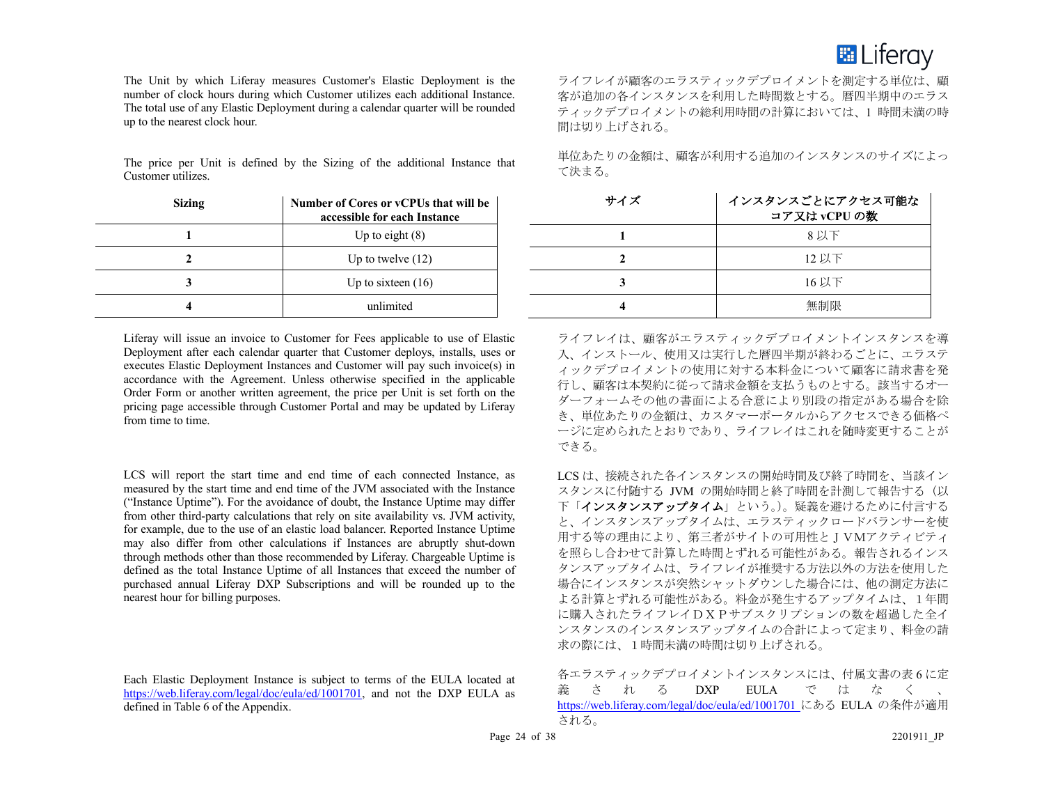The Unit by which Liferay measures Customer's Elastic Deployment is the number of clock hours during which Customer utilizes each additional Instance. The total use of any Elastic Deployment during a calendar quarter will be rounded up to the nearest clock hour.

ライフレイが顧客のエラスティックデプロイメントを測定する単位は、顧客が追加の各インスタンスを利用した時間数とする。暦四半期中のエラスティックデプロイメントの総利用時間の計算においては、1 時間未満の時間は切り上げされる。

The price per Unit is defined by the Sizing of the additional Instance that Customer utilizes.

単位あたりの金額は、顧客が利用する追加のインスタンスのサイズによって決まる。

| Sizing | Number of Cores or vCPUs that will be accessible for each Instance |
|---|---|
| 1 | Up to eight (8) |
| 2 | Up to twelve (12) |
| 3 | Up to sixteen (16) |
| 4 | unlimited |

| サイズ | インスタンスごとにアクセス可能なコア又は vCPU の数 |
|---|---|
| 1 | 8 以下 |
| 2 | 12 以下 |
| 3 | 16 以下 |
| 4 | 無制限 |

Liferay will issue an invoice to Customer for Fees applicable to use of Elastic Deployment after each calendar quarter that Customer deploys, installs, uses or executes Elastic Deployment Instances and Customer will pay such invoice(s) in accordance with the Agreement. Unless otherwise specified in the applicable Order Form or another written agreement, the price per Unit is set forth on the pricing page accessible through Customer Portal and may be updated by Liferay from time to time.

ライフレイは、顧客がエラスティックデプロイメントインスタンスを導入、インストール、使用又は実行した暦四半期が終わるごとに、エラスティックデプロイメントの使用に対する本料金について顧客に請求書を発行し、顧客は本契約に従って請求金額を支払うものとする。該当するオーダーフォームその他の書面による合意により別段の指定がある場合を除き、単位あたりの金額は、カスタマーポータルからアクセスできる価格ページに定められたとおりであり、ライフレイはこれを随時変更することができる。

LCS will report the start time and end time of each connected Instance, as measured by the start time and end time of the JVM associated with the Instance ("Instance Uptime"). For the avoidance of doubt, the Instance Uptime may differ from other third-party calculations that rely on site availability vs. JVM activity, for example, due to the use of an elastic load balancer. Reported Instance Uptime may also differ from other calculations if Instances are abruptly shut-down through methods other than those recommended by Liferay. Chargeable Uptime is defined as the total Instance Uptime of all Instances that exceed the number of purchased annual Liferay DXP Subscriptions and will be rounded up to the nearest hour for billing purposes.

LCS は、接続された各インスタンスの開始時間及び終了時間を、当該インスタンスに付随する JVM の開始時間と終了時間を計測して報告する（以下「**インスタンスアップタイム**」という。）。疑義を避けるために付言すると、インスタンスアップタイムは、エラスティックロードバランサーを使用する等の理由により、第三者がサイトの可用性とＪVMアクティビティを照らし合わせて計算した時間とずれる可能性がある。報告されるインスタンスアップタイムは、ライフレイが推奨する方法以外の方法を使用した場合にインスタンスが突然シャットダウンした場合には、他の測定方法による計算とずれる可能性がある。料金が発生するアップタイムは、１年間に購入されたライフレイＤＸＰサブスクリプションの数を超過した全インスタンスのインスタンスアップタイムの合計によって定まり、料金の請求の際には、１時間未満の時間は切り上げされる。

Each Elastic Deployment Instance is subject to terms of the EULA located at https://web.liferay.com/legal/doc/eula/ed/1001701, and not the DXP EULA as defined in Table 6 of the Appendix.

各エラスティックデプロイメントインスタンスには、付属文書の表 6 に定義される DXP EULA ではなく、https://web.liferay.com/legal/doc/eula/ed/1001701 にある EULA の条件が適用される。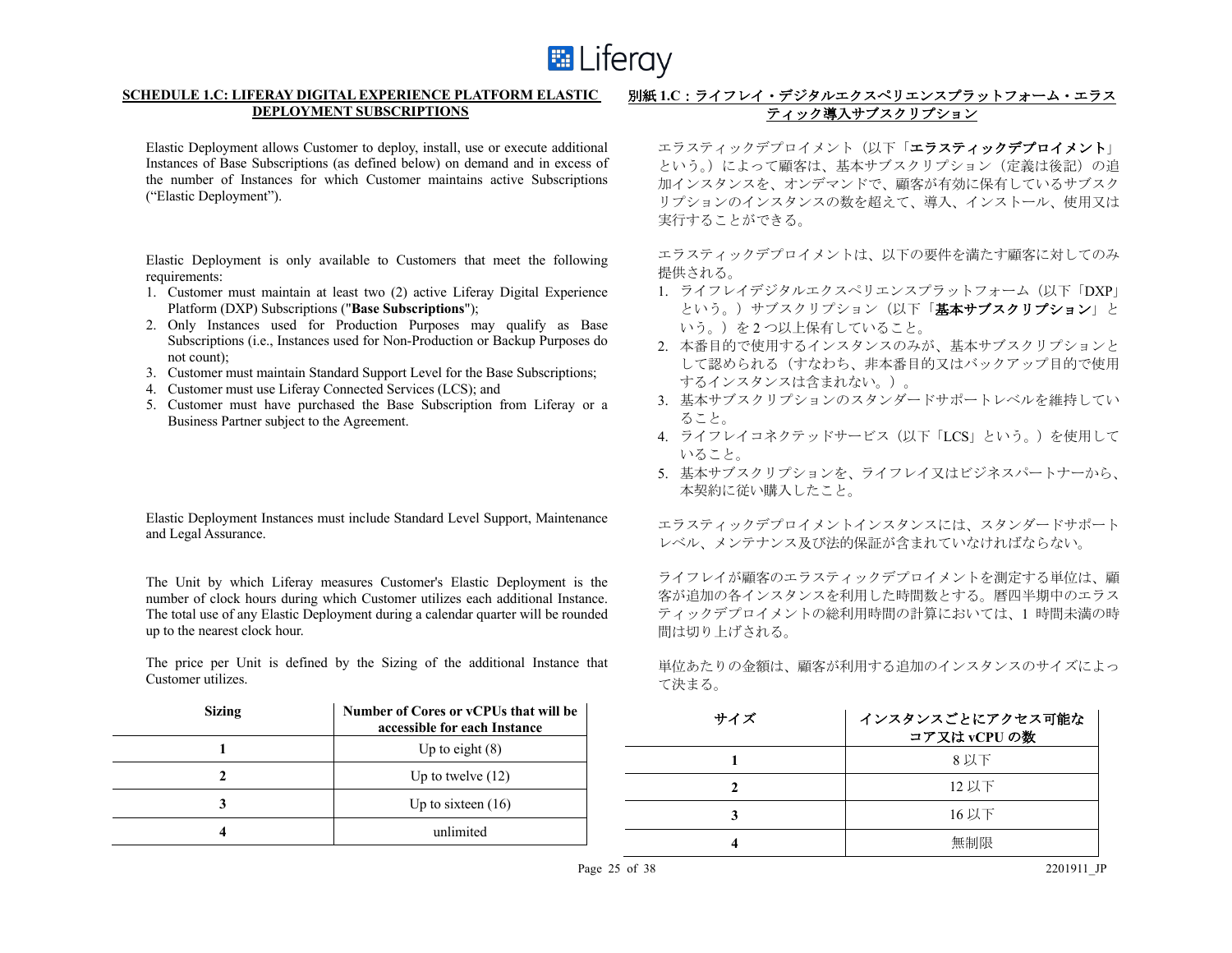**SCHEDULE 1.C: LIFERAY DIGITAL EXPERIENCE PLATFORM ELASTIC DEPLOYMENT SUBSCRIPTIONS**

Elastic Deployment allows Customer to deploy, install, use or execute additional Instances of Base Subscriptions (as defined below) on demand and in excess of the number of Instances for which Customer maintains active Subscriptions ("Elastic Deployment").

Elastic Deployment is only available to Customers that meet the following requirements:

1. Customer must maintain at least two (2) active Liferay Digital Experience Platform (DXP) Subscriptions ("**Base Subscriptions**");
2. Only Instances used for Production Purposes may qualify as Base Subscriptions (i.e., Instances used for Non-Production or Backup Purposes do not count);
3. Customer must maintain Standard Support Level for the Base Subscriptions;
4. Customer must use Liferay Connected Services (LCS); and
5. Customer must have purchased the Base Subscription from Liferay or a Business Partner subject to the Agreement.

Elastic Deployment Instances must include Standard Level Support, Maintenance and Legal Assurance.

The Unit by which Liferay measures Customer's Elastic Deployment is the number of clock hours during which Customer utilizes each additional Instance. The total use of any Elastic Deployment during a calendar quarter will be rounded up to the nearest clock hour.

The price per Unit is defined by the Sizing of the additional Instance that Customer utilizes.

| Sizing | Number of Cores or vCPUs that will be accessible for each Instance |
|---|---|
| **1** | Up to eight (8) |
| **2** | Up to twelve (12) |
| **3** | Up to sixteen (16) |
| **4** | unlimited |

**別紙 1.C：ライフレイ・デジタルエクスペリエンスプラットフォーム・エラスティック導入サブスクリプション**

エラスティックデプロイメント（以下「**エラスティックデプロイメント**」という。）によって顧客は、基本サブスクリプション（定義は後記）の追加インスタンスを、オンデマンドで、顧客が有効に保有しているサブスクリプションのインスタンスの数を超えて、導入、インストール、使用又は実行することができる。

エラスティックデプロイメントは、以下の要件を満たす顧客に対してのみ提供される。

1. ライフレイデジタルエクスペリエンスプラットフォーム（以下「DXP」という。）サブスクリプション（以下「**基本サブスクリプション**」という。）を 2 つ以上保有していること。
2. 本番目的で使用するインスタンスのみが、基本サブスクリプションとして認められる（すなわち、非本番目的又はバックアップ目的で使用するインスタンスは含まれない。）。
3. 基本サブスクリプションのスタンダードサポートレベルを維持していること。
4. ライフレイコネクテッドサービス（以下「LCS」という。）を使用していること。
5. 基本サブスクリプションを、ライフレイ又はビジネスパートナーから、本契約に従い購入したこと。

エラスティックデプロイメントインスタンスには、スタンダードサポートレベル、メンテナンス及び法的保証が含まれていなければならない。

ライフレイが顧客のエラスティックデプロイメントを測定する単位は、顧客が追加の各インスタンスを利用した時間数とする。暦四半期中のエラスティックデプロイメントの総利用時間の計算においては、1 時間未満の時間は切り上げされる。

単位あたりの金額は、顧客が利用する追加のインスタンスのサイズによって決まる。

| サイズ | インスタンスごとにアクセス可能なコア又は vCPU の数 |
|---|---|
| **1** | 8 以下 |
| **2** | 12 以下 |
| **3** | 16 以下 |
| **4** | 無制限 |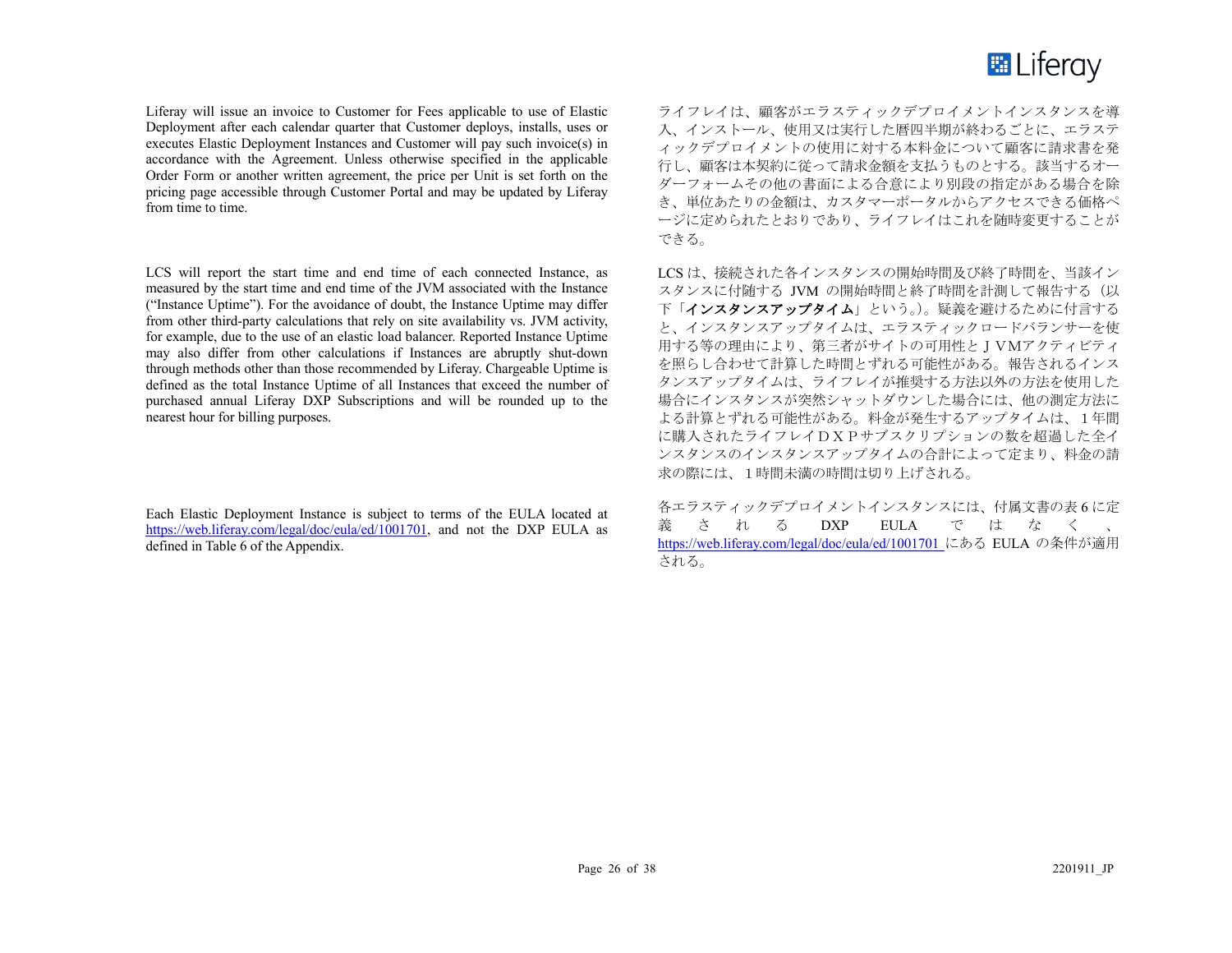Liferay will issue an invoice to Customer for Fees applicable to use of Elastic Deployment after each calendar quarter that Customer deploys, installs, uses or executes Elastic Deployment Instances and Customer will pay such invoice(s) in accordance with the Agreement. Unless otherwise specified in the applicable Order Form or another written agreement, the price per Unit is set forth on the pricing page accessible through Customer Portal and may be updated by Liferay from time to time.

ライフレイは、顧客がエラスティックデプロイメントインスタンスを導入、インストール、使用又は実行した暦四半期が終わるごとに、エラスティックデプロイメントの使用に対する本料金について顧客に請求書を発行し、顧客は本契約に従って請求金額を支払うものとする。該当するオーダーフォームその他の書面による合意により別段の指定がある場合を除き、単位あたりの金額は、カスタマーポータルからアクセスできる価格ページに定められたとおりであり、ライフレイはこれを随時変更することができる。

LCS will report the start time and end time of each connected Instance, as measured by the start time and end time of the JVM associated with the Instance ("Instance Uptime"). For the avoidance of doubt, the Instance Uptime may differ from other third-party calculations that rely on site availability vs. JVM activity, for example, due to the use of an elastic load balancer. Reported Instance Uptime may also differ from other calculations if Instances are abruptly shut-down through methods other than those recommended by Liferay. Chargeable Uptime is defined as the total Instance Uptime of all Instances that exceed the number of purchased annual Liferay DXP Subscriptions and will be rounded up to the nearest hour for billing purposes.

LCS は、接続された各インスタンスの開始時間及び終了時間を、当該インスタンスに付随する JVM の開始時間と終了時間を計測して報告する（以下「**インスタンスアップタイム**」という。）。疑義を避けるために付言すると、インスタンスアップタイムは、エラスティックロードバランサーを使用する等の理由により、第三者がサイトの可用性とＪVMアクティビティを照らし合わせて計算した時間とずれる可能性がある。報告されるインスタンスアップタイムは、ライフレイが推奨する方法以外の方法を使用した場合にインスタンスが突然シャットダウンした場合には、他の測定方法による計算とずれる可能性がある。料金が発生するアップタイムは、１年間に購入されたライフレイＤＸＰサブスクリプションの数を超過した全インスタンスのインスタンスアップタイムの合計によって定まり、料金の請求の際には、１時間未満の時間は切り上げされる。

Each Elastic Deployment Instance is subject to terms of the EULA located at https://web.liferay.com/legal/doc/eula/ed/1001701, and not the DXP EULA as defined in Table 6 of the Appendix.

各エラスティックデプロイメントインスタンスには、付属文書の表 6 に定義される DXP EULA ではなく、https://web.liferay.com/legal/doc/eula/ed/1001701 にある EULA の条件が適用される。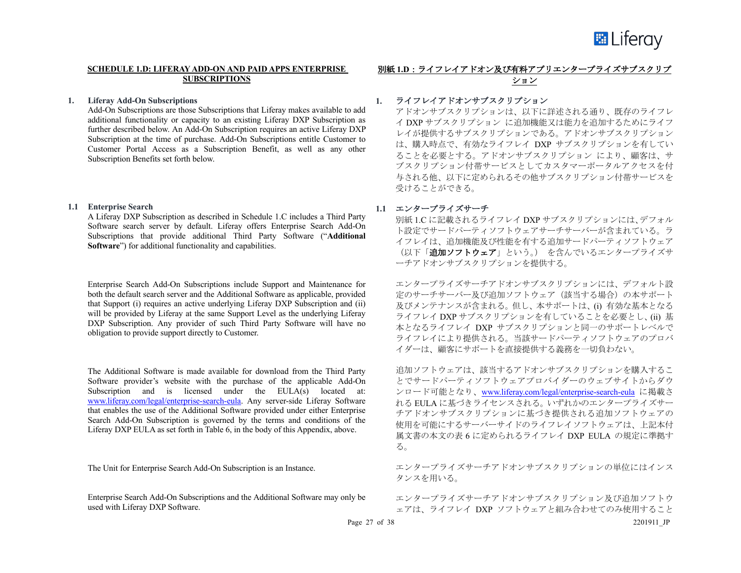**SCHEDULE 1.D: LIFERAY ADD-ON AND PAID APPS ENTERPRISE SUBSCRIPTIONS**

**1. Liferay Add-On Subscriptions**

Add-On Subscriptions are those Subscriptions that Liferay makes available to add additional functionality or capacity to an existing Liferay DXP Subscription as further described below. An Add-On Subscription requires an active Liferay DXP Subscription at the time of purchase. Add-On Subscriptions entitle Customer to Customer Portal Access as a Subscription Benefit, as well as any other Subscription Benefits set forth below.

**1.1 Enterprise Search**

A Liferay DXP Subscription as described in Schedule 1.C includes a Third Party Software search server by default. Liferay offers Enterprise Search Add-On Subscriptions that provide additional Third Party Software ("**Additional Software**") for additional functionality and capabilities.

Enterprise Search Add-On Subscriptions include Support and Maintenance for both the default search server and the Additional Software as applicable, provided that Support (i) requires an active underlying Liferay DXP Subscription and (ii) will be provided by Liferay at the same Support Level as the underlying Liferay DXP Subscription. Any provider of such Third Party Software will have no obligation to provide support directly to Customer.

The Additional Software is made available for download from the Third Party Software provider's website with the purchase of the applicable Add-On Subscription and is licensed under the EULA(s) located at: www.liferay.com/legal/enterprise-search-eula. Any server-side Liferay Software that enables the use of the Additional Software provided under either Enterprise Search Add-On Subscription is governed by the terms and conditions of the Liferay DXP EULA as set forth in Table 6, in the body of this Appendix, above.

The Unit for Enterprise Search Add-On Subscription is an Instance.

Enterprise Search Add-On Subscriptions and the Additional Software may only be used with Liferay DXP Software.

**別紙 1.D：ライフレイアドオン及び有料アプリエンタープライズサブスクリプション**

**1. ライフレイアドオンサブスクリプション**

アドオンサブスクリプションは、以下に詳述される通り、既存のライフレイ DXP サブスクリプション に追加機能又は能力を追加するためにライフレイが提供するサブスクリプションである。アドオンサブスクリプションは、購入時点で、有効なライフレイ DXP サブスクリプションを有していることを必要とする。アドオンサブスクリプション により、顧客は、サブスクリプション付帯サービスとしてカスタマーポータルアクセスを付与される他、以下に定められるその他サブスクリプション付帯サービスを受けることができる。

**1.1 エンタープライズサーチ**

別紙 1.C に記載されるライフレイ DXP サブスクリプションには､デフォルト設定でサードパーティソフトウェアサーチサーバーが含まれている。ライフレイは、追加機能及び性能を有する追加サードパーティソフトウェア（以下「**追加ソフトウェア**」という。） を含んでいるエンタープライズサーチアドオンサブスクリプションを提供する。

エンタープライズサーチアドオンサブスクリプションには、デフォルト設定のサーチサーバー及び追加ソフトウェア（該当する場合）の本サポート及びメンテナンスが含まれる。但し、本サポートは、(i) 有効な基本となるライフレイ DXP サブスクリプションを有していることを必要とし、(ii) 基本となるライフレイ DXP サブスクリプションと同一のサポートレベルでライフレイにより提供される。当該サードパーティソフトウェアのプロバイダーは、顧客にサポートを直接提供する義務を一切負わない。

追加ソフトウェアは、該当するアドオンサブスクリプションを購入することでサードパーティソフトウェアプロバイダーのウェブサイトからダウンロード可能となり、www.liferay.com/legal/enterprise-search-eula に掲載される EULA に基づきライセンスされる。いずれかのエンタープライズサーチアドオンサブスクリプションに基づき提供される追加ソフトウェアの使用を可能にするサーバーサイドのライフレイソフトウェアは、上記本付属文書の本文の表 6 に定められるライフレイ DXP EULA の規定に準拠する。

エンタープライズサーチアドオンサブスクリプションの単位にはインスタンスを用いる。

エンタープライズサーチアドオンサブスクリプション及び追加ソフトウェアは、ライフレイ DXP ソフトウェアと組み合わせてのみ使用すること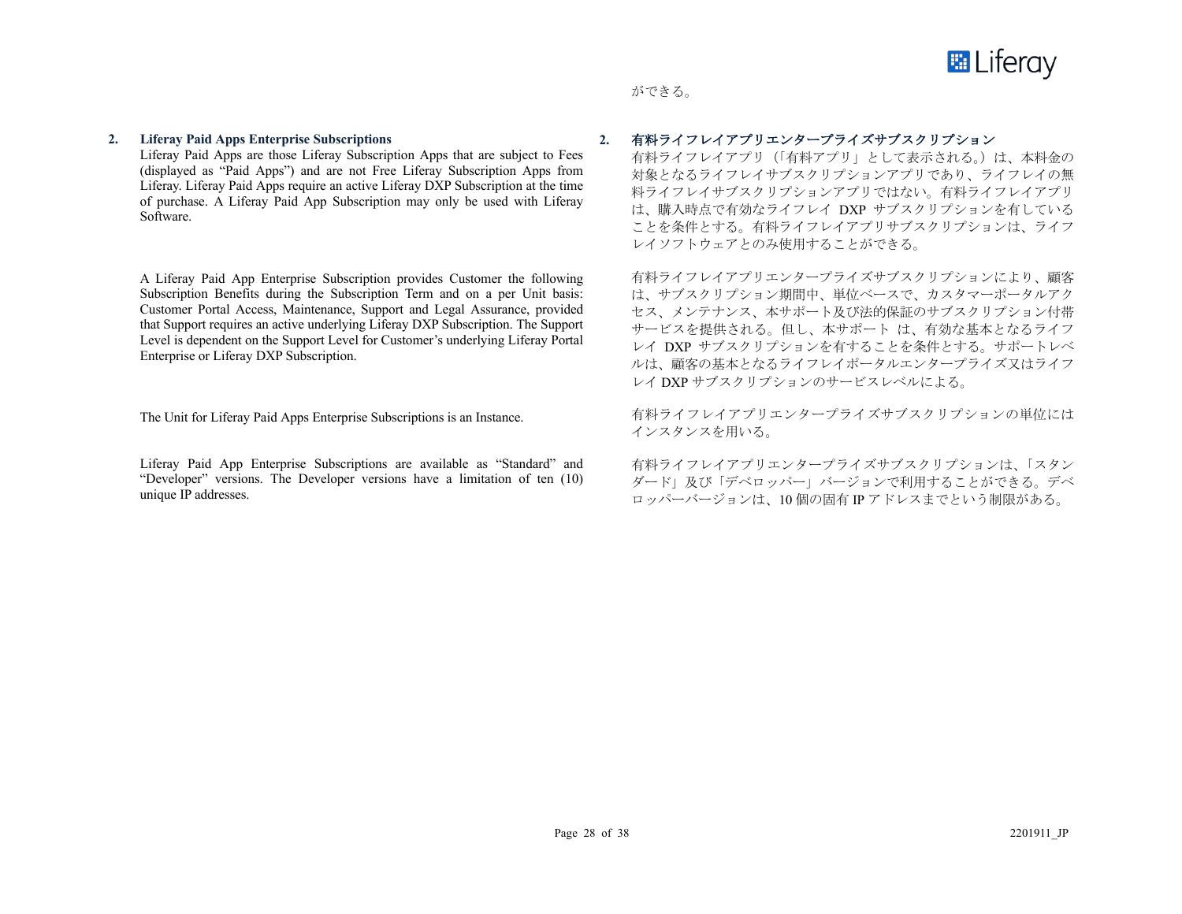ができる。

## 2. Liferay Paid Apps Enterprise Subscriptions

Liferay Paid Apps are those Liferay Subscription Apps that are subject to Fees (displayed as "Paid Apps") and are not Free Liferay Subscription Apps from Liferay. Liferay Paid Apps require an active Liferay DXP Subscription at the time of purchase. A Liferay Paid App Subscription may only be used with Liferay Software.

A Liferay Paid App Enterprise Subscription provides Customer the following Subscription Benefits during the Subscription Term and on a per Unit basis: Customer Portal Access, Maintenance, Support and Legal Assurance, provided that Support requires an active underlying Liferay DXP Subscription. The Support Level is dependent on the Support Level for Customer's underlying Liferay Portal Enterprise or Liferay DXP Subscription.

The Unit for Liferay Paid Apps Enterprise Subscriptions is an Instance.

Liferay Paid App Enterprise Subscriptions are available as "Standard" and "Developer" versions. The Developer versions have a limitation of ten (10) unique IP addresses.

## 2. 有料ライフレイアプリエンタープライズサブスクリプション

有料ライフレイアプリ（「有料アプリ」として表示される。）は、本料金の対象となるライフレイサブスクリプションアプリであり、ライフレイの無料ライフレイサブスクリプションアプリではない。有料ライフレイアプリは、購入時点で有効なライフレイ DXP サブスクリプションを有していることを条件とする。有料ライフレイアプリサブスクリプションは、ライフレイソフトウェアとのみ使用することができる。

有料ライフレイアプリエンタープライズサブスクリプションにより、顧客は、サブスクリプション期間中、単位ベースで、カスタマーポータルアクセス、メンテナンス、本サポート及び法的保証のサブスクリプション付帯サービスを提供される。但し、本サポート は、有効な基本となるライフレイ DXP サブスクリプションを有することを条件とする。サポートレベルは、顧客の基本となるライフレイポータルエンタープライズ又はライフレイ DXP サブスクリプションのサービスレベルによる。

有料ライフレイアプリエンタープライズサブスクリプションの単位にはインスタンスを用いる。

有料ライフレイアプリエンタープライズサブスクリプションは、「スタンダード」及び「デベロッパー」バージョンで利用することができる。デベロッパーバージョンは、10 個の固有 IP アドレスまでという制限がある。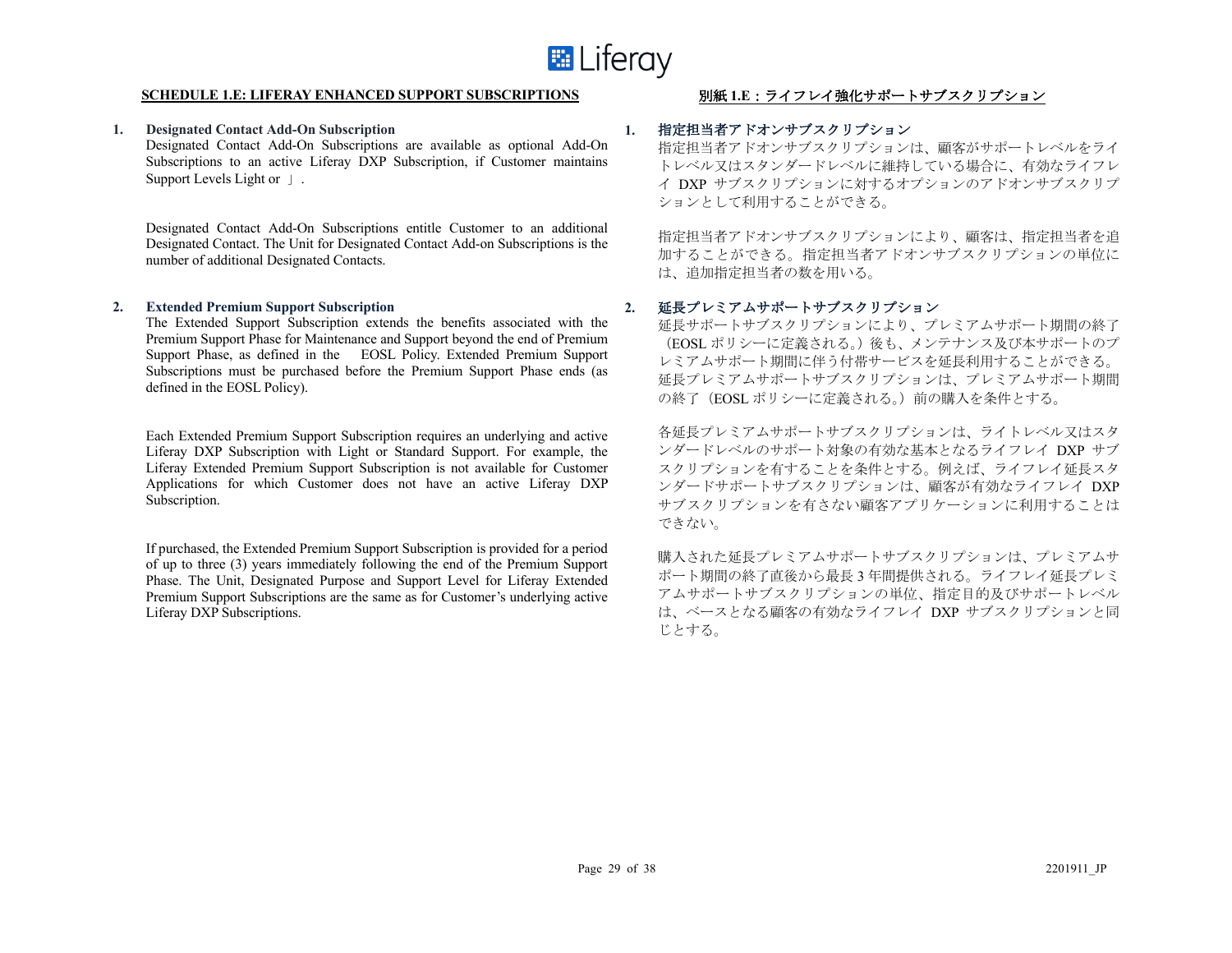## SCHEDULE 1.E: LIFERAY ENHANCED SUPPORT SUBSCRIPTIONS

**1. Designated Contact Add-On Subscription**

Designated Contact Add-On Subscriptions are available as optional Add-On Subscriptions to an active Liferay DXP Subscription, if Customer maintains Support Levels Light or 」.

Designated Contact Add-On Subscriptions entitle Customer to an additional Designated Contact. The Unit for Designated Contact Add-on Subscriptions is the number of additional Designated Contacts.

**2. Extended Premium Support Subscription**

The Extended Support Subscription extends the benefits associated with the Premium Support Phase for Maintenance and Support beyond the end of Premium Support Phase, as defined in the EOSL Policy. Extended Premium Support Subscriptions must be purchased before the Premium Support Phase ends (as defined in the EOSL Policy).

Each Extended Premium Support Subscription requires an underlying and active Liferay DXP Subscription with Light or Standard Support. For example, the Liferay Extended Premium Support Subscription is not available for Customer Applications for which Customer does not have an active Liferay DXP Subscription.

If purchased, the Extended Premium Support Subscription is provided for a period of up to three (3) years immediately following the end of the Premium Support Phase. The Unit, Designated Purpose and Support Level for Liferay Extended Premium Support Subscriptions are the same as for Customer's underlying active Liferay DXP Subscriptions.

## 別紙 1.E：ライフレイ強化サポートサブスクリプション

**1. 指定担当者アドオンサブスクリプション**

指定担当者アドオンサブスクリプションは、顧客がサポートレベルをライトレベル又はスタンダードレベルに維持している場合に、有効なライフレイ DXP サブスクリプションに対するオプションのアドオンサブスクリプションとして利用することができる。

指定担当者アドオンサブスクリプションにより、顧客は、指定担当者を追加することができる。指定担当者アドオンサブスクリプションの単位には、追加指定担当者の数を用いる。

**2. 延長プレミアムサポートサブスクリプション**

延長サポートサブスクリプションにより、プレミアムサポート期間の終了（EOSL ポリシーに定義される。）後も、メンテナンス及び本サポートのプレミアムサポート期間に伴う付帯サービスを延長利用することができる。延長プレミアムサポートサブスクリプションは、プレミアムサポート期間の終了（EOSL ポリシーに定義される。）前の購入を条件とする。

各延長プレミアムサポートサブスクリプションは、ライトレベル又はスタンダードレベルのサポート対象の有効な基本となるライフレイ DXP サブスクリプションを有することを条件とする。例えば、ライフレイ延長スタンダードサポートサブスクリプションは、顧客が有効なライフレイ DXP サブスクリプションを有さない顧客アプリケーションに利用することはできない。

購入された延長プレミアムサポートサブスクリプションは、プレミアムサポート期間の終了直後から最長 3 年間提供される。ライフレイ延長プレミアムサポートサブスクリプションの単位、指定目的及びサポートレベルは、ベースとなる顧客の有効なライフレイ DXP サブスクリプションと同じとする。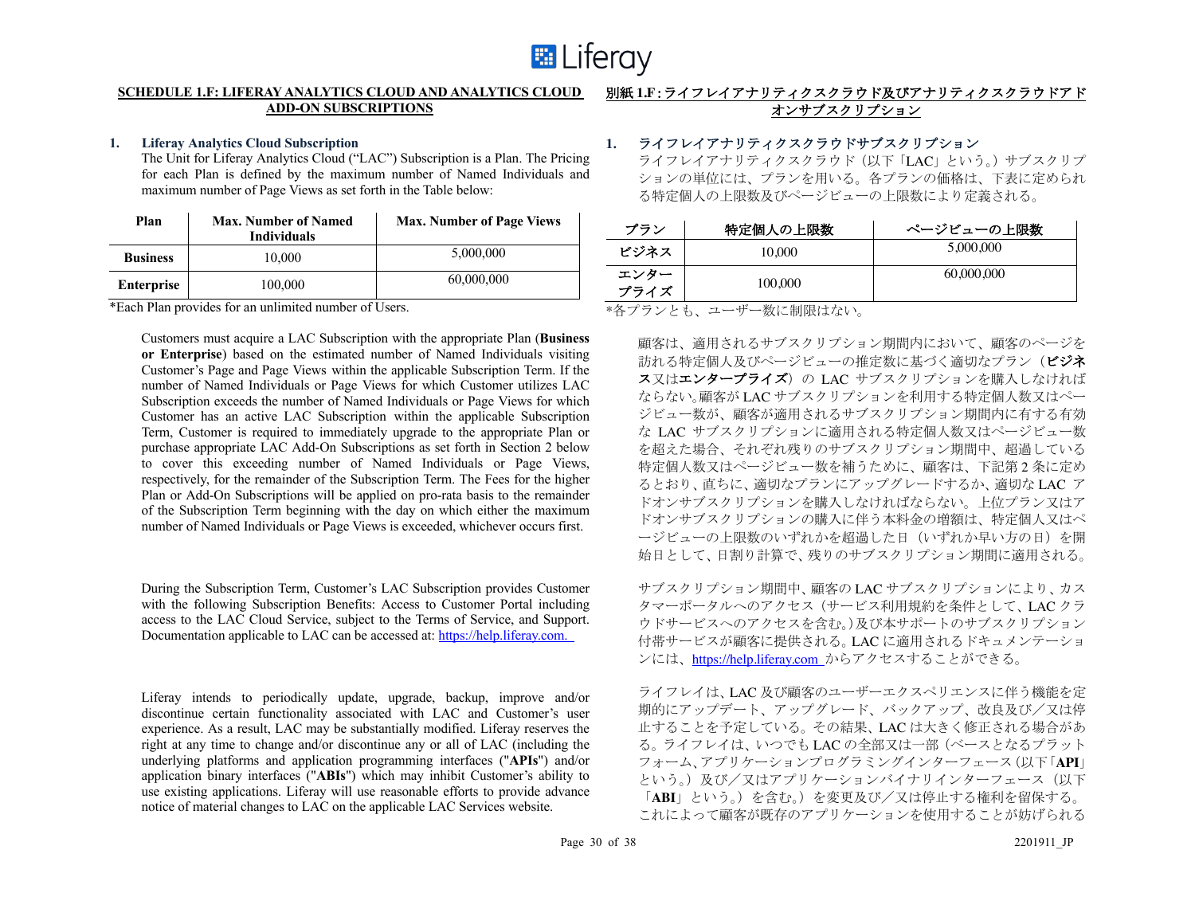## SCHEDULE 1.F: LIFERAY ANALYTICS CLOUD AND ANALYTICS CLOUD ADD-ON SUBSCRIPTIONS

### 1. Liferay Analytics Cloud Subscription

The Unit for Liferay Analytics Cloud ("LAC") Subscription is a Plan. The Pricing for each Plan is defined by the maximum number of Named Individuals and maximum number of Page Views as set forth in the Table below:

| Plan | Max. Number of Named Individuals | Max. Number of Page Views |
|---|---|---|
| **Business** | 10,000 | 5,000,000 |
| **Enterprise** | 100,000 | 60,000,000 |

*Each Plan provides for an unlimited number of Users.

Customers must acquire a LAC Subscription with the appropriate Plan (**Business or Enterprise**) based on the estimated number of Named Individuals visiting Customer's Page and Page Views within the applicable Subscription Term. If the number of Named Individuals or Page Views for which Customer utilizes LAC Subscription exceeds the number of Named Individuals or Page Views for which Customer has an active LAC Subscription within the applicable Subscription Term, Customer is required to immediately upgrade to the appropriate Plan or purchase appropriate LAC Add-On Subscriptions as set forth in Section 2 below to cover this exceeding number of Named Individuals or Page Views, respectively, for the remainder of the Subscription Term. The Fees for the higher Plan or Add-On Subscriptions will be applied on pro-rata basis to the remainder of the Subscription Term beginning with the day on which either the maximum number of Named Individuals or Page Views is exceeded, whichever occurs first.

During the Subscription Term, Customer's LAC Subscription provides Customer with the following Subscription Benefits: Access to Customer Portal including access to the LAC Cloud Service, subject to the Terms of Service, and Support. Documentation applicable to LAC can be accessed at: https://help.liferay.com.

Liferay intends to periodically update, upgrade, backup, improve and/or discontinue certain functionality associated with LAC and Customer's user experience. As a result, LAC may be substantially modified. Liferay reserves the right at any time to change and/or discontinue any or all of LAC (including the underlying platforms and application programming interfaces ("**APIs**") and/or application binary interfaces ("**ABIs**") which may inhibit Customer's ability to use existing applications. Liferay will use reasonable efforts to provide advance notice of material changes to LAC on the applicable LAC Services website.

## 別紙 1.F : ライフレイアナリティクスクラウド及びアナリティクスクラウドアドオンサブスクリプション

### 1. ライフレイアナリティクスクラウドサブスクリプション

ライフレイアナリティクスクラウド（以下「LAC」という。）サブスクリプションの単位には、プランを用いる。各プランの価格は、下表に定められる特定個人の上限数及びページビューの上限数により定義される。

| プラン | 特定個人の上限数 | ページビューの上限数 |
|---|---|---|
| ビジネス | 10,000 | 5,000,000 |
| エンタープライズ | 100,000 | 60,000,000 |

*各プランとも、ユーザー数に制限はない。

顧客は、適用されるサブスクリプション期間内において、顧客のページを訪れる特定個人及びページビューの推定数に基づく適切なプラン（**ビジネス**又は**エンタープライズ**）の LAC サブスクリプションを購入しなければならない。顧客が LAC サブスクリプションを利用する特定個人数又はページビュー数が、顧客が適用されるサブスクリプション期間内に有する有効な LAC サブスクリプションに適用される特定個人数又はページビュー数を超えた場合、それぞれ残りのサブスクリプション期間中、超過している特定個人数又はページビュー数を補うために、顧客は、下記第 2 条に定めるとおり、直ちに、適切なプランにアップグレードするか、適切な LAC アドオンサブスクリプションを購入しなければならない。上位プラン又はアドオンサブスクリプションの購入に伴う本料金の増額は、特定個人又はページビューの上限数のいずれかを超過した日（いずれか早い方の日）を開始日として、日割り計算で、残りのサブスクリプション期間に適用される。

サブスクリプション期間中、顧客の LAC サブスクリプションにより、カスタマーポータルへのアクセス（サービス利用規約を条件として、LAC クラウドサービスへのアクセスを含む。）及び本サポートのサブスクリプション付帯サービスが顧客に提供される。LAC に適用されるドキュメンテーションには、https://help.liferay.com からアクセスすることができる。

ライフレイは、LAC 及び顧客のユーザーエクスペリエンスに伴う機能を定期的にアップデート、アップグレード、バックアップ、改良及び／又は停止することを予定している。その結果、LAC は大きく修正される場合がある。ライフレイは、いつでも LAC の全部又は一部（ベースとなるプラットフォーム、アプリケーションプログラミングインターフェース（以下「**API**」という。）及び／又はアプリケーションバイナリインターフェース（以下「**ABI**」という。）を含む。）を変更及び／又は停止する権利を留保する。これによって顧客が既存のアプリケーションを使用することが妨げられる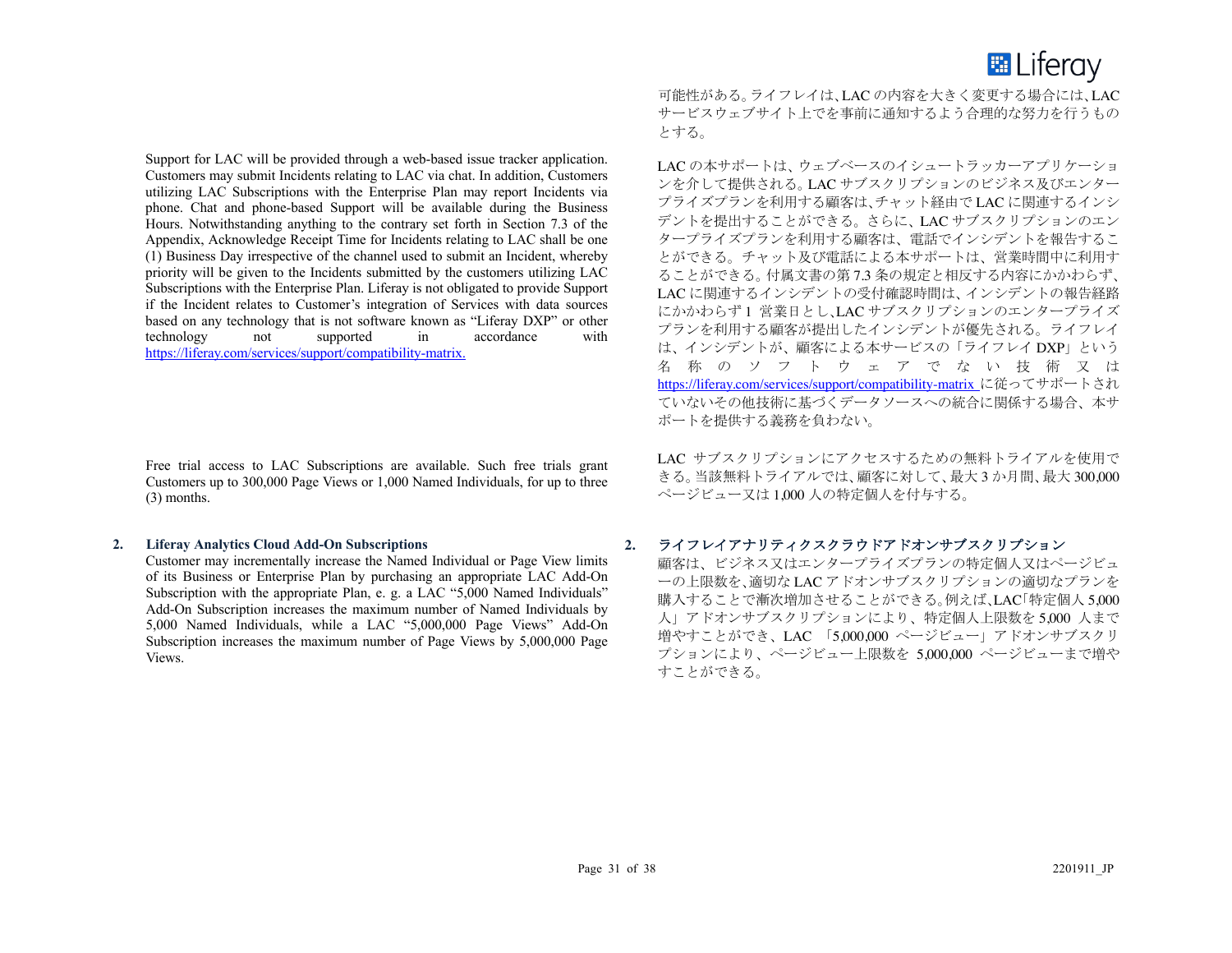可能性がある。ライフレイは、LAC の内容を大きく変更する場合には、LAC サービスウェブサイト上でを事前に通知するよう合理的な努力を行うものとする。

Support for LAC will be provided through a web-based issue tracker application. Customers may submit Incidents relating to LAC via chat. In addition, Customers utilizing LAC Subscriptions with the Enterprise Plan may report Incidents via phone. Chat and phone-based Support will be available during the Business Hours. Notwithstanding anything to the contrary set forth in Section 7.3 of the Appendix, Acknowledge Receipt Time for Incidents relating to LAC shall be one (1) Business Day irrespective of the channel used to submit an Incident, whereby priority will be given to the Incidents submitted by the customers utilizing LAC Subscriptions with the Enterprise Plan. Liferay is not obligated to provide Support if the Incident relates to Customer's integration of Services with data sources based on any technology that is not software known as "Liferay DXP" or other technology not supported in accordance with https://liferay.com/services/support/compatibility-matrix.

LAC の本サポートは、ウェブベースのイシュートラッカーアプリケーションを介して提供される。LAC サブスクリプションのビジネス及びエンタープライズプランを利用する顧客は、チャット経由で LAC に関連するインシデントを提出することができる。さらに、LAC サブスクリプションのエンタープライズプランを利用する顧客は、電話でインシデントを報告することができる。チャット及び電話による本サポートは、営業時間中に利用することができる。付属文書の第 7.3 条の規定と相反する内容にかかわらず、LAC に関連するインシデントの受付確認時間は、インシデントの報告経路にかかわらず 1 営業日とし、LAC サブスクリプションのエンタープライズプランを利用する顧客が提出したインシデントが優先される。ライフレイは、インシデントが、顧客による本サービスの「ライフレイ DXP」という名称のソフトウェアでない技術又は https://liferay.com/services/support/compatibility-matrix に従ってサポートされていないその他技術に基づくデータソースへの統合に関係する場合、本サポートを提供する義務を負わない。

Free trial access to LAC Subscriptions are available. Such free trials grant Customers up to 300,000 Page Views or 1,000 Named Individuals, for up to three (3) months.

LAC サブスクリプションにアクセスするための無料トライアルを使用できる。当該無料トライアルでは、顧客に対して、最大 3 か月間、最大 300,000 ページビュー又は 1,000 人の特定個人を付与する。

## 2. Liferay Analytics Cloud Add-On Subscriptions

Customer may incrementally increase the Named Individual or Page View limits of its Business or Enterprise Plan by purchasing an appropriate LAC Add-On Subscription with the appropriate Plan, e. g. a LAC "5,000 Named Individuals" Add-On Subscription increases the maximum number of Named Individuals by 5,000 Named Individuals, while a LAC "5,000,000 Page Views" Add-On Subscription increases the maximum number of Page Views by 5,000,000 Page Views.

## 2. ライフレイアナリティクスクラウドアドオンサブスクリプション

顧客は、ビジネス又はエンタープライズプランの特定個人又はページビューの上限数を、適切な LAC アドオンサブスクリプションの適切なプランを購入することで漸次増加させることができる。例えば、LAC「特定個人 5,000 人」アドオンサブスクリプションにより、特定個人上限数を 5,000 人まで増やすことができ、LAC 「5,000,000 ページビュー」アドオンサブスクリプションにより、ページビュー上限数を 5,000,000 ページビューまで増やすことができる。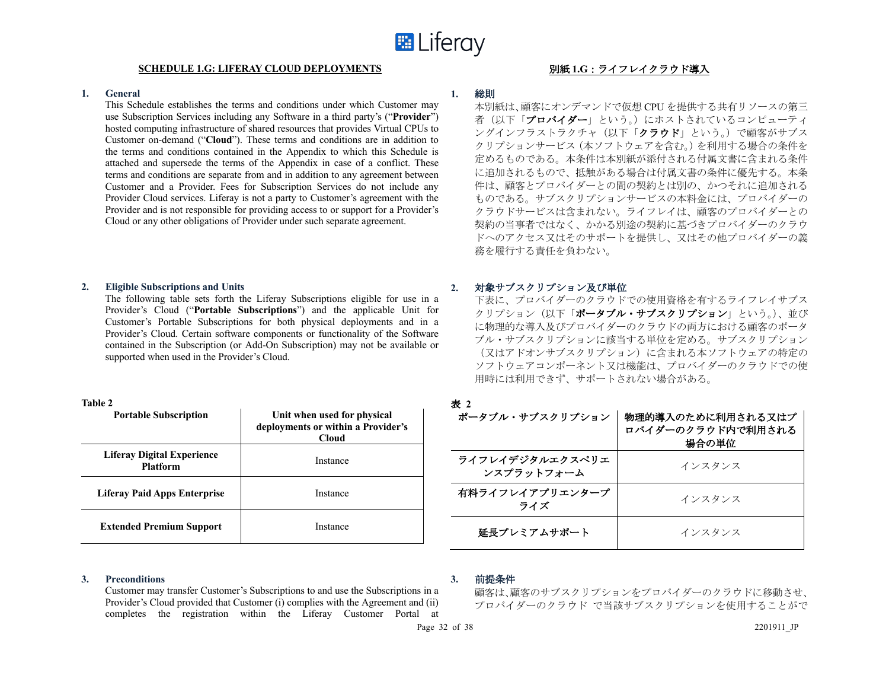## SCHEDULE 1.G: LIFERAY CLOUD DEPLOYMENTS

### 1. General

This Schedule establishes the terms and conditions under which Customer may use Subscription Services including any Software in a third party's ("**Provider**") hosted computing infrastructure of shared resources that provides Virtual CPUs to Customer on-demand ("**Cloud**"). These terms and conditions are in addition to the terms and conditions contained in the Appendix to which this Schedule is attached and supersede the terms of the Appendix in case of a conflict. These terms and conditions are separate from and in addition to any agreement between Customer and a Provider. Fees for Subscription Services do not include any Provider Cloud services. Liferay is not a party to Customer's agreement with the Provider and is not responsible for providing access to or support for a Provider's Cloud or any other obligations of Provider under such separate agreement.

### 2. Eligible Subscriptions and Units

The following table sets forth the Liferay Subscriptions eligible for use in a Provider's Cloud ("**Portable Subscriptions**") and the applicable Unit for Customer's Portable Subscriptions for both physical deployments and in a Provider's Cloud. Certain software components or functionality of the Software contained in the Subscription (or Add-On Subscription) may not be available or supported when used in the Provider's Cloud.

**Table 2**

| Portable Subscription | Unit when used for physical deployments or within a Provider's Cloud |
|---|---|
| **Liferay Digital Experience Platform** | Instance |
| **Liferay Paid Apps Enterprise** | Instance |
| **Extended Premium Support** | Instance |

### 3. Preconditions

Customer may transfer Customer's Subscriptions to and use the Subscriptions in a Provider's Cloud provided that Customer (i) complies with the Agreement and (ii) completes the registration within the Liferay Customer Portal at

## 別紙1.G：ライフレイクラウド導入

### 1. 総則

本別紙は､顧客にオンデマンドで仮想CPUを提供する共有リソースの第三者（以下「**プロバイダー**」という。）にホストされているコンピューティングインフラストラクチャ（以下「**クラウド**」という。）で顧客がサブスクリプションサービス（本ソフトウェアを含む｡）を利用する場合の条件を定めるものである。本条件は本別紙が添付される付属文書に含まれる条件に追加されるもので、抵触がある場合は付属文書の条件に優先する。本条件は、顧客とプロバイダーとの間の契約とは別の、かつそれに追加されるものである。サブスクリプションサービスの本料金には、プロバイダーのクラウドサービスは含まれない。ライフレイは、顧客のプロバイダーとの契約の当事者ではなく、かかる別途の契約に基づきプロバイダーのクラウドへのアクセス又はそのサポートを提供し、又はその他プロバイダーの義務を履行する責任を負わない。

### 2. 対象サブスクリプション及び単位

下表に、プロバイダーのクラウドでの使用資格を有するライフレイサブスクリプション（以下「**ポータブル・サブスクリプション**」という。)、並びに物理的な導入及びプロバイダーのクラウドの両方における顧客のポータブル・サブスクリプションに該当する単位を定める。サブスクリプション（又はアドオンサブスクリプション）に含まれる本ソフトウェアの特定のソフトウェアコンポーネント又は機能は、プロバイダーのクラウドでの使用時には利用できず、サポートされない場合がある。

**表 2**

| ポータブル・サブスクリプション | 物理的導入のために利用される又はプロバイダーのクラウド内で利用される場合の単位 |
|---|---|
| **ライフレイデジタルエクスペリエンスプラットフォーム** | インスタンス |
| **有料ライフレイアプリエンタープライズ** | インスタンス |
| **延長プレミアムサポート** | インスタンス |

### 3. 前提条件

顧客は､顧客のサブスクリプションをプロバイダーのクラウドに移動させ、プロバイダーのクラウド で当該サブスクリプションを使用することがで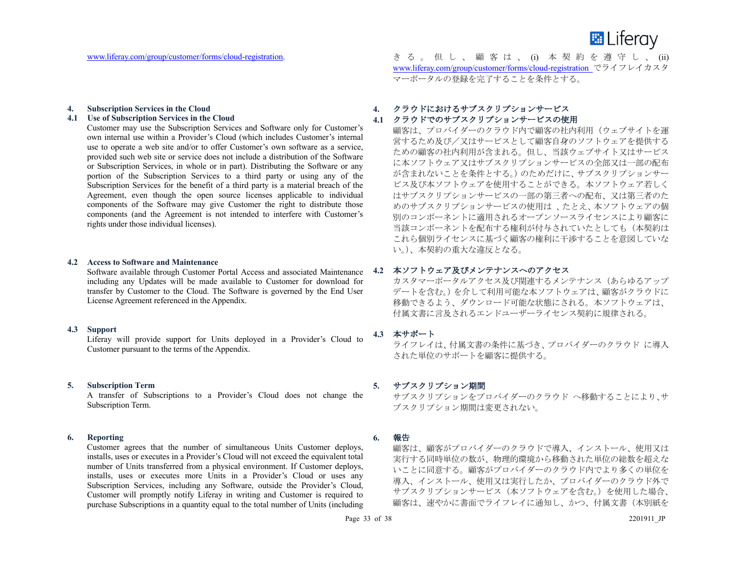www.liferay.com/group/customer/forms/cloud-registration.

きる。但し、顧客は、(i) 本契約を遵守し、(ii) www.liferay.com/group/customer/forms/cloud-registration でライフレイカスタマーポータルの登録を完了することを条件とする。

**4. Subscription Services in the Cloud**

**4.1 Use of Subscription Services in the Cloud**

Customer may use the Subscription Services and Software only for Customer's own internal use within a Provider's Cloud (which includes Customer's internal use to operate a web site and/or to offer Customer's own software as a service, provided such web site or service does not include a distribution of the Software or Subscription Services, in whole or in part). Distributing the Software or any portion of the Subscription Services to a third party or using any of the Subscription Services for the benefit of a third party is a material breach of the Agreement, even though the open source licenses applicable to individual components of the Software may give Customer the right to distribute those components (and the Agreement is not intended to interfere with Customer's rights under those individual licenses).

**4.2 Access to Software and Maintenance**

Software available through Customer Portal Access and associated Maintenance including any Updates will be made available to Customer for download for transfer by Customer to the Cloud. The Software is governed by the End User License Agreement referenced in the Appendix.

**4.3 Support**

Liferay will provide support for Units deployed in a Provider's Cloud to Customer pursuant to the terms of the Appendix.

**5. Subscription Term**

A transfer of Subscriptions to a Provider's Cloud does not change the Subscription Term.

**6. Reporting**

Customer agrees that the number of simultaneous Units Customer deploys, installs, uses or executes in a Provider's Cloud will not exceed the equivalent total number of Units transferred from a physical environment. If Customer deploys, installs, uses or executes more Units in a Provider's Cloud or uses any Subscription Services, including any Software, outside the Provider's Cloud, Customer will promptly notify Liferay in writing and Customer is required to purchase Subscriptions in a quantity equal to the total number of Units (including

**4. クラウドにおけるサブスクリプションサービス**

**4.1 クラウドでのサブスクリプションサービスの使用**

顧客は、プロバイダーのクラウド内で顧客の社内利用（ウェブサイトを運営するため及び／又はサービスとして顧客自身のソフトウェアを提供するための顧客の社内利用が含まれる。但し、当該ウェブサイト又はサービスに本ソフトウェア又はサブスクリプションサービスの全部又は一部の配布が含まれないことを条件とする。）のためだけに、サブスクリプションサービス及び本ソフトウェアを使用することができる。本ソフトウェア若しくはサブスクリプションサービスの一部の第三者への配布、又は第三者のためのサブスクリプションサービスの使用は 、たとえ、本ソフトウェアの個別のコンポーネントに適用されるオープンソースライセンスにより顧客に当該コンポーネントを配布する権利が付与されていたとしても（本契約はこれら個別ライセンスに基づく顧客の権利に干渉することを意図していない。）、本契約の重大な違反となる。

**4.2 本ソフトウェア及びメンテナンスへのアクセス**

カスタマーポータルアクセス及び関連するメンテナンス（あらゆるアップデートを含む。）を介して利用可能な本ソフトウェアは、顧客がクラウドに移動できるよう、ダウンロード可能な状態にされる。本ソフトウェアは、付属文書に言及されるエンドユーザーライセンス契約に規律される。

**4.3 本サポート**

ライフレイは、付属文書の条件に基づき、プロバイダーのクラウド に導入された単位のサポートを顧客に提供する。

**5. サブスクリプション期間**

サブスクリプションをプロバイダーのクラウド へ移動することにより、サブスクリプション期間は変更されない。

**6. 報告**

顧客は、顧客がプロバイダーのクラウドで導入、インストール、使用又は実行する同時単位の数が、物理的環境から移動された単位の総数を超えないことに同意する。顧客がプロバイダーのクラウド内でより多くの単位を導入、インストール、使用又は実行したか、プロバイダーのクラウド外でサブスクリプションサービス（本ソフトウェアを含む。）を使用した場合、顧客は、速やかに書面でライフレイに通知し、かつ、付属文書（本別紙を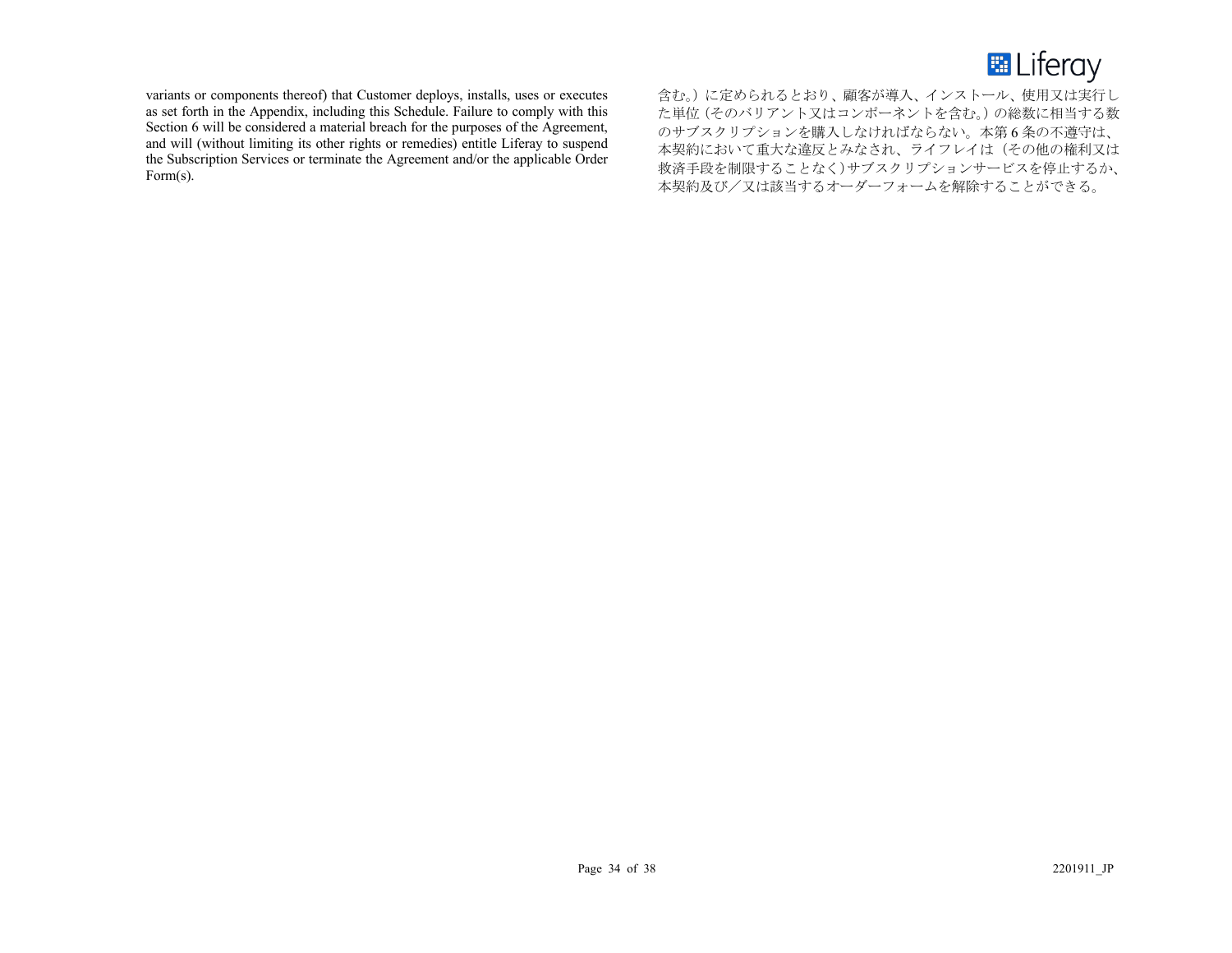variants or components thereof) that Customer deploys, installs, uses or executes as set forth in the Appendix, including this Schedule. Failure to comply with this Section 6 will be considered a material breach for the purposes of the Agreement, and will (without limiting its other rights or remedies) entitle Liferay to suspend the Subscription Services or terminate the Agreement and/or the applicable Order Form(s).

含む。）に定められるとおり、顧客が導入、インストール、使用又は実行した単位（そのバリアント又はコンポーネントを含む。）の総数に相当する数のサブスクリプションを購入しなければならない。本第 6 条の不遵守は、本契約において重大な違反とみなされ、ライフレイは（その他の権利又は救済手段を制限することなく）サブスクリプションサービスを停止するか、本契約及び／又は該当するオーダーフォームを解除することができる。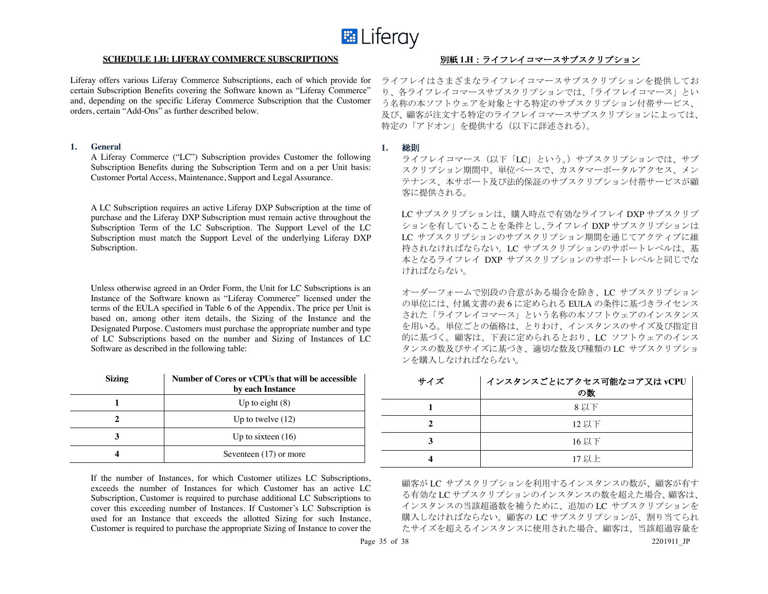## SCHEDULE 1.H: LIFERAY COMMERCE SUBSCRIPTIONS

Liferay offers various Liferay Commerce Subscriptions, each of which provide for certain Subscription Benefits covering the Software known as "Liferay Commerce" and, depending on the specific Liferay Commerce Subscription that the Customer orders, certain "Add-Ons" as further described below.

### 1. General

A Liferay Commerce ("LC") Subscription provides Customer the following Subscription Benefits during the Subscription Term and on a per Unit basis: Customer Portal Access, Maintenance, Support and Legal Assurance.

A LC Subscription requires an active Liferay DXP Subscription at the time of purchase and the Liferay DXP Subscription must remain active throughout the Subscription Term of the LC Subscription. The Support Level of the LC Subscription must match the Support Level of the underlying Liferay DXP Subscription.

Unless otherwise agreed in an Order Form, the Unit for LC Subscriptions is an Instance of the Software known as "Liferay Commerce" licensed under the terms of the EULA specified in Table 6 of the Appendix. The price per Unit is based on, among other item details, the Sizing of the Instance and the Designated Purpose. Customers must purchase the appropriate number and type of LC Subscriptions based on the number and Sizing of Instances of LC Software as described in the following table:

| Sizing | Number of Cores or vCPUs that will be accessible by each Instance |
|---|---|
| 1 | Up to eight (8) |
| 2 | Up to twelve (12) |
| 3 | Up to sixteen (16) |
| 4 | Seventeen (17) or more |

If the number of Instances, for which Customer utilizes LC Subscriptions, exceeds the number of Instances for which Customer has an active LC Subscription, Customer is required to purchase additional LC Subscriptions to cover this exceeding number of Instances. If Customer's LC Subscription is used for an Instance that exceeds the allotted Sizing for such Instance, Customer is required to purchase the appropriate Sizing of Instance to cover the

## 別紙 1.H：ライフレイコマースサブスクリプション

ライフレイはさまざまなライフレイコマースサブスクリプションを提供しており、各ライフレイコマースサブスクリプションでは、「ライフレイコマース」という名称の本ソフトウェアを対象とする特定のサブスクリプション付帯サービス、及び、顧客が注文する特定のライフレイコマースサブスクリプションによっては、特定の「アドオン」を提供する（以下に詳述される）。

### 1. 総則

ライフレイコマース（以下「LC」という。）サブスクリプションでは、サブスクリプション期間中、単位ベースで、カスタマーポータルアクセス、メンテナンス、本サポート及び法的保証のサブスクリプション付帯サービスが顧客に提供される。

LC サブスクリプションは、購入時点で有効なライフレイ DXP サブスクリプションを有していることを条件とし、ライフレイ DXP サブスクリプションは LC サブスクリプションのサブスクリプション期間を通じてアクティブに維持されなければならない。LC サブスクリプションのサポートレベルは、基本となるライフレイ DXP サブスクリプションのサポートレベルと同じでなければならない。

オーダーフォームで別段の合意がある場合を除き、LC サブスクリプションの単位には、付属文書の表 6 に定められる EULA の条件に基づきライセンスされた「ライフレイコマース」という名称の本ソフトウェアのインスタンスを用いる。単位ごとの価格は、とりわけ、インスタンスのサイズ及び指定目的に基づく。顧客は、下表に定められるとおり、LC ソフトウェアのインスタンスの数及びサイズに基づき、適切な数及び種類の LC サブスクリプションを購入しなければならない。

| サイズ | インスタンスごとにアクセス可能なコア又は vCPU の数 |
|---|---|
| 1 | 8 以下 |
| 2 | 12 以下 |
| 3 | 16 以下 |
| 4 | 17 以上 |

顧客が LC サブスクリプションを利用するインスタンスの数が、顧客が有する有効な LC サブスクリプションのインスタンスの数を超えた場合、顧客は、インスタンスの当該超過数を補うために、追加の LC サブスクリプションを購入しなければならない。顧客の LC サブスクリプションが、割り当てられたサイズを超えるインスタンスに使用された場合、顧客は、当該超過容量を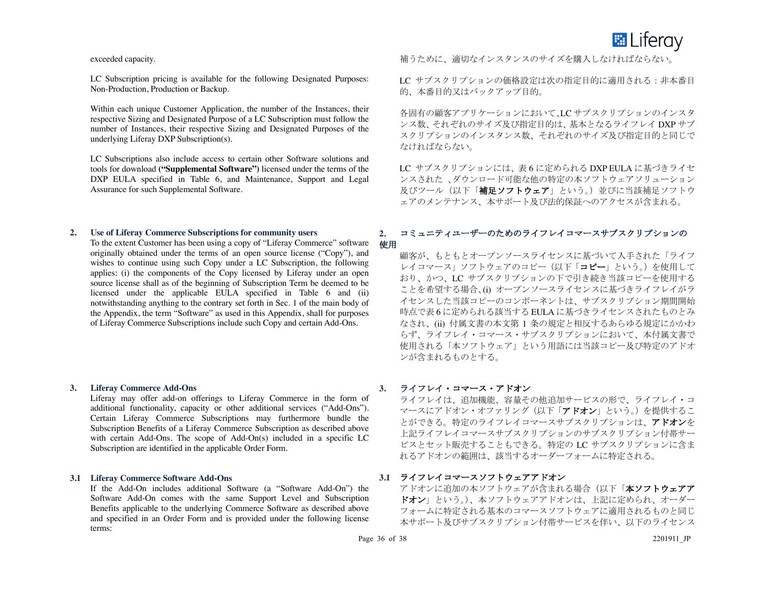exceeded capacity.

LC Subscription pricing is available for the following Designated Purposes: Non-Production, Production or Backup.

Within each unique Customer Application, the number of the Instances, their respective Sizing and Designated Purpose of a LC Subscription must follow the number of Instances, their respective Sizing and Designated Purposes of the underlying Liferay DXP Subscription(s).

LC Subscriptions also include access to certain other Software solutions and tools for download **(“Supplemental Software”)** licensed under the terms of the DXP EULA specified in Table 6, and Maintenance, Support and Legal Assurance for such Supplemental Software.

補うために、適切なインスタンスのサイズを購入しなければならない。

LC サブスクリプションの価格設定は次の指定目的に適用される：非本番目的、本番目的又はバックアップ目的。

各固有の顧客アプリケーションにおいて、LC サブスクリプションのインスタンス数、それぞれのサイズ及び指定目的は、基本となるライフレイ DXP サブスクリプションのインスタンス数、それぞれのサイズ及び指定目的と同じでなければならない。

LC サブスクリプションには、表 6 に定められる DXP EULA に基づきライセンスされた 、ダウンロード可能な他の特定の本ソフトウェアソリューション及びツール（以下「**補足ソフトウェア**」という。）並びに当該補足ソフトウェアのメンテナンス、本サポート及び法的保証へのアクセスが含まれる。

## 2. Use of Liferay Commerce Subscriptions for community users

To the extent Customer has been using a copy of “Liferay Commerce” software originally obtained under the terms of an open source license (“Copy”), and wishes to continue using such Copy under a LC Subscription, the following applies: (i) the components of the Copy licensed by Liferay under an open source license shall as of the beginning of Subscription Term be deemed to be licensed under the applicable EULA specified in Table 6 and (ii) notwithstanding anything to the contrary set forth in Sec. 1 of the main body of the Appendix, the term “Software” as used in this Appendix, shall for purposes of Liferay Commerce Subscriptions include such Copy and certain Add-Ons.

## 2. コミュニティユーザーのためのライフレイコマースサブスクリプションの使用

顧客が、もともとオープンソースライセンスに基づいて入手された「ライフレイコマース」ソフトウェアのコピー（以下「**コピー**」という。）を使用しており、かつ、LC サブスクリプションの下で引き続き当該コピーを使用することを希望する場合、(i) オープンソースライセンスに基づきライフレイがライセンスした当該コピーのコンポーネントは、サブスクリプション期間開始時点で表 6 に定められる該当する EULA に基づきライセンスされたものとみなされ、(ii) 付属文書の本文第 1 条の規定と相反するあらゆる規定にかかわらず、ライフレイ・コマース・サブスクリプションにおいて、本付属文書で使用される「本ソフトウェア」という用語には当該コピー及び特定のアドオンが含まれるものとする。

## 3. Liferay Commerce Add-Ons

Liferay may offer add-on offerings to Liferay Commerce in the form of additional functionality, capacity or other additional services (“Add-Ons”). Certain Liferay Commerce Subscriptions may furthermore bundle the Subscription Benefits of a Liferay Commerce Subscription as described above with certain Add-Ons. The scope of Add-On(s) included in a specific LC Subscription are identified in the applicable Order Form.

## 3. ライフレイ・コマース・アドオン

ライフレイは、追加機能、容量その他追加サービスの形で、ライフレイ・コマースにアドオン・オファリング（以下「**アドオン**」という。）を提供することができる。特定のライフレイコマースサブスクリプションは、**アドオン**を上記ライフレイコマースサブスクリプションのサブスクリプション付帯サービスとセット販売することもできる。特定の LC サブスクリプションに含まれるアドオンの範囲は、該当するオーダーフォームに特定される。

### 3.1 Liferay Commerce Software Add-Ons

If the Add-On includes additional Software (a “Software Add-On”) the Software Add-On comes with the same Support Level and Subscription Benefits applicable to the underlying Commerce Software as described above and specified in an Order Form and is provided under the following license terms:

### 3.1 ライフレイコマースソフトウェアアドオン

アドオンに追加の本ソフトウェアが含まれる場合（以下「**本ソフトウェアアドオン**」という。）、本ソフトウェアアドオンは、上記に定められ、オーダーフォームに特定される基本のコマースソフトウェアに適用されるものと同じ本サポート及びサブスクリプション付帯サービスを伴い、以下のライセンス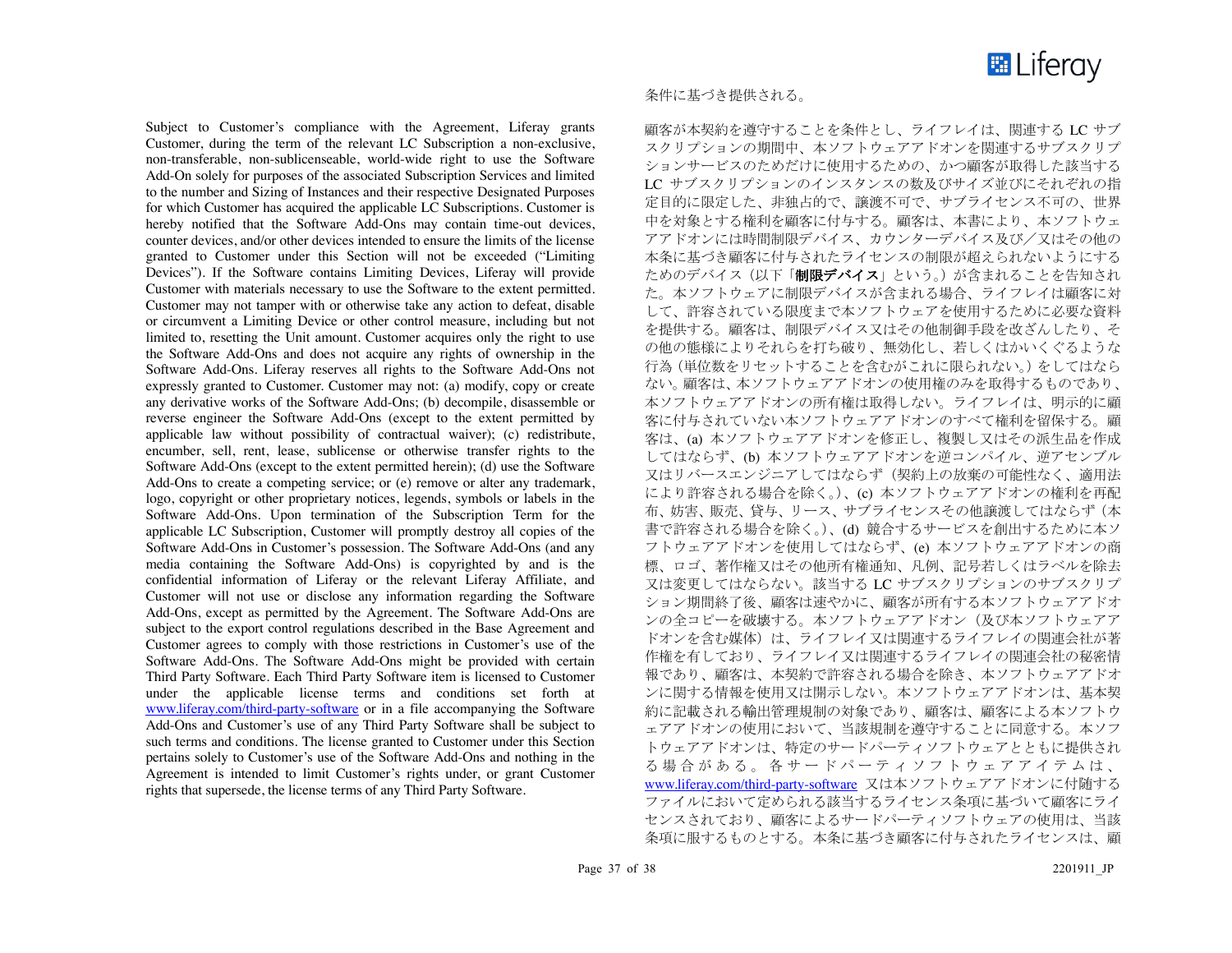条件に基づき提供される。

Subject to Customer's compliance with the Agreement, Liferay grants Customer, during the term of the relevant LC Subscription a non-exclusive, non-transferable, non-sublicenseable, world-wide right to use the Software Add-On solely for purposes of the associated Subscription Services and limited to the number and Sizing of Instances and their respective Designated Purposes for which Customer has acquired the applicable LC Subscriptions. Customer is hereby notified that the Software Add-Ons may contain time-out devices, counter devices, and/or other devices intended to ensure the limits of the license granted to Customer under this Section will not be exceeded ("Limiting Devices"). If the Software contains Limiting Devices, Liferay will provide Customer with materials necessary to use the Software to the extent permitted. Customer may not tamper with or otherwise take any action to defeat, disable or circumvent a Limiting Device or other control measure, including but not limited to, resetting the Unit amount. Customer acquires only the right to use the Software Add-Ons and does not acquire any rights of ownership in the Software Add-Ons. Liferay reserves all rights to the Software Add-Ons not expressly granted to Customer. Customer may not: (a) modify, copy or create any derivative works of the Software Add-Ons; (b) decompile, disassemble or reverse engineer the Software Add-Ons (except to the extent permitted by applicable law without possibility of contractual waiver); (c) redistribute, encumber, sell, rent, lease, sublicense or otherwise transfer rights to the Software Add-Ons (except to the extent permitted herein); (d) use the Software Add-Ons to create a competing service; or (e) remove or alter any trademark, logo, copyright or other proprietary notices, legends, symbols or labels in the Software Add-Ons. Upon termination of the Subscription Term for the applicable LC Subscription, Customer will promptly destroy all copies of the Software Add-Ons in Customer's possession. The Software Add-Ons (and any media containing the Software Add-Ons) is copyrighted by and is the confidential information of Liferay or the relevant Liferay Affiliate, and Customer will not use or disclose any information regarding the Software Add-Ons, except as permitted by the Agreement. The Software Add-Ons are subject to the export control regulations described in the Base Agreement and Customer agrees to comply with those restrictions in Customer's use of the Software Add-Ons. The Software Add-Ons might be provided with certain Third Party Software. Each Third Party Software item is licensed to Customer under the applicable license terms and conditions set forth at www.liferay.com/third-party-software or in a file accompanying the Software Add-Ons and Customer's use of any Third Party Software shall be subject to such terms and conditions. The license granted to Customer under this Section pertains solely to Customer's use of the Software Add-Ons and nothing in the Agreement is intended to limit Customer's rights under, or grant Customer rights that supersede, the license terms of any Third Party Software.

顧客が本契約を遵守することを条件とし、ライフレイは、関連する LC サブスクリプションの期間中、本ソフトウェアアドオンを関連するサブスクリプションサービスのためだけに使用するための、かつ顧客が取得した該当する LC サブスクリプションのインスタンスの数及びサイズ並びにそれぞれの指定目的に限定した、非独占的で、譲渡不可で、サブライセンス不可の、世界中を対象とする権利を顧客に付与する。顧客は、本書により、本ソフトウェアアドオンには時間制限デバイス、カウンターデバイス及び／又はその他の本条に基づき顧客に付与されたライセンスの制限が超えられないようにするためのデバイス（以下「**制限デバイス**」という。）が含まれることを告知された。本ソフトウェアに制限デバイスが含まれる場合、ライフレイは顧客に対して、許容されている限度まで本ソフトウェアを使用するために必要な資料を提供する。顧客は、制限デバイス又はその他制御手段を改ざんしたり、その他の態様によりそれらを打ち破り、無効化し、若しくはかいくぐるような行為（単位数をリセットすることを含むがこれに限られない。）をしてはならない。顧客は、本ソフトウェアアドオンの使用権のみを取得するものであり、本ソフトウェアアドオンの所有権は取得しない。ライフレイは、明示的に顧客に付与されていない本ソフトウェアアドオンのすべて権利を留保する。顧客は、(a) 本ソフトウェアアドオンを修正し、複製し又はその派生品を作成してはならず、(b) 本ソフトウェアアドオンを逆コンパイル、逆アセンブル又はリバースエンジニアしてはならず（契約上の放棄の可能性なく、適用法により許容される場合を除く。）、(c) 本ソフトウェアアドオンの権利を再配布、妨害、販売、貸与、リース、サブライセンスその他譲渡してはならず（本書で許容される場合を除く。）、(d) 競合するサービスを創出するために本ソフトウェアアドオンを使用してはならず、(e) 本ソフトウェアアドオンの商標、ロゴ、著作権又はその他所有権通知、凡例、記号若しくはラベルを除去又は変更してはならない。該当する LC サブスクリプションのサブスクリプション期間終了後、顧客は速やかに、顧客が所有する本ソフトウェアアドオンの全コピーを破壊する。本ソフトウェアアドオン（及び本ソフトウェアアドオンを含む媒体）は、ライフレイ又は関連するライフレイの関連会社が著作権を有しており、ライフレイ又は関連するライフレイの関連会社の秘密情報であり、顧客は、本契約で許容される場合を除き、本ソフトウェアアドオンに関する情報を使用又は開示しない。本ソフトウェアアドオンは、基本契約に記載される輸出管理規制の対象であり、顧客は、顧客による本ソフトウェアアドオンの使用において、当該規制を遵守することに同意する。本ソフトウェアアドオンは、特定のサードパーティソフトウェアとともに提供される場合がある。各サードパーティソフトウェアアイテムは、www.liferay.com/third-party-software 又は本ソフトウェアアドオンに付随するファイルにおいて定められる該当するライセンス条項に基づいて顧客にライセンスされており、顧客によるサードパーティソフトウェアの使用は、当該条項に服するものとする。本条に基づき顧客に付与されたライセンスは、顧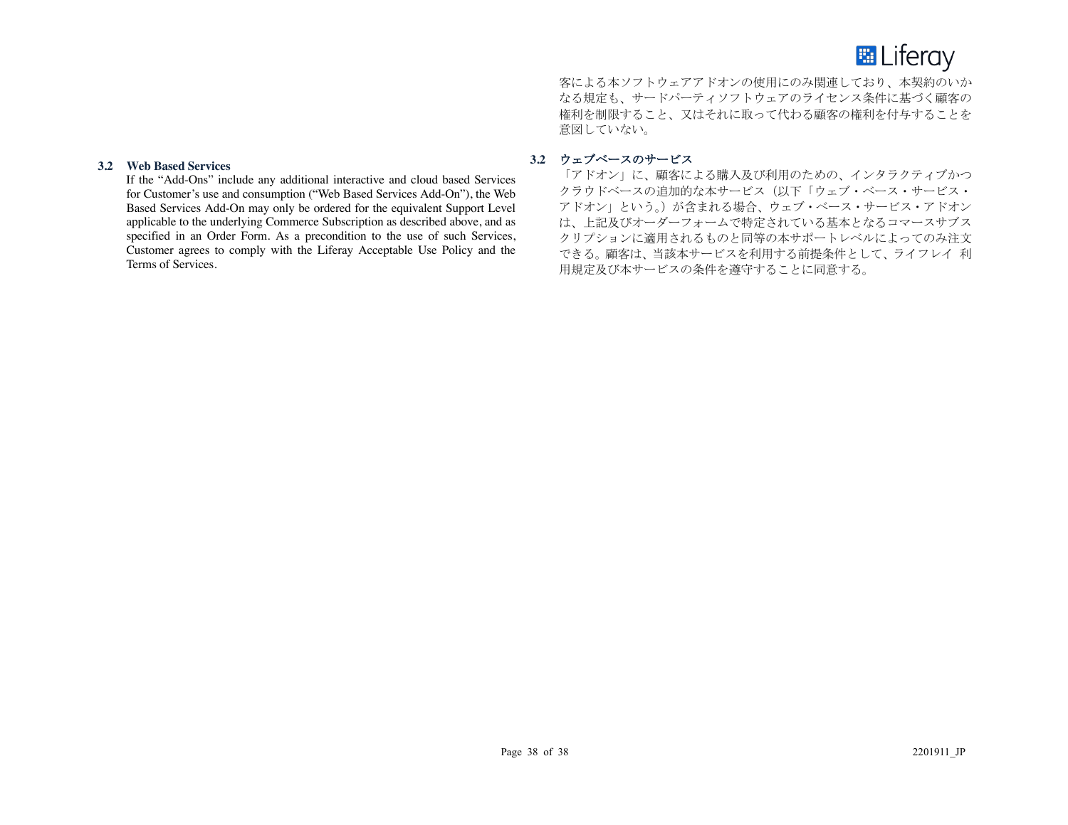客による本ソフトウェアアドオンの使用にのみ関連しており、本契約のいかなる規定も、サードパーティソフトウェアのライセンス条件に基づく顧客の権利を制限すること、又はそれに取って代わる顧客の権利を付与することを意図していない。

**3.2 Web Based Services**

If the "Add-Ons" include any additional interactive and cloud based Services for Customer's use and consumption ("Web Based Services Add-On"), the Web Based Services Add-On may only be ordered for the equivalent Support Level applicable to the underlying Commerce Subscription as described above, and as specified in an Order Form. As a precondition to the use of such Services, Customer agrees to comply with the Liferay Acceptable Use Policy and the Terms of Services.

**3.2 ウェブベースのサービス**

「アドオン」に、顧客による購入及び利用のための、インタラクティブかつクラウドベースの追加的な本サービス（以下「ウェブ・ベース・サービス・アドオン」という。）が含まれる場合、ウェブ・ベース・サービス・アドオンは、上記及びオーダーフォームで特定されている基本となるコマースサブスクリプションに適用されるものと同等の本サポートレベルによってのみ注文できる。顧客は、当該本サービスを利用する前提条件として、ライフレイ 利用規定及び本サービスの条件を遵守することに同意する。